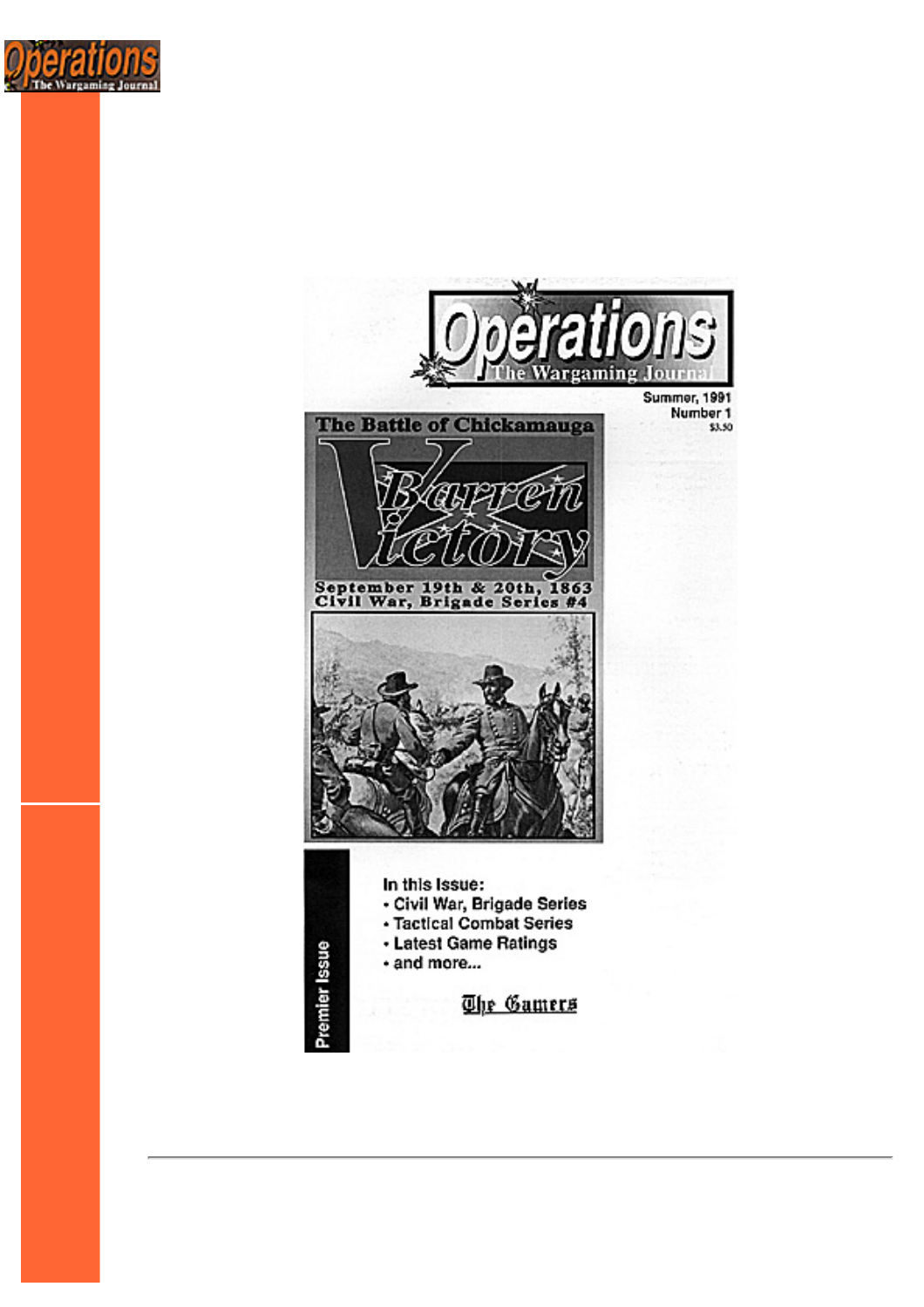# Operations

The Wargaming Journal

Summer, 1991
Number 1
$3.50

The Battle of Chickamauga

## Barren Victory

September 19th & 20th, 1863
Civil War, Brigade Series #4

Premier Issue

In this Issue:
- Civil War, Brigade Series
- Tactical Combat Series
- Latest Game Ratings
- and more...

The Gamers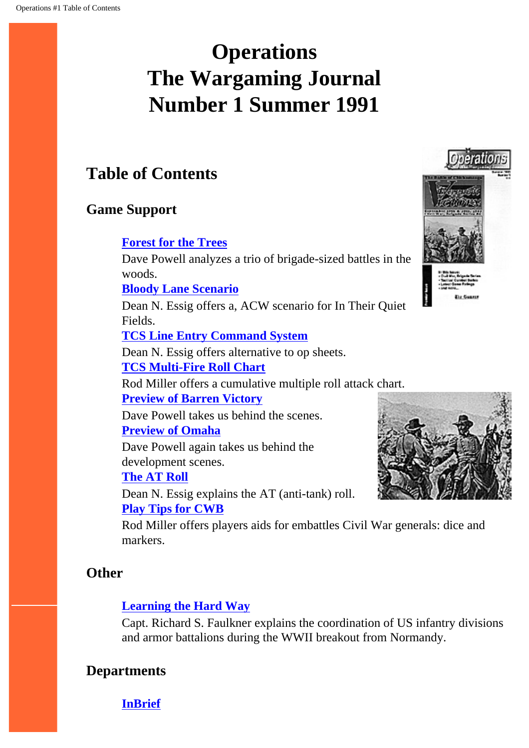# Operations
# The Wargaming Journal
# Number 1 Summer 1991

## Table of Contents

### Game Support

**Forest for the Trees**
Dave Powell analyzes a trio of brigade-sized battles in the woods.

**Bloody Lane Scenario**
Dean N. Essig offers a, ACW scenario for In Their Quiet Fields.

**TCS Line Entry Command System**
Dean N. Essig offers alternative to op sheets.

**TCS Multi-Fire Roll Chart**
Rod Miller offers a cumulative multiple roll attack chart.

**Preview of Barren Victory**
Dave Powell takes us behind the scenes.

**Preview of Omaha**
Dave Powell again takes us behind the development scenes.

**The AT Roll**
Dean N. Essig explains the AT (anti-tank) roll.

**Play Tips for CWB**
Rod Miller offers players aids for embattles Civil War generals: dice and markers.

### Other

**Learning the Hard Way**
Capt. Richard S. Faulkner explains the coordination of US infantry divisions and armor battalions during the WWII breakout from Normandy.

### Departments

**InBrief**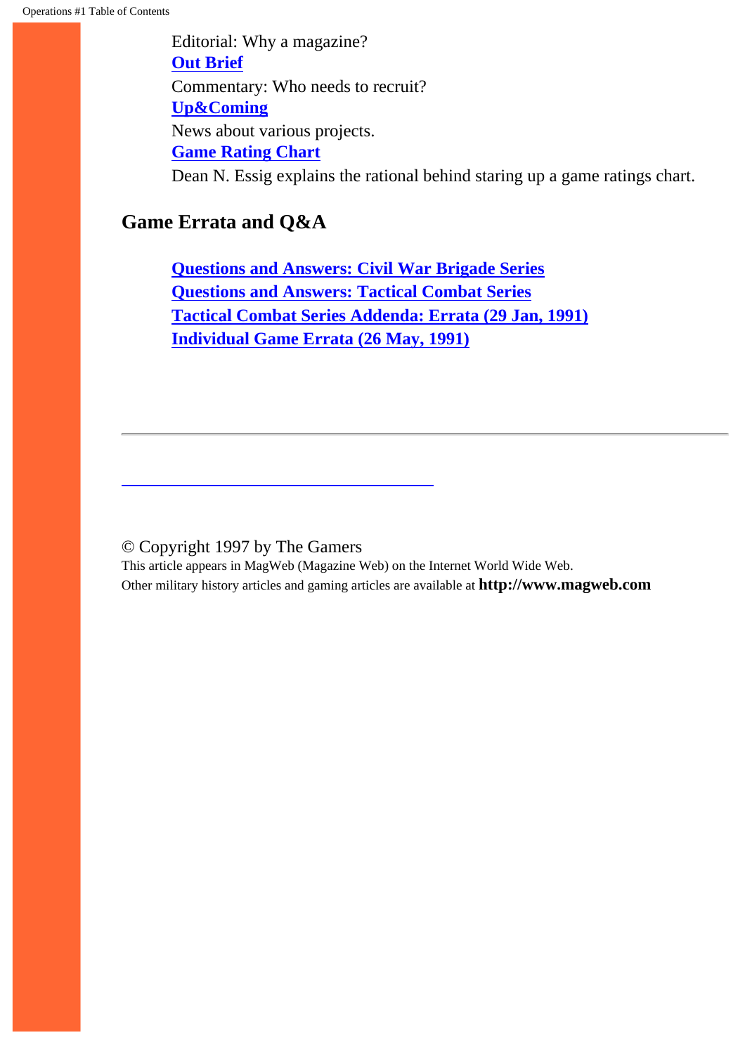Editorial: Why a magazine?

**Out Brief**

Commentary: Who needs to recruit?

**Up&Coming**

News about various projects.

**Game Rating Chart**

Dean N. Essig explains the rational behind staring up a game ratings chart.

## Game Errata and Q&A

**Questions and Answers: Civil War Brigade Series**
**Questions and Answers: Tactical Combat Series**
**Tactical Combat Series Addenda: Errata (29 Jan, 1991)**
**Individual Game Errata (26 May, 1991)**

---

© Copyright 1997 by The Gamers
This article appears in MagWeb (Magazine Web) on the Internet World Wide Web.
Other military history articles and gaming articles are available at **http://www.magweb.com**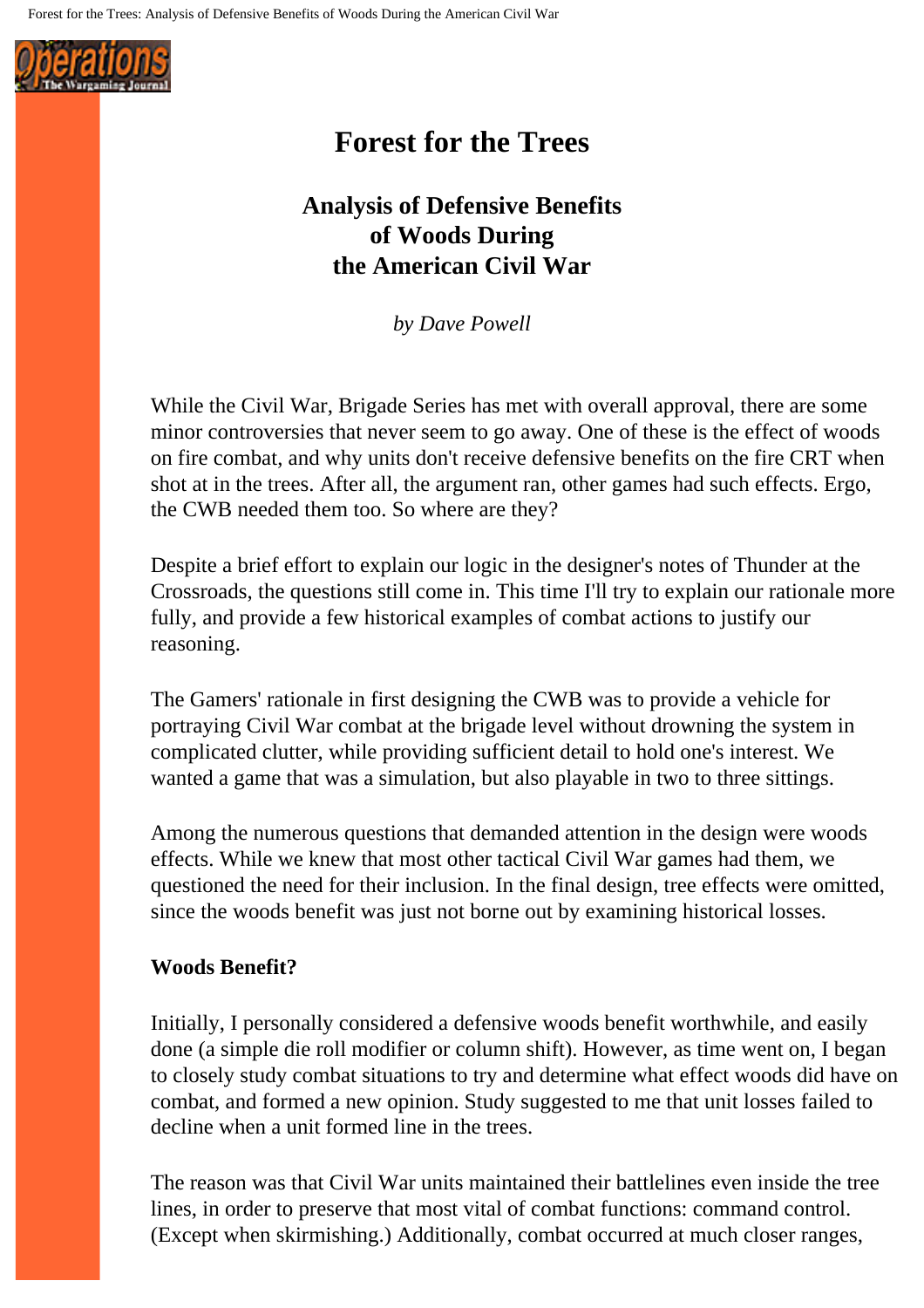# Forest for the Trees

## Analysis of Defensive Benefits of Woods During the American Civil War

*by Dave Powell*

While the Civil War, Brigade Series has met with overall approval, there are some minor controversies that never seem to go away. One of these is the effect of woods on fire combat, and why units don't receive defensive benefits on the fire CRT when shot at in the trees. After all, the argument ran, other games had such effects. Ergo, the CWB needed them too. So where are they?

Despite a brief effort to explain our logic in the designer's notes of Thunder at the Crossroads, the questions still come in. This time I'll try to explain our rationale more fully, and provide a few historical examples of combat actions to justify our reasoning.

The Gamers' rationale in first designing the CWB was to provide a vehicle for portraying Civil War combat at the brigade level without drowning the system in complicated clutter, while providing sufficient detail to hold one's interest. We wanted a game that was a simulation, but also playable in two to three sittings.

Among the numerous questions that demanded attention in the design were woods effects. While we knew that most other tactical Civil War games had them, we questioned the need for their inclusion. In the final design, tree effects were omitted, since the woods benefit was just not borne out by examining historical losses.

**Woods Benefit?**

Initially, I personally considered a defensive woods benefit worthwhile, and easily done (a simple die roll modifier or column shift). However, as time went on, I began to closely study combat situations to try and determine what effect woods did have on combat, and formed a new opinion. Study suggested to me that unit losses failed to decline when a unit formed line in the trees.

The reason was that Civil War units maintained their battlelines even inside the tree lines, in order to preserve that most vital of combat functions: command control. (Except when skirmishing.) Additionally, combat occurred at much closer ranges,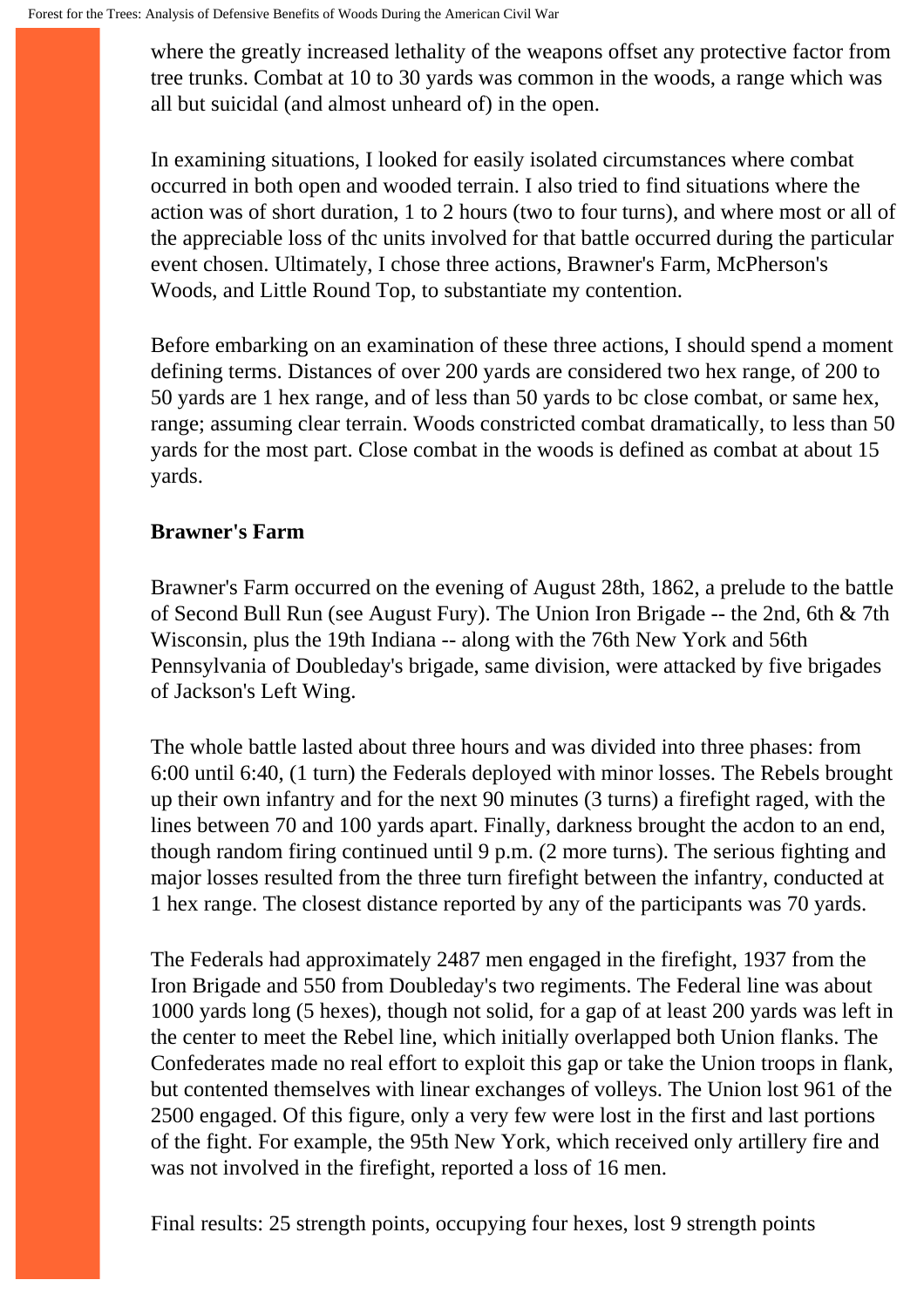where the greatly increased lethality of the weapons offset any protective factor from tree trunks. Combat at 10 to 30 yards was common in the woods, a range which was all but suicidal (and almost unheard of) in the open.

In examining situations, I looked for easily isolated circumstances where combat occurred in both open and wooded terrain. I also tried to find situations where the action was of short duration, 1 to 2 hours (two to four turns), and where most or all of the appreciable loss of thc units involved for that battle occurred during the particular event chosen. Ultimately, I chose three actions, Brawner's Farm, McPherson's Woods, and Little Round Top, to substantiate my contention.

Before embarking on an examination of these three actions, I should spend a moment defining terms. Distances of over 200 yards are considered two hex range, of 200 to 50 yards are 1 hex range, and of less than 50 yards to bc close combat, or same hex, range; assuming clear terrain. Woods constricted combat dramatically, to less than 50 yards for the most part. Close combat in the woods is defined as combat at about 15 yards.

**Brawner's Farm**

Brawner's Farm occurred on the evening of August 28th, 1862, a prelude to the battle of Second Bull Run (see August Fury). The Union Iron Brigade -- the 2nd, 6th & 7th Wisconsin, plus the 19th Indiana -- along with the 76th New York and 56th Pennsylvania of Doubleday's brigade, same division, were attacked by five brigades of Jackson's Left Wing.

The whole battle lasted about three hours and was divided into three phases: from 6:00 until 6:40, (1 turn) the Federals deployed with minor losses. The Rebels brought up their own infantry and for the next 90 minutes (3 turns) a firefight raged, with the lines between 70 and 100 yards apart. Finally, darkness brought the acdon to an end, though random firing continued until 9 p.m. (2 more turns). The serious fighting and major losses resulted from the three turn firefight between the infantry, conducted at 1 hex range. The closest distance reported by any of the participants was 70 yards.

The Federals had approximately 2487 men engaged in the firefight, 1937 from the Iron Brigade and 550 from Doubleday's two regiments. The Federal line was about 1000 yards long (5 hexes), though not solid, for a gap of at least 200 yards was left in the center to meet the Rebel line, which initially overlapped both Union flanks. The Confederates made no real effort to exploit this gap or take the Union troops in flank, but contented themselves with linear exchanges of volleys. The Union lost 961 of the 2500 engaged. Of this figure, only a very few were lost in the first and last portions of the fight. For example, the 95th New York, which received only artillery fire and was not involved in the firefight, reported a loss of 16 men.

Final results: 25 strength points, occupying four hexes, lost 9 strength points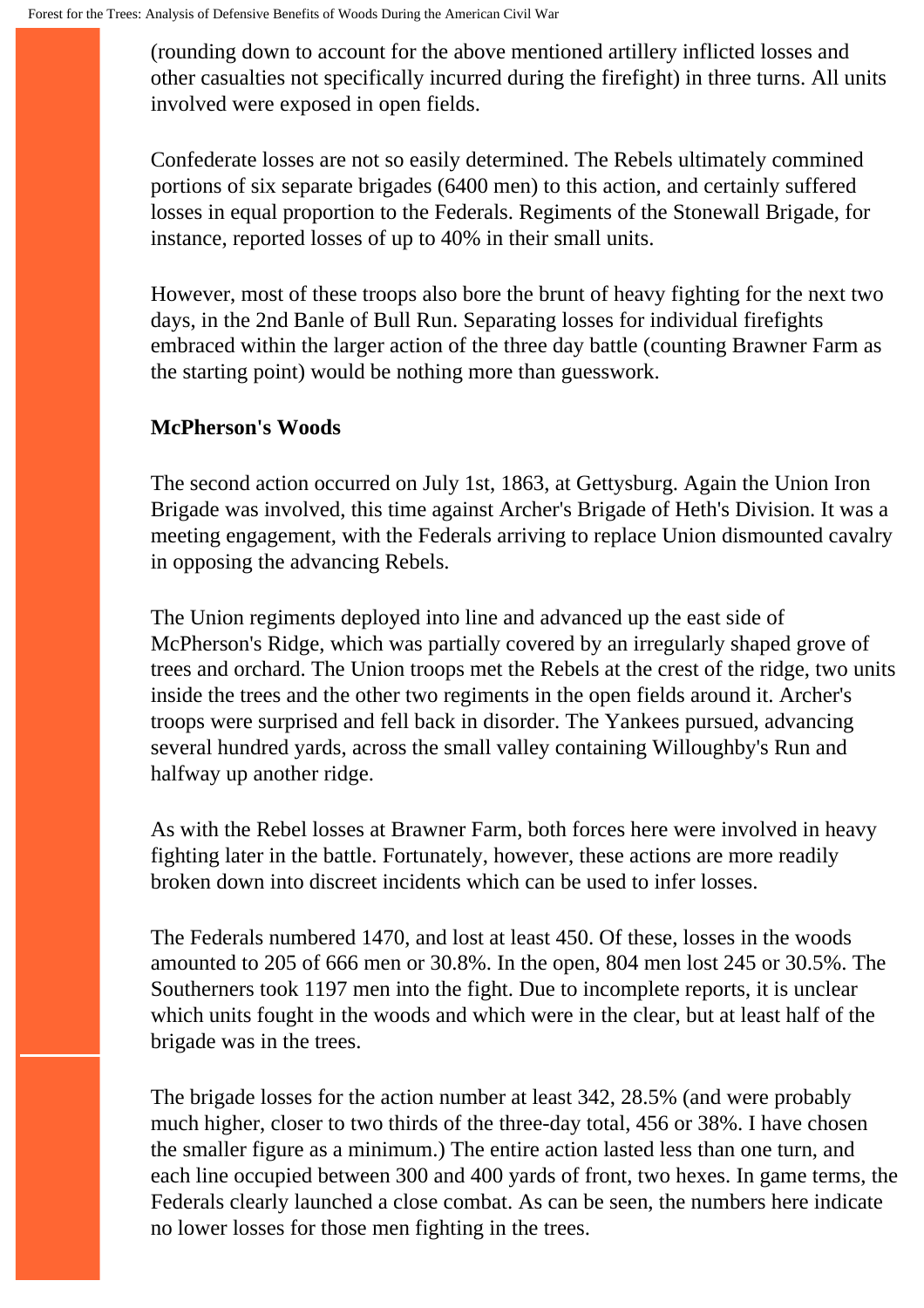(rounding down to account for the above mentioned artillery inflicted losses and other casualties not specifically incurred during the firefight) in three turns. All units involved were exposed in open fields.

Confederate losses are not so easily determined. The Rebels ultimately commined portions of six separate brigades (6400 men) to this action, and certainly suffered losses in equal proportion to the Federals. Regiments of the Stonewall Brigade, for instance, reported losses of up to 40% in their small units.

However, most of these troops also bore the brunt of heavy fighting for the next two days, in the 2nd Banle of Bull Run. Separating losses for individual firefights embraced within the larger action of the three day battle (counting Brawner Farm as the starting point) would be nothing more than guesswork.

**McPherson's Woods**

The second action occurred on July 1st, 1863, at Gettysburg. Again the Union Iron Brigade was involved, this time against Archer's Brigade of Heth's Division. It was a meeting engagement, with the Federals arriving to replace Union dismounted cavalry in opposing the advancing Rebels.

The Union regiments deployed into line and advanced up the east side of McPherson's Ridge, which was partially covered by an irregularly shaped grove of trees and orchard. The Union troops met the Rebels at the crest of the ridge, two units inside the trees and the other two regiments in the open fields around it. Archer's troops were surprised and fell back in disorder. The Yankees pursued, advancing several hundred yards, across the small valley containing Willoughby's Run and halfway up another ridge.

As with the Rebel losses at Brawner Farm, both forces here were involved in heavy fighting later in the battle. Fortunately, however, these actions are more readily broken down into discreet incidents which can be used to infer losses.

The Federals numbered 1470, and lost at least 450. Of these, losses in the woods amounted to 205 of 666 men or 30.8%. In the open, 804 men lost 245 or 30.5%. The Southerners took 1197 men into the fight. Due to incomplete reports, it is unclear which units fought in the woods and which were in the clear, but at least half of the brigade was in the trees.

The brigade losses for the action number at least 342, 28.5% (and were probably much higher, closer to two thirds of the three-day total, 456 or 38%. I have chosen the smaller figure as a minimum.) The entire action lasted less than one turn, and each line occupied between 300 and 400 yards of front, two hexes. In game terms, the Federals clearly launched a close combat. As can be seen, the numbers here indicate no lower losses for those men fighting in the trees.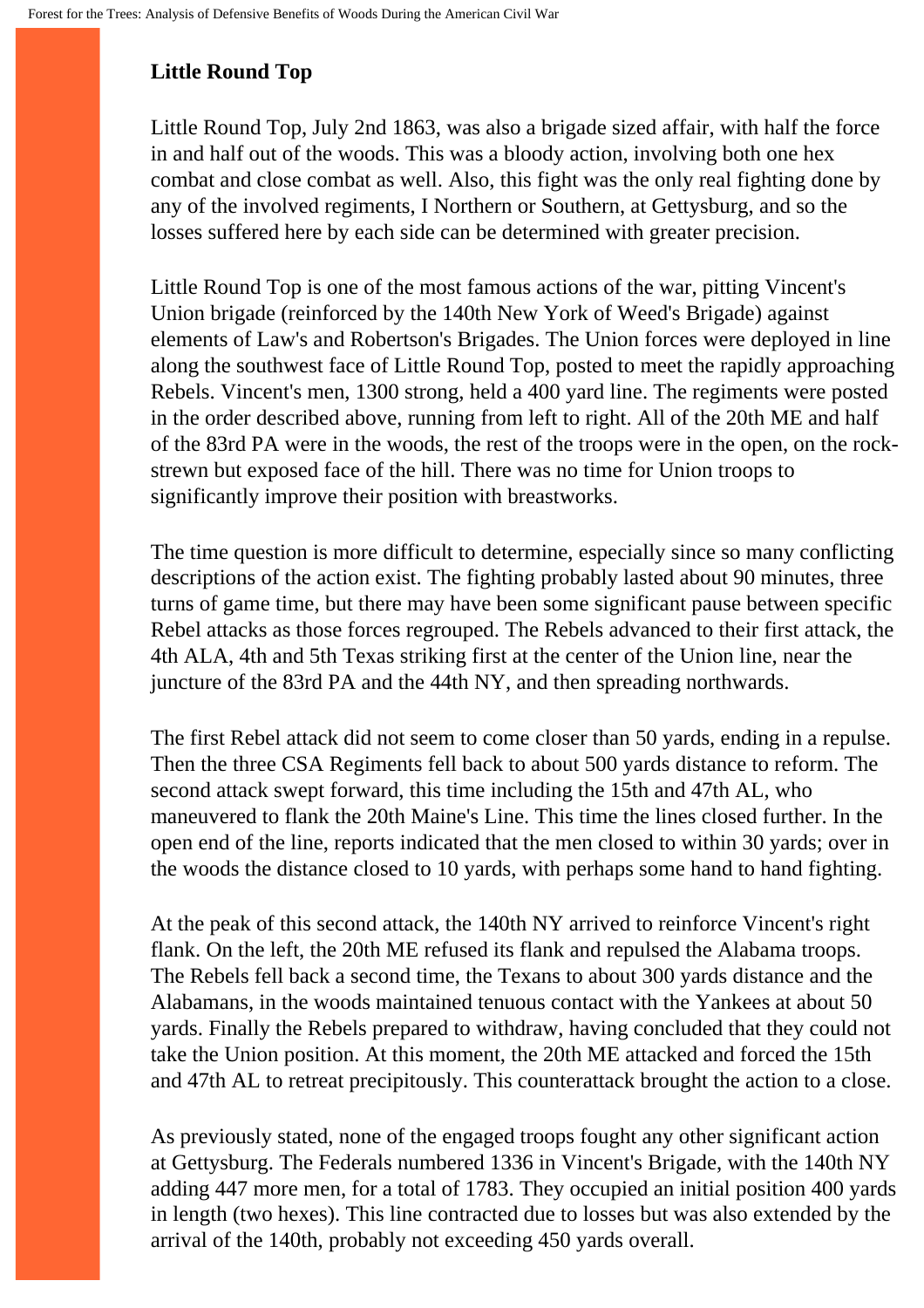**Little Round Top**

Little Round Top, July 2nd 1863, was also a brigade sized affair, with half the force in and half out of the woods. This was a bloody action, involving both one hex combat and close combat as well. Also, this fight was the only real fighting done by any of the involved regiments, I Northern or Southern, at Gettysburg, and so the losses suffered here by each side can be determined with greater precision.

Little Round Top is one of the most famous actions of the war, pitting Vincent's Union brigade (reinforced by the 140th New York of Weed's Brigade) against elements of Law's and Robertson's Brigades. The Union forces were deployed in line along the southwest face of Little Round Top, posted to meet the rapidly approaching Rebels. Vincent's men, 1300 strong, held a 400 yard line. The regiments were posted in the order described above, running from left to right. All of the 20th ME and half of the 83rd PA were in the woods, the rest of the troops were in the open, on the rock-strewn but exposed face of the hill. There was no time for Union troops to significantly improve their position with breastworks.

The time question is more difficult to determine, especially since so many conflicting descriptions of the action exist. The fighting probably lasted about 90 minutes, three turns of game time, but there may have been some significant pause between specific Rebel attacks as those forces regrouped. The Rebels advanced to their first attack, the 4th ALA, 4th and 5th Texas striking first at the center of the Union line, near the juncture of the 83rd PA and the 44th NY, and then spreading northwards.

The first Rebel attack did not seem to come closer than 50 yards, ending in a repulse. Then the three CSA Regiments fell back to about 500 yards distance to reform. The second attack swept forward, this time including the 15th and 47th AL, who maneuvered to flank the 20th Maine's Line. This time the lines closed further. In the open end of the line, reports indicated that the men closed to within 30 yards; over in the woods the distance closed to 10 yards, with perhaps some hand to hand fighting.

At the peak of this second attack, the 140th NY arrived to reinforce Vincent's right flank. On the left, the 20th ME refused its flank and repulsed the Alabama troops. The Rebels fell back a second time, the Texans to about 300 yards distance and the Alabamans, in the woods maintained tenuous contact with the Yankees at about 50 yards. Finally the Rebels prepared to withdraw, having concluded that they could not take the Union position. At this moment, the 20th ME attacked and forced the 15th and 47th AL to retreat precipitously. This counterattack brought the action to a close.

As previously stated, none of the engaged troops fought any other significant action at Gettysburg. The Federals numbered 1336 in Vincent's Brigade, with the 140th NY adding 447 more men, for a total of 1783. They occupied an initial position 400 yards in length (two hexes). This line contracted due to losses but was also extended by the arrival of the 140th, probably not exceeding 450 yards overall.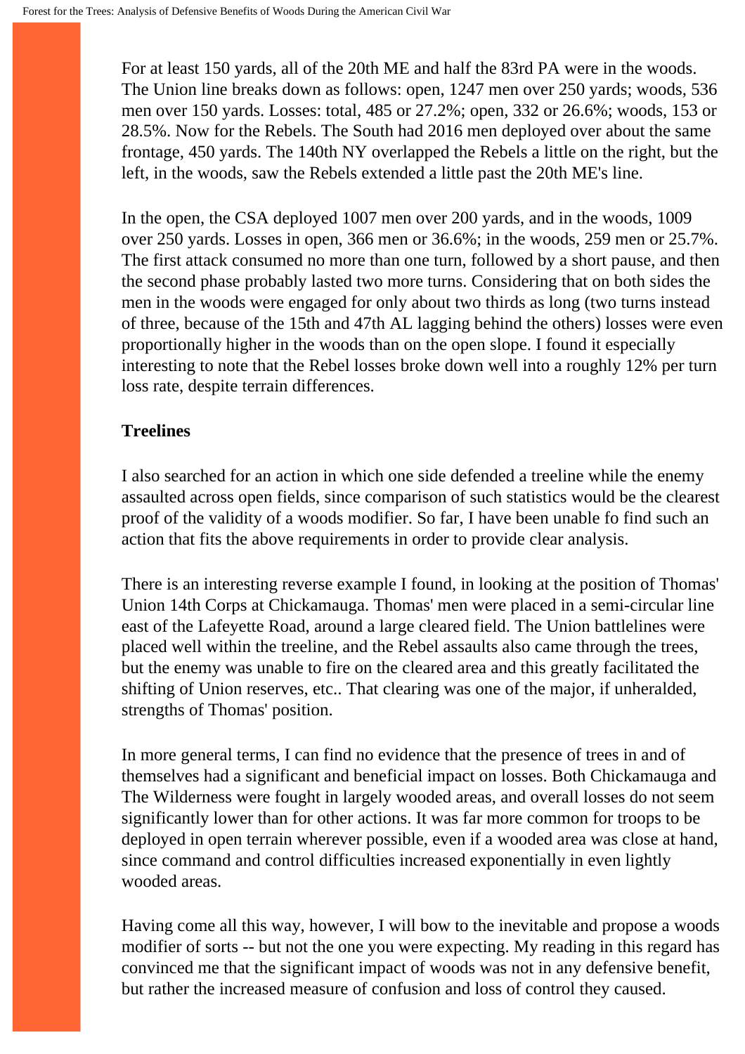For at least 150 yards, all of the 20th ME and half the 83rd PA were in the woods. The Union line breaks down as follows: open, 1247 men over 250 yards; woods, 536 men over 150 yards. Losses: total, 485 or 27.2%; open, 332 or 26.6%; woods, 153 or 28.5%. Now for the Rebels. The South had 2016 men deployed over about the same frontage, 450 yards. The 140th NY overlapped the Rebels a little on the right, but the left, in the woods, saw the Rebels extended a little past the 20th ME's line.

In the open, the CSA deployed 1007 men over 200 yards, and in the woods, 1009 over 250 yards. Losses in open, 366 men or 36.6%; in the woods, 259 men or 25.7%. The first attack consumed no more than one turn, followed by a short pause, and then the second phase probably lasted two more turns. Considering that on both sides the men in the woods were engaged for only about two thirds as long (two turns instead of three, because of the 15th and 47th AL lagging behind the others) losses were even proportionally higher in the woods than on the open slope. I found it especially interesting to note that the Rebel losses broke down well into a roughly 12% per turn loss rate, despite terrain differences.

**Treelines**

I also searched for an action in which one side defended a treeline while the enemy assaulted across open fields, since comparison of such statistics would be the clearest proof of the validity of a woods modifier. So far, I have been unable fo find such an action that fits the above requirements in order to provide clear analysis.

There is an interesting reverse example I found, in looking at the position of Thomas' Union 14th Corps at Chickamauga. Thomas' men were placed in a semi-circular line east of the Lafeyette Road, around a large cleared field. The Union battlelines were placed well within the treeline, and the Rebel assaults also came through the trees, but the enemy was unable to fire on the cleared area and this greatly facilitated the shifting of Union reserves, etc.. That clearing was one of the major, if unheralded, strengths of Thomas' position.

In more general terms, I can find no evidence that the presence of trees in and of themselves had a significant and beneficial impact on losses. Both Chickamauga and The Wilderness were fought in largely wooded areas, and overall losses do not seem significantly lower than for other actions. It was far more common for troops to be deployed in open terrain wherever possible, even if a wooded area was close at hand, since command and control difficulties increased exponentially in even lightly wooded areas.

Having come all this way, however, I will bow to the inevitable and propose a woods modifier of sorts -- but not the one you were expecting. My reading in this regard has convinced me that the significant impact of woods was not in any defensive benefit, but rather the increased measure of confusion and loss of control they caused.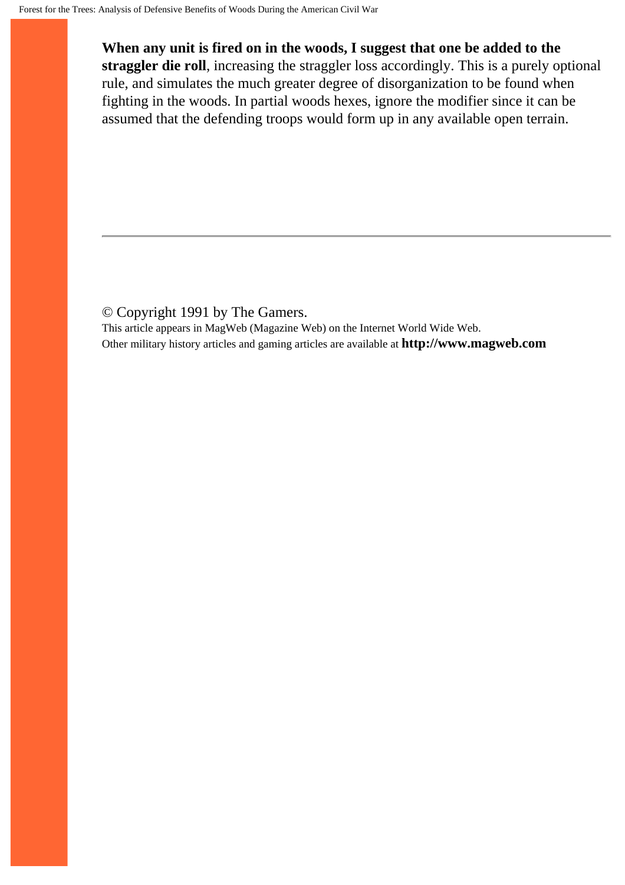**When any unit is fired on in the woods, I suggest that one be added to the straggler die roll**, increasing the straggler loss accordingly. This is a purely optional rule, and simulates the much greater degree of disorganization to be found when fighting in the woods. In partial woods hexes, ignore the modifier since it can be assumed that the defending troops would form up in any available open terrain.

---

© Copyright 1991 by The Gamers.
This article appears in MagWeb (Magazine Web) on the Internet World Wide Web.
Other military history articles and gaming articles are available at **http://www.magweb.com**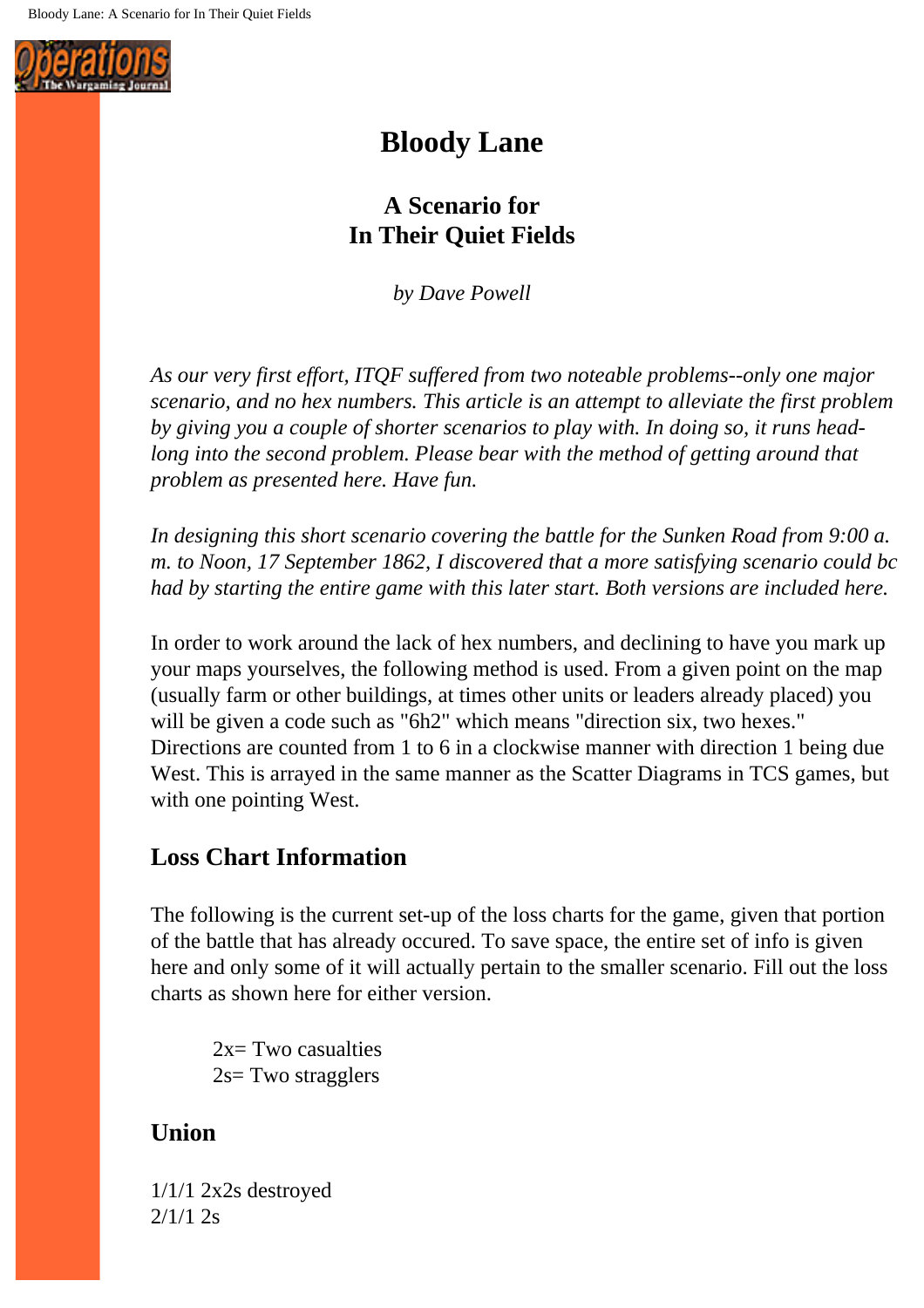# Bloody Lane

## A Scenario for In Their Quiet Fields

*by Dave Powell*

*As our very first effort, ITQF suffered from two noteable problems--only one major scenario, and no hex numbers. This article is an attempt to alleviate the first problem by giving you a couple of shorter scenarios to play with. In doing so, it runs head-long into the second problem. Please bear with the method of getting around that problem as presented here. Have fun.*

*In designing this short scenario covering the battle for the Sunken Road from 9:00 a. m. to Noon, 17 September 1862, I discovered that a more satisfying scenario could bc had by starting the entire game with this later start. Both versions are included here.*

In order to work around the lack of hex numbers, and declining to have you mark up your maps yourselves, the following method is used. From a given point on the map (usually farm or other buildings, at times other units or leaders already placed) you will be given a code such as "6h2" which means "direction six, two hexes." Directions are counted from 1 to 6 in a clockwise manner with direction 1 being due West. This is arrayed in the same manner as the Scatter Diagrams in TCS games, but with one pointing West.

### Loss Chart Information

The following is the current set-up of the loss charts for the game, given that portion of the battle that has already occured. To save space, the entire set of info is given here and only some of it will actually pertain to the smaller scenario. Fill out the loss charts as shown here for either version.

> 2x= Two casualties
> 2s= Two stragglers

### Union

1/1/1 2x2s destroyed
2/1/1 2s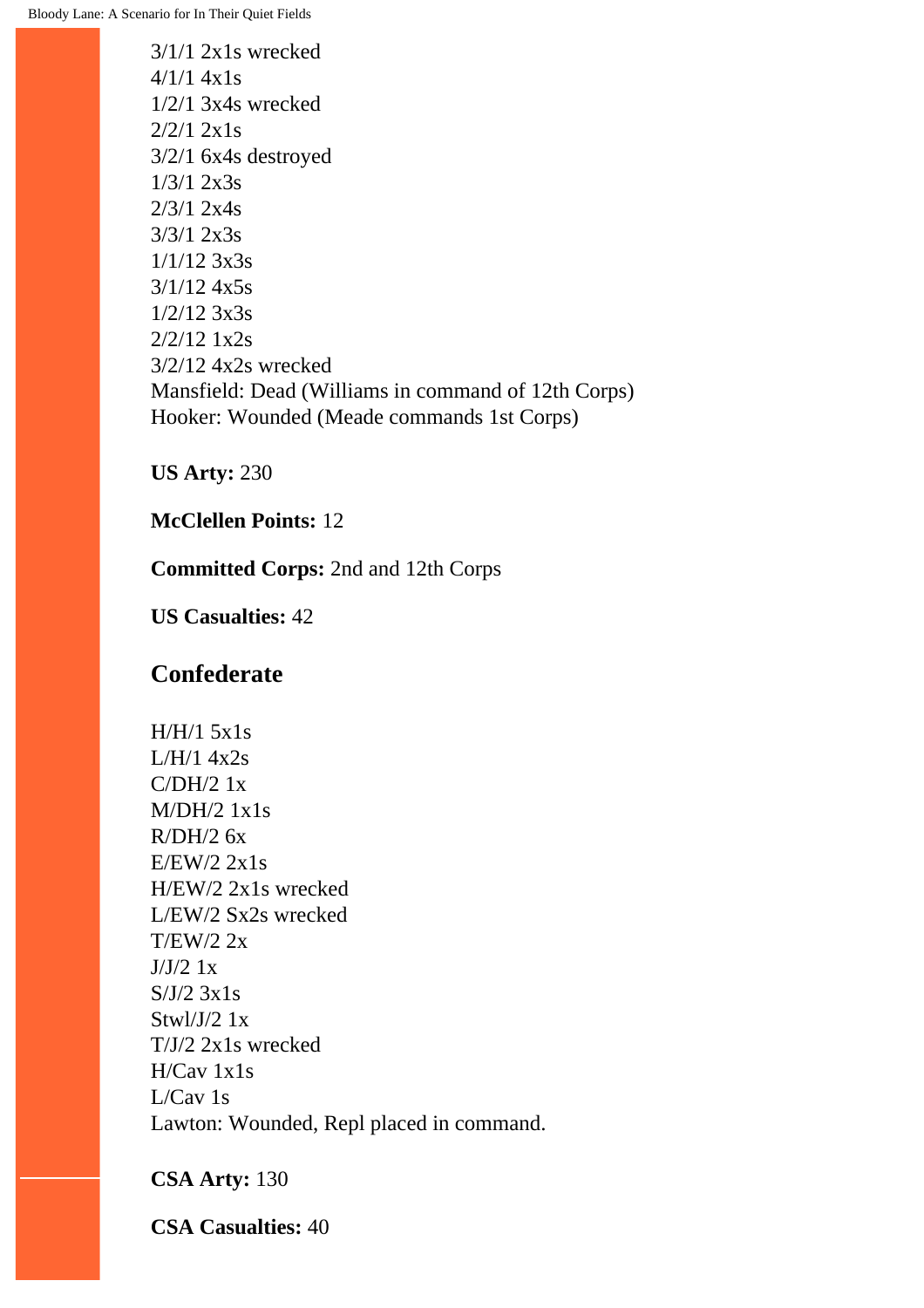3/1/1 2x1s wrecked
4/1/1 4x1s
1/2/1 3x4s wrecked
2/2/1 2x1s
3/2/1 6x4s destroyed
1/3/1 2x3s
2/3/1 2x4s
3/3/1 2x3s
1/1/12 3x3s
3/1/12 4x5s
1/2/12 3x3s
2/2/12 1x2s
3/2/12 4x2s wrecked
Mansfield: Dead (Williams in command of 12th Corps)
Hooker: Wounded (Meade commands 1st Corps)

**US Arty:** 230

**McClellen Points:** 12

**Committed Corps:** 2nd and 12th Corps

**US Casualties:** 42

## Confederate

H/H/1 5x1s
L/H/1 4x2s
C/DH/2 1x
M/DH/2 1x1s
R/DH/2 6x
E/EW/2 2x1s
H/EW/2 2x1s wrecked
L/EW/2 Sx2s wrecked
T/EW/2 2x
J/J/2 1x
S/J/2 3x1s
Stwl/J/2 1x
T/J/2 2x1s wrecked
H/Cav 1x1s
L/Cav 1s
Lawton: Wounded, Repl placed in command.

**CSA Arty:** 130

**CSA Casualties:** 40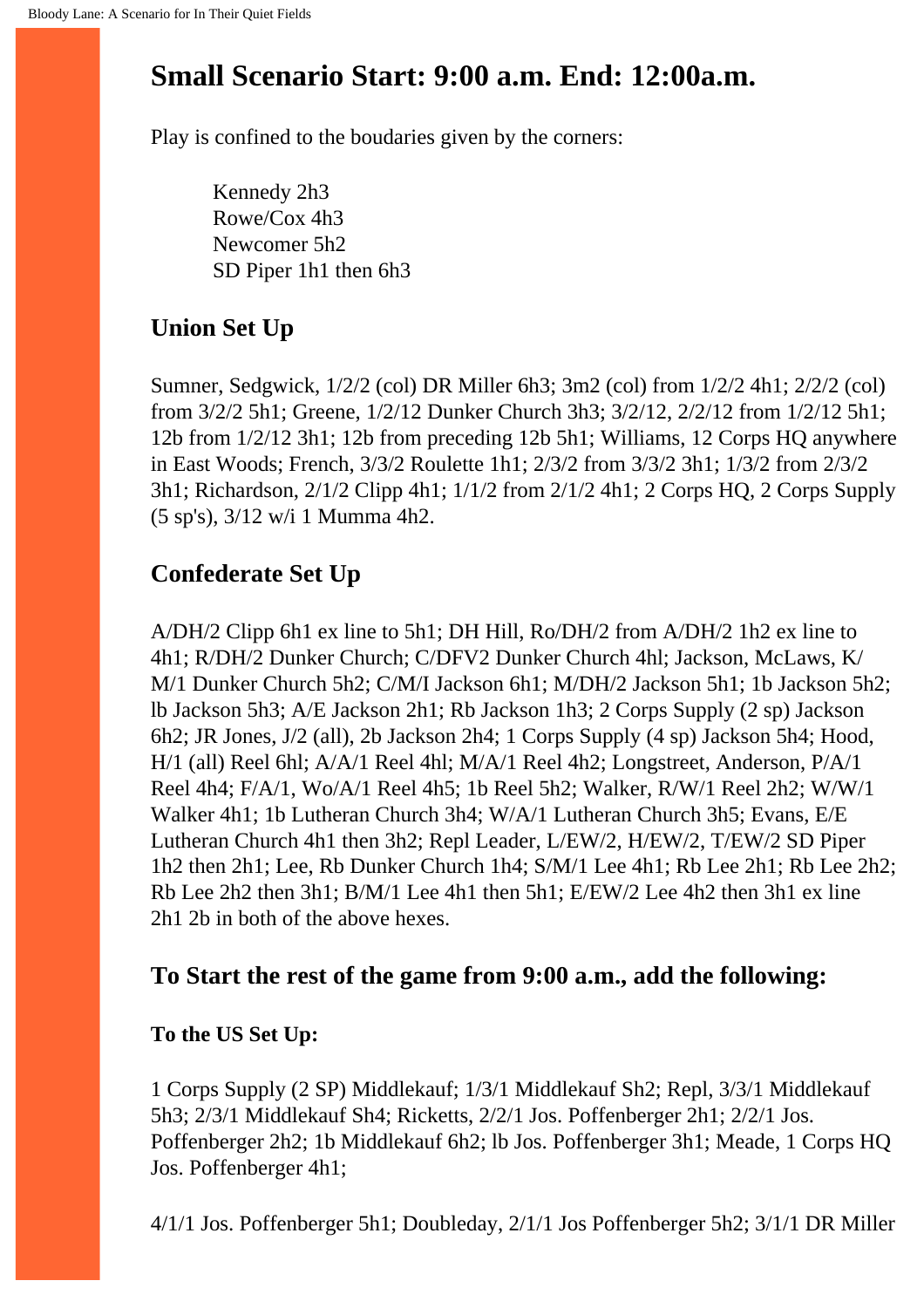## Small Scenario Start: 9:00 a.m. End: 12:00a.m.

Play is confined to the boudaries given by the corners:

> Kennedy 2h3
> Rowe/Cox 4h3
> Newcomer 5h2
> SD Piper 1h1 then 6h3

### Union Set Up

Sumner, Sedgwick, 1/2/2 (col) DR Miller 6h3; 3m2 (col) from 1/2/2 4h1; 2/2/2 (col) from 3/2/2 5h1; Greene, 1/2/12 Dunker Church 3h3; 3/2/12, 2/2/12 from 1/2/12 5h1; 12b from 1/2/12 3h1; 12b from preceding 12b 5h1; Williams, 12 Corps HQ anywhere in East Woods; French, 3/3/2 Roulette 1h1; 2/3/2 from 3/3/2 3h1; 1/3/2 from 2/3/2 3h1; Richardson, 2/1/2 Clipp 4h1; 1/1/2 from 2/1/2 4h1; 2 Corps HQ, 2 Corps Supply (5 sp's), 3/12 w/i 1 Mumma 4h2.

### Confederate Set Up

A/DH/2 Clipp 6h1 ex line to 5h1; DH Hill, Ro/DH/2 from A/DH/2 1h2 ex line to 4h1; R/DH/2 Dunker Church; C/DFV2 Dunker Church 4hl; Jackson, McLaws, K/ M/1 Dunker Church 5h2; C/M/I Jackson 6h1; M/DH/2 Jackson 5h1; 1b Jackson 5h2; lb Jackson 5h3; A/E Jackson 2h1; Rb Jackson 1h3; 2 Corps Supply (2 sp) Jackson 6h2; JR Jones, J/2 (all), 2b Jackson 2h4; 1 Corps Supply (4 sp) Jackson 5h4; Hood, H/1 (all) Reel 6hl; A/A/1 Reel 4hl; M/A/1 Reel 4h2; Longstreet, Anderson, P/A/1 Reel 4h4; F/A/1, Wo/A/1 Reel 4h5; 1b Reel 5h2; Walker, R/W/1 Reel 2h2; W/W/1 Walker 4h1; 1b Lutheran Church 3h4; W/A/1 Lutheran Church 3h5; Evans, E/E Lutheran Church 4h1 then 3h2; Repl Leader, L/EW/2, H/EW/2, T/EW/2 SD Piper 1h2 then 2h1; Lee, Rb Dunker Church 1h4; S/M/1 Lee 4h1; Rb Lee 2h1; Rb Lee 2h2; Rb Lee 2h2 then 3h1; B/M/1 Lee 4h1 then 5h1; E/EW/2 Lee 4h2 then 3h1 ex line 2h1 2b in both of the above hexes.

### To Start the rest of the game from 9:00 a.m., add the following:

**To the US Set Up:**

1 Corps Supply (2 SP) Middlekauf; 1/3/1 Middlekauf Sh2; Repl, 3/3/1 Middlekauf 5h3; 2/3/1 Middlekauf Sh4; Ricketts, 2/2/1 Jos. Poffenberger 2h1; 2/2/1 Jos. Poffenberger 2h2; 1b Middlekauf 6h2; lb Jos. Poffenberger 3h1; Meade, 1 Corps HQ Jos. Poffenberger 4h1;

4/1/1 Jos. Poffenberger 5h1; Doubleday, 2/1/1 Jos Poffenberger 5h2; 3/1/1 DR Miller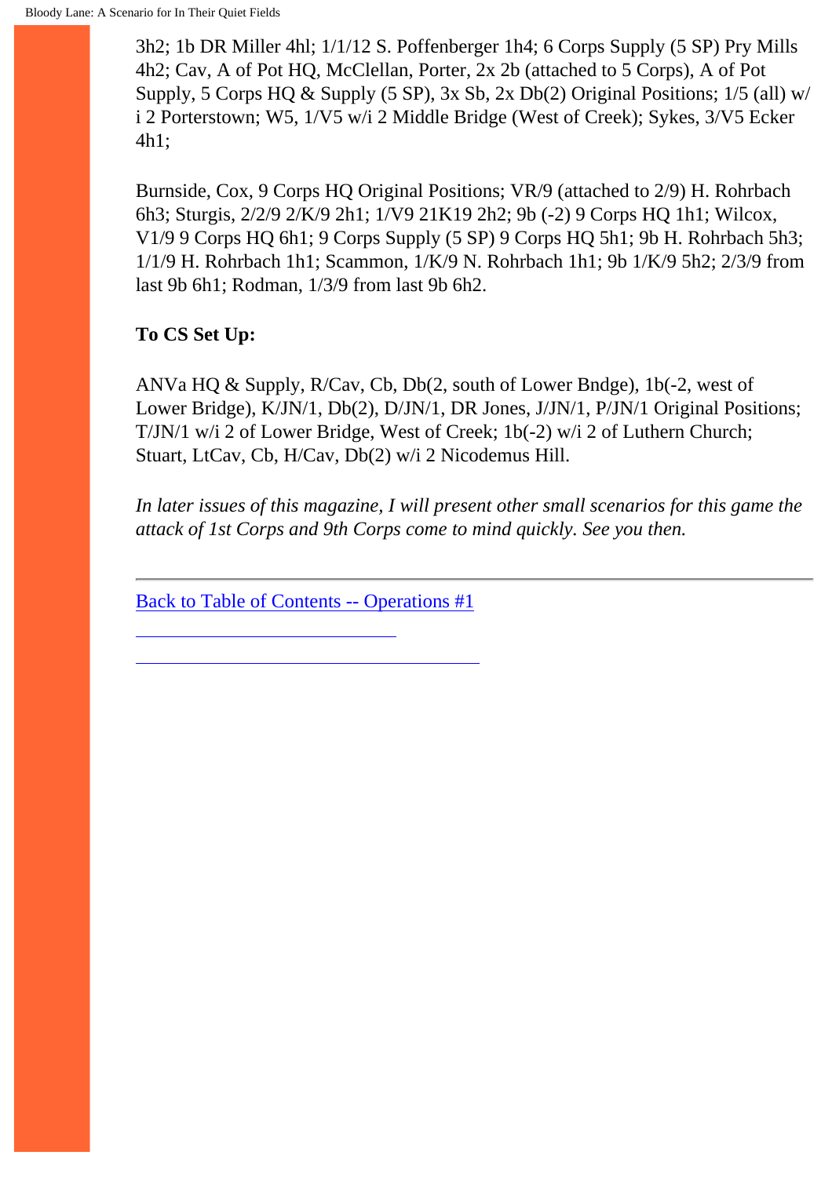3h2; 1b DR Miller 4hl; 1/1/12 S. Poffenberger 1h4; 6 Corps Supply (5 SP) Pry Mills 4h2; Cav, A of Pot HQ, McClellan, Porter, 2x 2b (attached to 5 Corps), A of Pot Supply, 5 Corps HQ & Supply (5 SP), 3x Sb, 2x Db(2) Original Positions; 1/5 (all) w/i 2 Porterstown; W5, 1/V5 w/i 2 Middle Bridge (West of Creek); Sykes, 3/V5 Ecker 4h1;

Burnside, Cox, 9 Corps HQ Original Positions; VR/9 (attached to 2/9) H. Rohrbach 6h3; Sturgis, 2/2/9 2/K/9 2h1; 1/V9 21K19 2h2; 9b (-2) 9 Corps HQ 1h1; Wilcox, V1/9 9 Corps HQ 6h1; 9 Corps Supply (5 SP) 9 Corps HQ 5h1; 9b H. Rohrbach 5h3; 1/1/9 H. Rohrbach 1h1; Scammon, 1/K/9 N. Rohrbach 1h1; 9b 1/K/9 5h2; 2/3/9 from last 9b 6h1; Rodman, 1/3/9 from last 9b 6h2.

**To CS Set Up:**

ANVa HQ & Supply, R/Cav, Cb, Db(2, south of Lower Bndge), 1b(-2, west of Lower Bridge), K/JN/1, Db(2), D/JN/1, DR Jones, J/JN/1, P/JN/1 Original Positions; T/JN/1 w/i 2 of Lower Bridge, West of Creek; 1b(-2) w/i 2 of Luthern Church; Stuart, LtCav, Cb, H/Cav, Db(2) w/i 2 Nicodemus Hill.

*In later issues of this magazine, I will present other small scenarios for this game the attack of 1st Corps and 9th Corps come to mind quickly. See you then.*

---

Back to Table of Contents -- Operations #1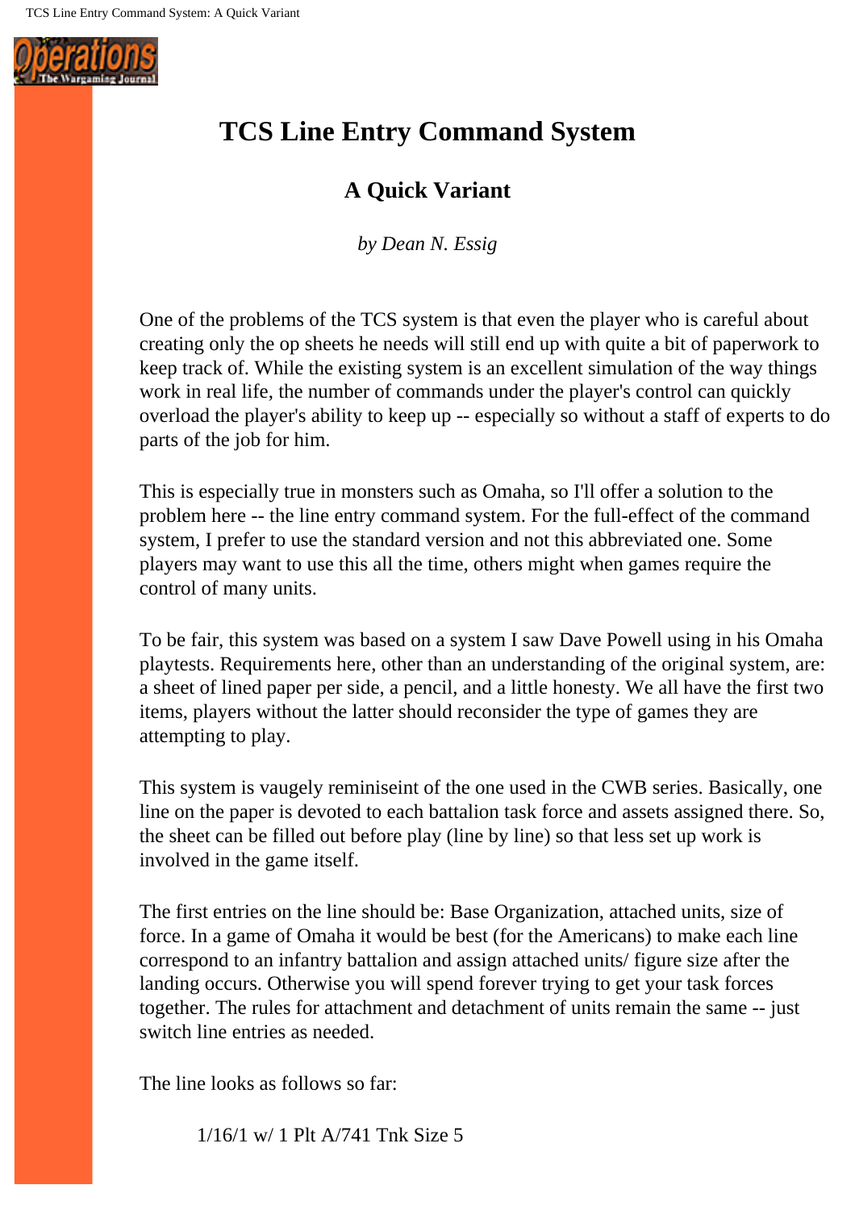# TCS Line Entry Command System

## A Quick Variant

*by Dean N. Essig*

One of the problems of the TCS system is that even the player who is careful about creating only the op sheets he needs will still end up with quite a bit of paperwork to keep track of. While the existing system is an excellent simulation of the way things work in real life, the number of commands under the player's control can quickly overload the player's ability to keep up -- especially so without a staff of experts to do parts of the job for him.

This is especially true in monsters such as Omaha, so I'll offer a solution to the problem here -- the line entry command system. For the full-effect of the command system, I prefer to use the standard version and not this abbreviated one. Some players may want to use this all the time, others might when games require the control of many units.

To be fair, this system was based on a system I saw Dave Powell using in his Omaha playtests. Requirements here, other than an understanding of the original system, are: a sheet of lined paper per side, a pencil, and a little honesty. We all have the first two items, players without the latter should reconsider the type of games they are attempting to play.

This system is vaguely reminiseint of the one used in the CWB series. Basically, one line on the paper is devoted to each battalion task force and assets assigned there. So, the sheet can be filled out before play (line by line) so that less set up work is involved in the game itself.

The first entries on the line should be: Base Organization, attached units, size of force. In a game of Omaha it would be best (for the Americans) to make each line correspond to an infantry battalion and assign attached units/ figure size after the landing occurs. Otherwise you will spend forever trying to get your task forces together. The rules for attachment and detachment of units remain the same -- just switch line entries as needed.

The line looks as follows so far:

1/16/1 w/ 1 Plt A/741 Tnk Size 5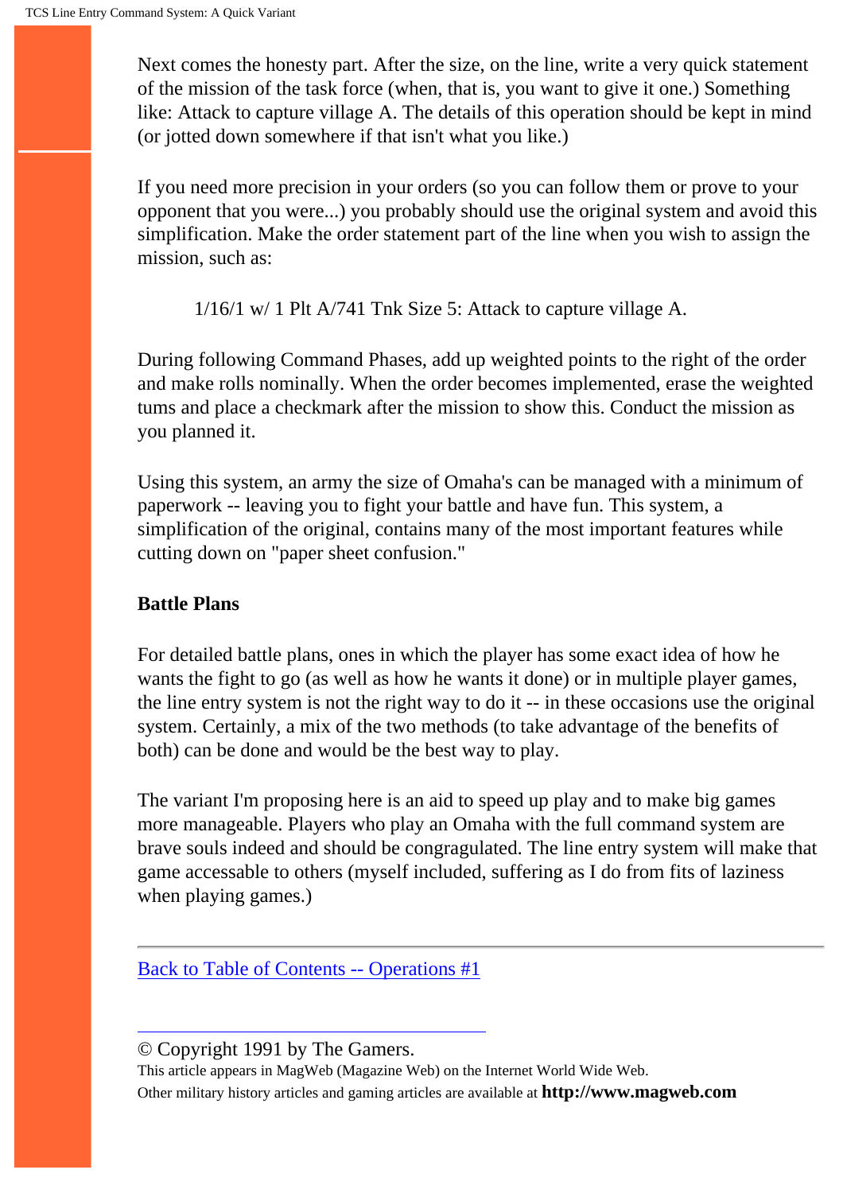Next comes the honesty part. After the size, on the line, write a very quick statement of the mission of the task force (when, that is, you want to give it one.) Something like: Attack to capture village A. The details of this operation should be kept in mind (or jotted down somewhere if that isn't what you like.)

If you need more precision in your orders (so you can follow them or prove to your opponent that you were...) you probably should use the original system and avoid this simplification. Make the order statement part of the line when you wish to assign the mission, such as:

> 1/16/1 w/ 1 Plt A/741 Tnk Size 5: Attack to capture village A.

During following Command Phases, add up weighted points to the right of the order and make rolls nominally. When the order becomes implemented, erase the weighted tums and place a checkmark after the mission to show this. Conduct the mission as you planned it.

Using this system, an army the size of Omaha's can be managed with a minimum of paperwork -- leaving you to fight your battle and have fun. This system, a simplification of the original, contains many of the most important features while cutting down on "paper sheet confusion."

**Battle Plans**

For detailed battle plans, ones in which the player has some exact idea of how he wants the fight to go (as well as how he wants it done) or in multiple player games, the line entry system is not the right way to do it -- in these occasions use the original system. Certainly, a mix of the two methods (to take advantage of the benefits of both) can be done and would be the best way to play.

The variant I'm proposing here is an aid to speed up play and to make big games more manageable. Players who play an Omaha with the full command system are brave souls indeed and should be congragulated. The line entry system will make that game accessable to others (myself included, suffering as I do from fits of laziness when playing games.)

---

Back to Table of Contents -- Operations #1

---

© Copyright 1991 by The Gamers.
This article appears in MagWeb (Magazine Web) on the Internet World Wide Web.
Other military history articles and gaming articles are available at **http://www.magweb.com**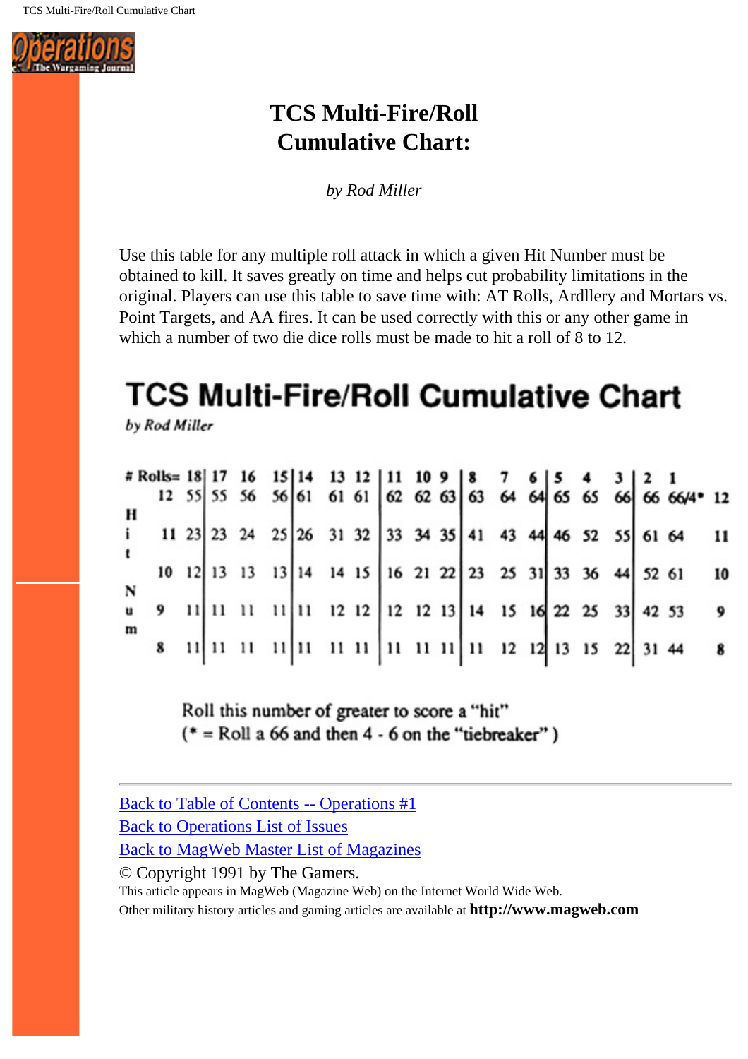# TCS Multi-Fire/Roll Cumulative Chart:

*by Rod Miller*

Use this table for any multiple roll attack in which a given Hit Number must be obtained to kill. It saves greatly on time and helps cut probability limitations in the original. Players can use this table to save time with: AT Rolls, Ardllery and Mortars vs. Point Targets, and AA fires. It can be used correctly with this or any other game in which a number of two die dice rolls must be made to hit a roll of 8 to 12.

## TCS Multi-Fire/Roll Cumulative Chart

*by Rod Miller*

| Hit Num \ # Rolls= | 18 | 17 | 16 | 15 | 14 | 13 | 12 | 11 | 10 | 9 | 8 | 7 | 6 | 5 | 4 | 3 | 2 | 1 | |
|---|---|---|---|---|---|---|---|---|---|---|---|---|---|---|---|---|---|---|---|
| 12 | 55 | 55 | 56 | 56 | 61 | 61 | 61 | 62 | 62 | 63 | 63 | 64 | 64 | 65 | 65 | 66 | 66 | 66/4* | 12 |
| 11 | 23 | 23 | 24 | 25 | 26 | 31 | 32 | 33 | 34 | 35 | 41 | 43 | 44 | 46 | 52 | 55 | 61 | 64 | 11 |
| 10 | 12 | 13 | 13 | 13 | 14 | 14 | 15 | 16 | 21 | 22 | 23 | 25 | 31 | 33 | 36 | 44 | 52 | 61 | 10 |
| 9 | 11 | 11 | 11 | 11 | 11 | 12 | 12 | 12 | 12 | 13 | 14 | 15 | 16 | 22 | 25 | 33 | 42 | 53 | 9 |
| 8 | 11 | 11 | 11 | 11 | 11 | 11 | 11 | 11 | 11 | 11 | 11 | 12 | 12 | 13 | 15 | 22 | 31 | 44 | 8 |

Roll this number of greater to score a "hit"
(* = Roll a 66 and then 4 - 6 on the "tiebreaker")

---

Back to Table of Contents -- Operations #1
Back to Operations List of Issues
Back to MagWeb Master List of Magazines
© Copyright 1991 by The Gamers.
This article appears in MagWeb (Magazine Web) on the Internet World Wide Web.
Other military history articles and gaming articles are available at **http://www.magweb.com**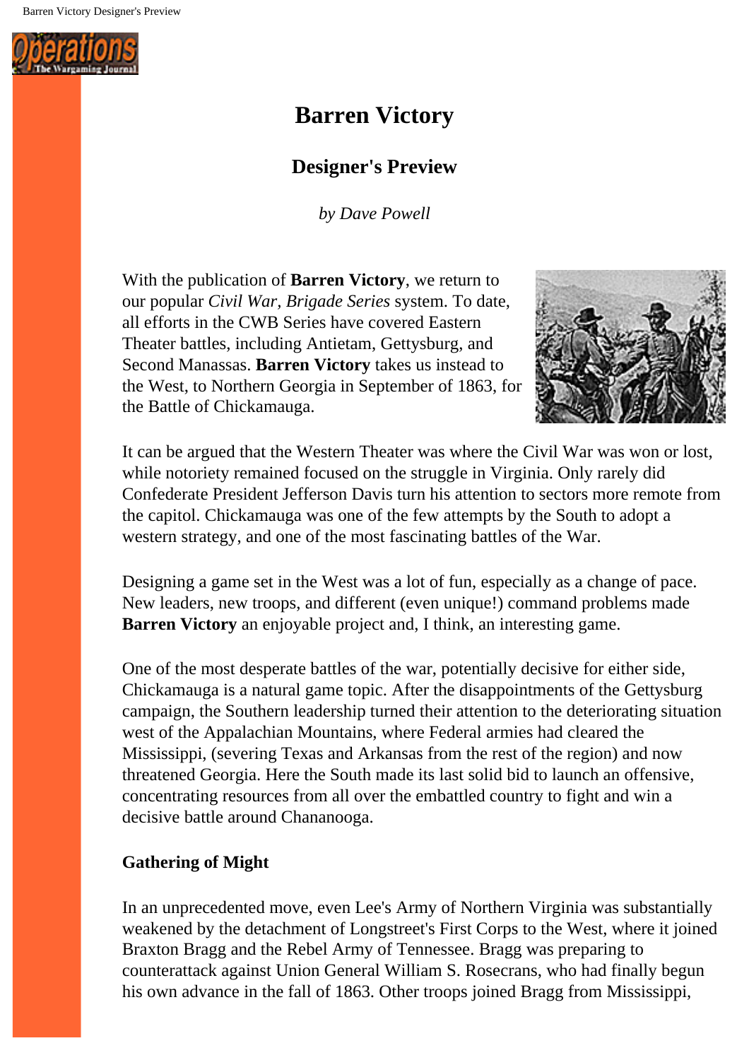# Barren Victory

## Designer's Preview

*by Dave Powell*

With the publication of **Barren Victory**, we return to our popular *Civil War, Brigade Series* system. To date, all efforts in the CWB Series have covered Eastern Theater battles, including Antietam, Gettysburg, and Second Manassas. **Barren Victory** takes us instead to the West, to Northern Georgia in September of 1863, for the Battle of Chickamauga.

It can be argued that the Western Theater was where the Civil War was won or lost, while notoriety remained focused on the struggle in Virginia. Only rarely did Confederate President Jefferson Davis turn his attention to sectors more remote from the capitol. Chickamauga was one of the few attempts by the South to adopt a western strategy, and one of the most fascinating battles of the War.

Designing a game set in the West was a lot of fun, especially as a change of pace. New leaders, new troops, and different (even unique!) command problems made **Barren Victory** an enjoyable project and, I think, an interesting game.

One of the most desperate battles of the war, potentially decisive for either side, Chickamauga is a natural game topic. After the disappointments of the Gettysburg campaign, the Southern leadership turned their attention to the deteriorating situation west of the Appalachian Mountains, where Federal armies had cleared the Mississippi, (severing Texas and Arkansas from the rest of the region) and now threatened Georgia. Here the South made its last solid bid to launch an offensive, concentrating resources from all over the embattled country to fight and win a decisive battle around Chananooga.

### Gathering of Might

In an unprecedented move, even Lee's Army of Northern Virginia was substantially weakened by the detachment of Longstreet's First Corps to the West, where it joined Braxton Bragg and the Rebel Army of Tennessee. Bragg was preparing to counterattack against Union General William S. Rosecrans, who had finally begun his own advance in the fall of 1863. Other troops joined Bragg from Mississippi,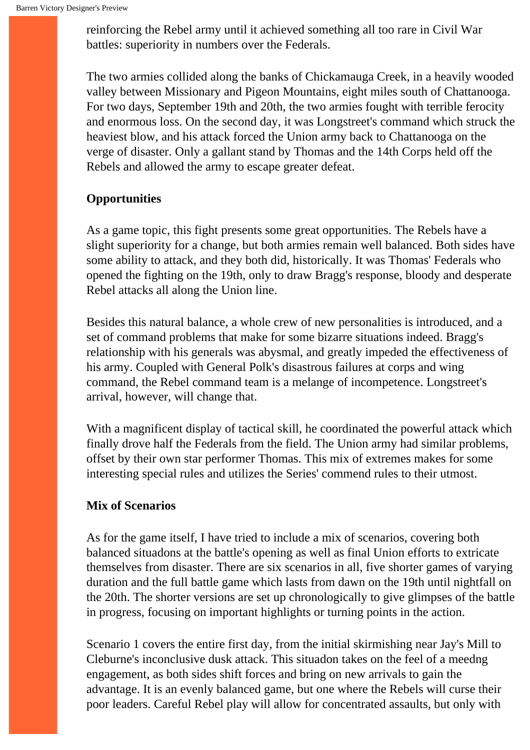reinforcing the Rebel army until it achieved something all too rare in Civil War battles: superiority in numbers over the Federals.

The two armies collided along the banks of Chickamauga Creek, in a heavily wooded valley between Missionary and Pigeon Mountains, eight miles south of Chattanooga. For two days, September 19th and 20th, the two armies fought with terrible ferocity and enormous loss. On the second day, it was Longstreet's command which struck the heaviest blow, and his attack forced the Union army back to Chattanooga on the verge of disaster. Only a gallant stand by Thomas and the 14th Corps held off the Rebels and allowed the army to escape greater defeat.

**Opportunities**

As a game topic, this fight presents some great opportunities. The Rebels have a slight superiority for a change, but both armies remain well balanced. Both sides have some ability to attack, and they both did, historically. It was Thomas' Federals who opened the fighting on the 19th, only to draw Bragg's response, bloody and desperate Rebel attacks all along the Union line.

Besides this natural balance, a whole crew of new personalities is introduced, and a set of command problems that make for some bizarre situations indeed. Bragg's relationship with his generals was abysmal, and greatly impeded the effectiveness of his army. Coupled with General Polk's disastrous failures at corps and wing command, the Rebel command team is a melange of incompetence. Longstreet's arrival, however, will change that.

With a magnificent display of tactical skill, he coordinated the powerful attack which finally drove half the Federals from the field. The Union army had similar problems, offset by their own star performer Thomas. This mix of extremes makes for some interesting special rules and utilizes the Series' commend rules to their utmost.

**Mix of Scenarios**

As for the game itself, I have tried to include a mix of scenarios, covering both balanced situadons at the battle's opening as well as final Union efforts to extricate themselves from disaster. There are six scenarios in all, five shorter games of varying duration and the full battle game which lasts from dawn on the 19th until nightfall on the 20th. The shorter versions are set up chronologically to give glimpses of the battle in progress, focusing on important highlights or turning points in the action.

Scenario 1 covers the entire first day, from the initial skirmishing near Jay's Mill to Cleburne's inconclusive dusk attack. This situadon takes on the feel of a meedng engagement, as both sides shift forces and bring on new arrivals to gain the advantage. It is an evenly balanced game, but one where the Rebels will curse their poor leaders. Careful Rebel play will allow for concentrated assaults, but only with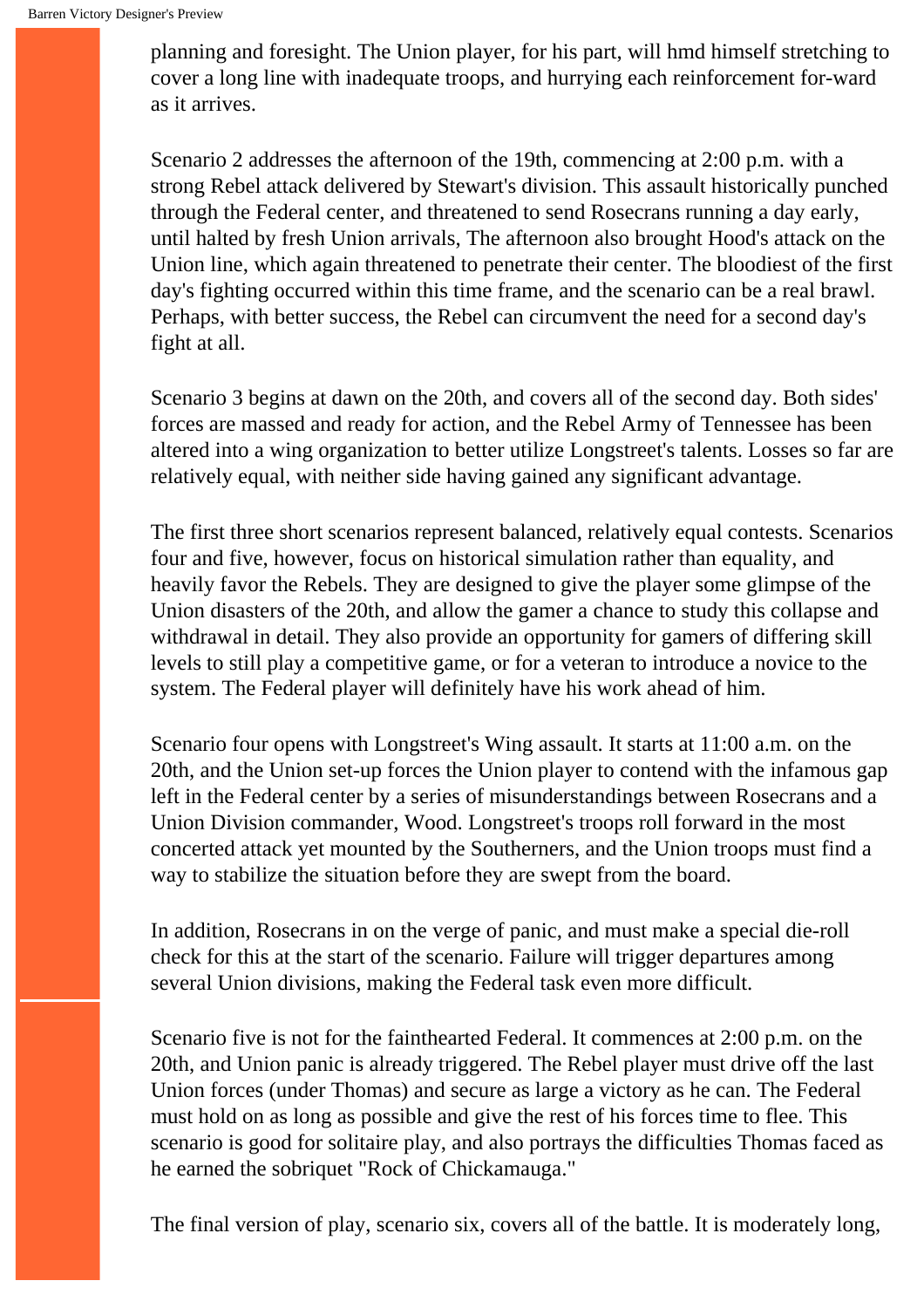planning and foresight. The Union player, for his part, will hmd himself stretching to cover a long line with inadequate troops, and hurrying each reinforcement for-ward as it arrives.

Scenario 2 addresses the afternoon of the 19th, commencing at 2:00 p.m. with a strong Rebel attack delivered by Stewart's division. This assault historically punched through the Federal center, and threatened to send Rosecrans running a day early, until halted by fresh Union arrivals, The afternoon also brought Hood's attack on the Union line, which again threatened to penetrate their center. The bloodiest of the first day's fighting occurred within this time frame, and the scenario can be a real brawl. Perhaps, with better success, the Rebel can circumvent the need for a second day's fight at all.

Scenario 3 begins at dawn on the 20th, and covers all of the second day. Both sides' forces are massed and ready for action, and the Rebel Army of Tennessee has been altered into a wing organization to better utilize Longstreet's talents. Losses so far are relatively equal, with neither side having gained any significant advantage.

The first three short scenarios represent balanced, relatively equal contests. Scenarios four and five, however, focus on historical simulation rather than equality, and heavily favor the Rebels. They are designed to give the player some glimpse of the Union disasters of the 20th, and allow the gamer a chance to study this collapse and withdrawal in detail. They also provide an opportunity for gamers of differing skill levels to still play a competitive game, or for a veteran to introduce a novice to the system. The Federal player will definitely have his work ahead of him.

Scenario four opens with Longstreet's Wing assault. It starts at 11:00 a.m. on the 20th, and the Union set-up forces the Union player to contend with the infamous gap left in the Federal center by a series of misunderstandings between Rosecrans and a Union Division commander, Wood. Longstreet's troops roll forward in the most concerted attack yet mounted by the Southerners, and the Union troops must find a way to stabilize the situation before they are swept from the board.

In addition, Rosecrans in on the verge of panic, and must make a special die-roll check for this at the start of the scenario. Failure will trigger departures among several Union divisions, making the Federal task even more difficult.

Scenario five is not for the fainthearted Federal. It commences at 2:00 p.m. on the 20th, and Union panic is already triggered. The Rebel player must drive off the last Union forces (under Thomas) and secure as large a victory as he can. The Federal must hold on as long as possible and give the rest of his forces time to flee. This scenario is good for solitaire play, and also portrays the difficulties Thomas faced as he earned the sobriquet "Rock of Chickamauga."

The final version of play, scenario six, covers all of the battle. It is moderately long,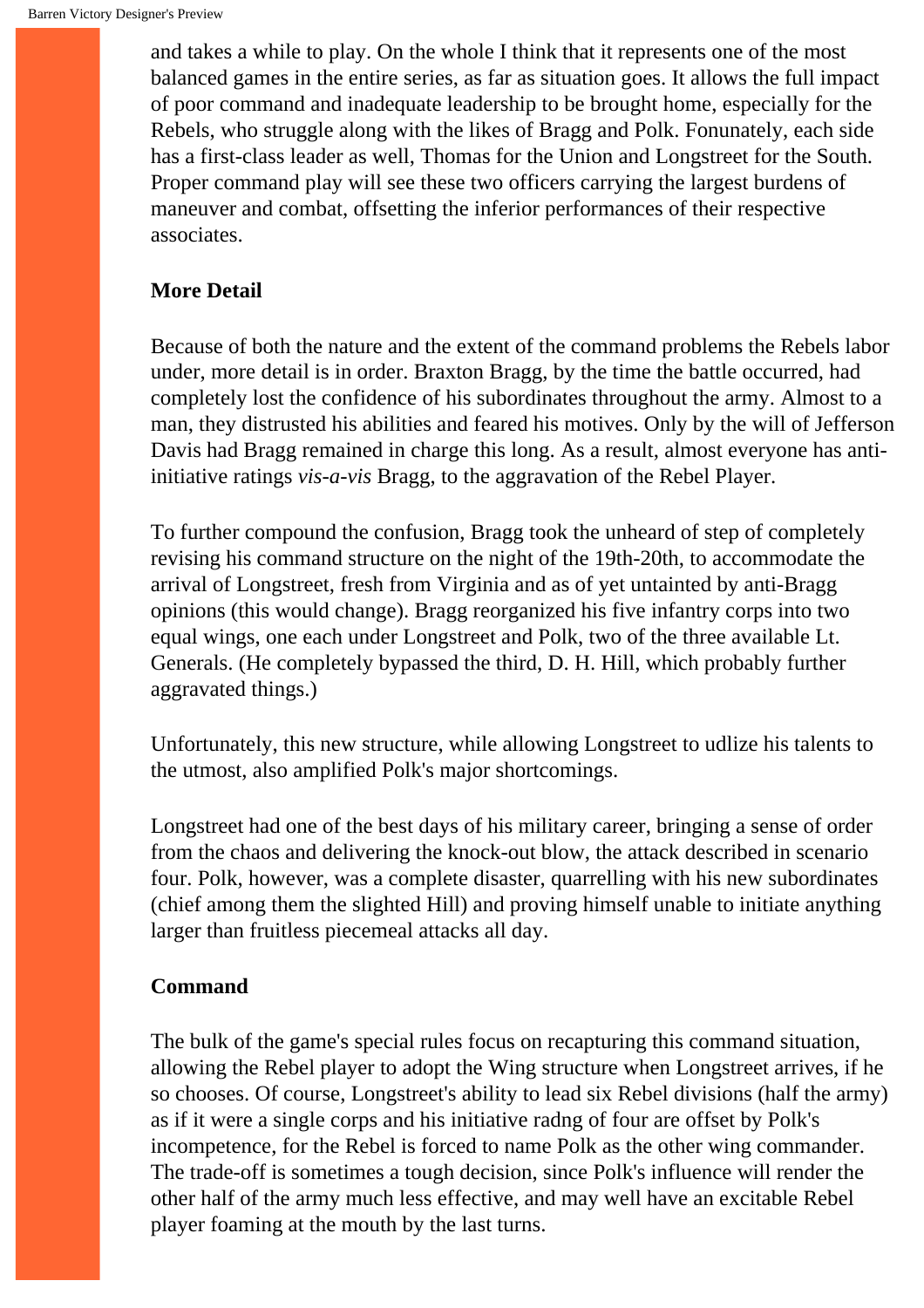and takes a while to play. On the whole I think that it represents one of the most balanced games in the entire series, as far as situation goes. It allows the full impact of poor command and inadequate leadership to be brought home, especially for the Rebels, who struggle along with the likes of Bragg and Polk. Fonunately, each side has a first-class leader as well, Thomas for the Union and Longstreet for the South. Proper command play will see these two officers carrying the largest burdens of maneuver and combat, offsetting the inferior performances of their respective associates.

### More Detail

Because of both the nature and the extent of the command problems the Rebels labor under, more detail is in order. Braxton Bragg, by the time the battle occurred, had completely lost the confidence of his subordinates throughout the army. Almost to a man, they distrusted his abilities and feared his motives. Only by the will of Jefferson Davis had Bragg remained in charge this long. As a result, almost everyone has anti-initiative ratings *vis-a-vis* Bragg, to the aggravation of the Rebel Player.

To further compound the confusion, Bragg took the unheard of step of completely revising his command structure on the night of the 19th-20th, to accommodate the arrival of Longstreet, fresh from Virginia and as of yet untainted by anti-Bragg opinions (this would change). Bragg reorganized his five infantry corps into two equal wings, one each under Longstreet and Polk, two of the three available Lt. Generals. (He completely bypassed the third, D. H. Hill, which probably further aggravated things.)

Unfortunately, this new structure, while allowing Longstreet to udlize his talents to the utmost, also amplified Polk's major shortcomings.

Longstreet had one of the best days of his military career, bringing a sense of order from the chaos and delivering the knock-out blow, the attack described in scenario four. Polk, however, was a complete disaster, quarrelling with his new subordinates (chief among them the slighted Hill) and proving himself unable to initiate anything larger than fruitless piecemeal attacks all day.

### Command

The bulk of the game's special rules focus on recapturing this command situation, allowing the Rebel player to adopt the Wing structure when Longstreet arrives, if he so chooses. Of course, Longstreet's ability to lead six Rebel divisions (half the army) as if it were a single corps and his initiative radng of four are offset by Polk's incompetence, for the Rebel is forced to name Polk as the other wing commander. The trade-off is sometimes a tough decision, since Polk's influence will render the other half of the army much less effective, and may well have an excitable Rebel player foaming at the mouth by the last turns.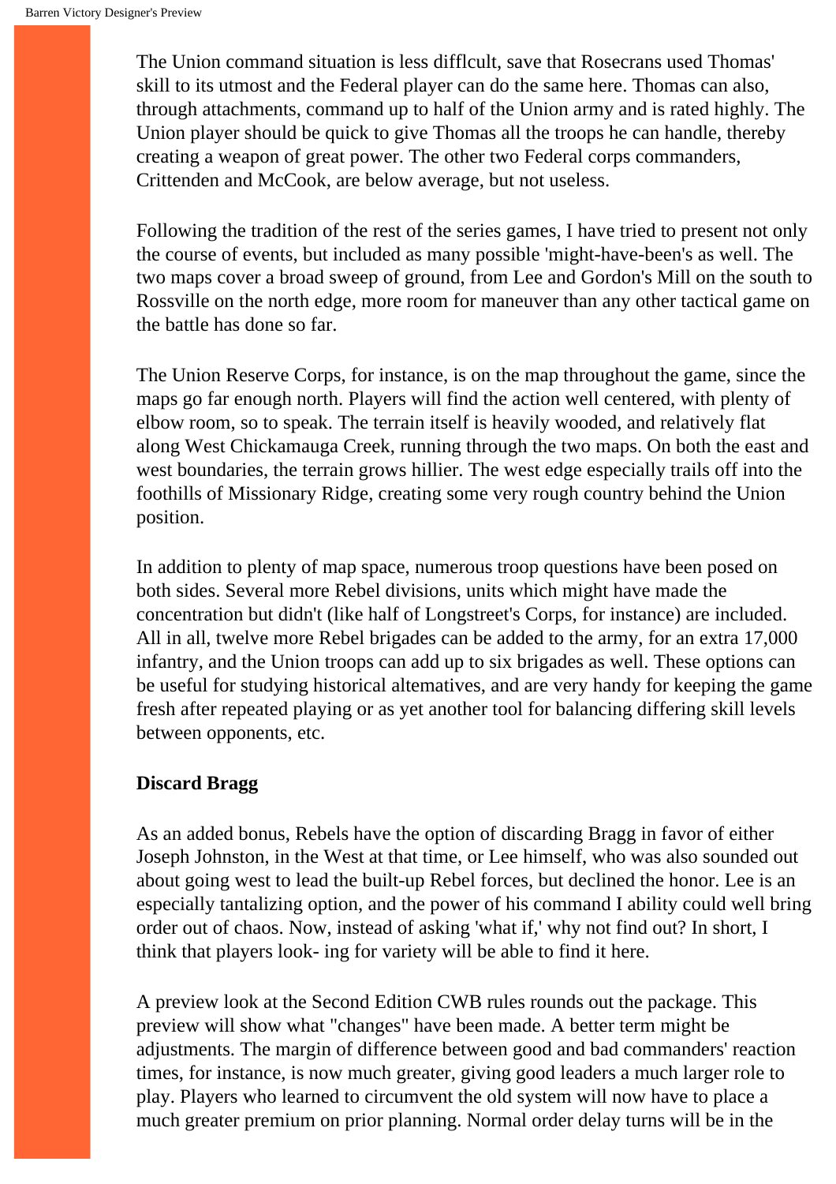The Union command situation is less difflcult, save that Rosecrans used Thomas' skill to its utmost and the Federal player can do the same here. Thomas can also, through attachments, command up to half of the Union army and is rated highly. The Union player should be quick to give Thomas all the troops he can handle, thereby creating a weapon of great power. The other two Federal corps commanders, Crittenden and McCook, are below average, but not useless.

Following the tradition of the rest of the series games, I have tried to present not only the course of events, but included as many possible 'might-have-been's as well. The two maps cover a broad sweep of ground, from Lee and Gordon's Mill on the south to Rossville on the north edge, more room for maneuver than any other tactical game on the battle has done so far.

The Union Reserve Corps, for instance, is on the map throughout the game, since the maps go far enough north. Players will find the action well centered, with plenty of elbow room, so to speak. The terrain itself is heavily wooded, and relatively flat along West Chickamauga Creek, running through the two maps. On both the east and west boundaries, the terrain grows hillier. The west edge especially trails off into the foothills of Missionary Ridge, creating some very rough country behind the Union position.

In addition to plenty of map space, numerous troop questions have been posed on both sides. Several more Rebel divisions, units which might have made the concentration but didn't (like half of Longstreet's Corps, for instance) are included. All in all, twelve more Rebel brigades can be added to the army, for an extra 17,000 infantry, and the Union troops can add up to six brigades as well. These options can be useful for studying historical altematives, and are very handy for keeping the game fresh after repeated playing or as yet another tool for balancing differing skill levels between opponents, etc.

**Discard Bragg**

As an added bonus, Rebels have the option of discarding Bragg in favor of either Joseph Johnston, in the West at that time, or Lee himself, who was also sounded out about going west to lead the built-up Rebel forces, but declined the honor. Lee is an especially tantalizing option, and the power of his command I ability could well bring order out of chaos. Now, instead of asking 'what if,' why not find out? In short, I think that players look- ing for variety will be able to find it here.

A preview look at the Second Edition CWB rules rounds out the package. This preview will show what "changes" have been made. A better term might be adjustments. The margin of difference between good and bad commanders' reaction times, for instance, is now much greater, giving good leaders a much larger role to play. Players who learned to circumvent the old system will now have to place a much greater premium on prior planning. Normal order delay turns will be in the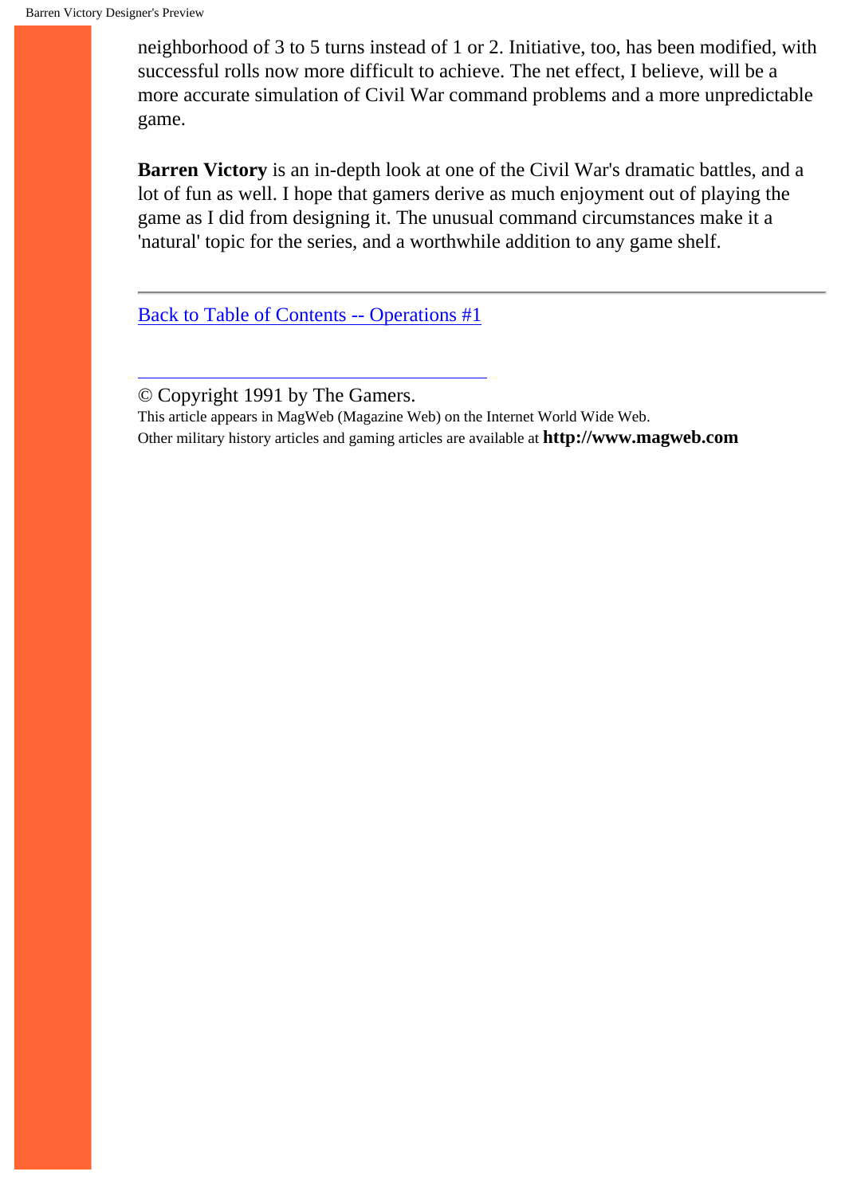neighborhood of 3 to 5 turns instead of 1 or 2. Initiative, too, has been modified, with successful rolls now more difficult to achieve. The net effect, I believe, will be a more accurate simulation of Civil War command problems and a more unpredictable game.

**Barren Victory** is an in-depth look at one of the Civil War's dramatic battles, and a lot of fun as well. I hope that gamers derive as much enjoyment out of playing the game as I did from designing it. The unusual command circumstances make it a 'natural' topic for the series, and a worthwhile addition to any game shelf.

---

Back to Table of Contents -- Operations #1

---

© Copyright 1991 by The Gamers.
This article appears in MagWeb (Magazine Web) on the Internet World Wide Web.
Other military history articles and gaming articles are available at **http://www.magweb.com**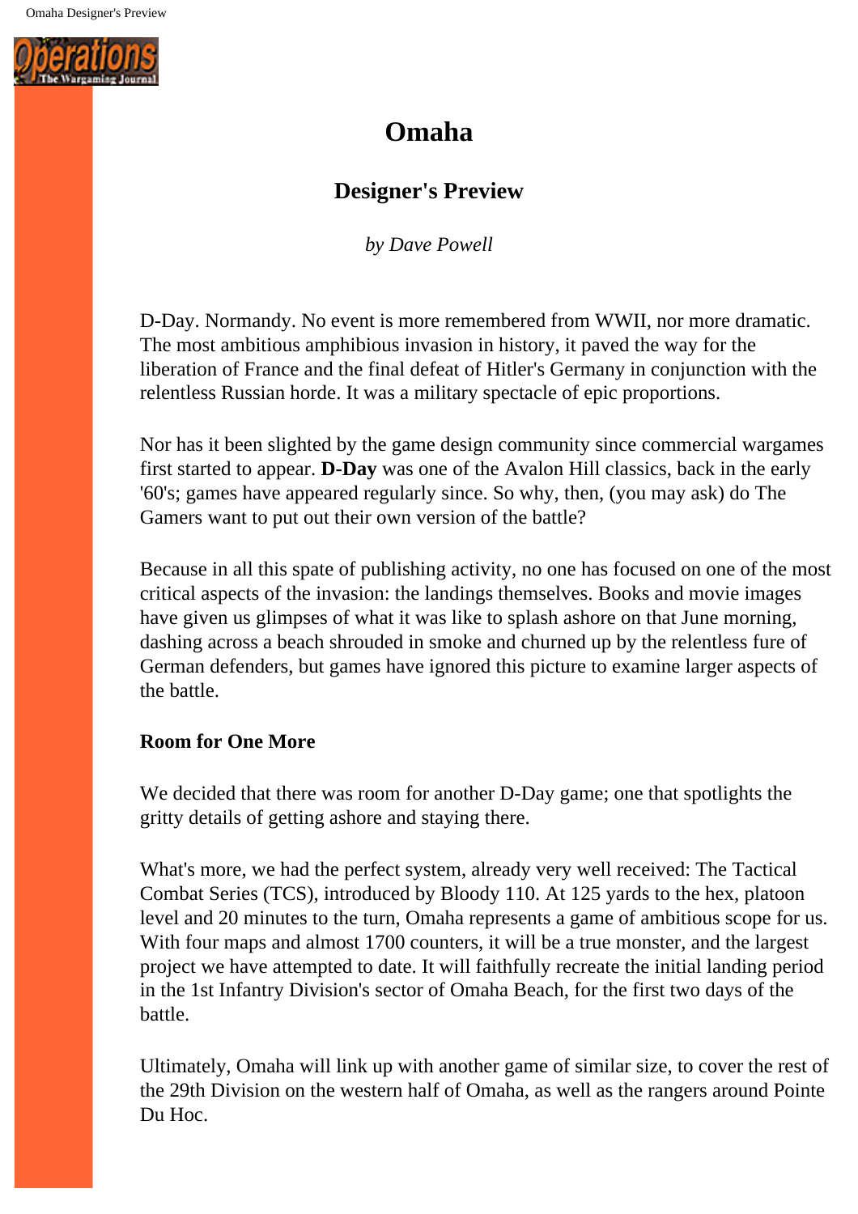# Omaha

## Designer's Preview

*by Dave Powell*

D-Day. Normandy. No event is more remembered from WWII, nor more dramatic. The most ambitious amphibious invasion in history, it paved the way for the liberation of France and the final defeat of Hitler's Germany in conjunction with the relentless Russian horde. It was a military spectacle of epic proportions.

Nor has it been slighted by the game design community since commercial wargames first started to appear. **D-Day** was one of the Avalon Hill classics, back in the early '60's; games have appeared regularly since. So why, then, (you may ask) do The Gamers want to put out their own version of the battle?

Because in all this spate of publishing activity, no one has focused on one of the most critical aspects of the invasion: the landings themselves. Books and movie images have given us glimpses of what it was like to splash ashore on that June morning, dashing across a beach shrouded in smoke and churned up by the relentless fure of German defenders, but games have ignored this picture to examine larger aspects of the battle.

**Room for One More**

We decided that there was room for another D-Day game; one that spotlights the gritty details of getting ashore and staying there.

What's more, we had the perfect system, already very well received: The Tactical Combat Series (TCS), introduced by Bloody 110. At 125 yards to the hex, platoon level and 20 minutes to the turn, Omaha represents a game of ambitious scope for us. With four maps and almost 1700 counters, it will be a true monster, and the largest project we have attempted to date. It will faithfully recreate the initial landing period in the 1st Infantry Division's sector of Omaha Beach, for the first two days of the battle.

Ultimately, Omaha will link up with another game of similar size, to cover the rest of the 29th Division on the western half of Omaha, as well as the rangers around Pointe Du Hoc.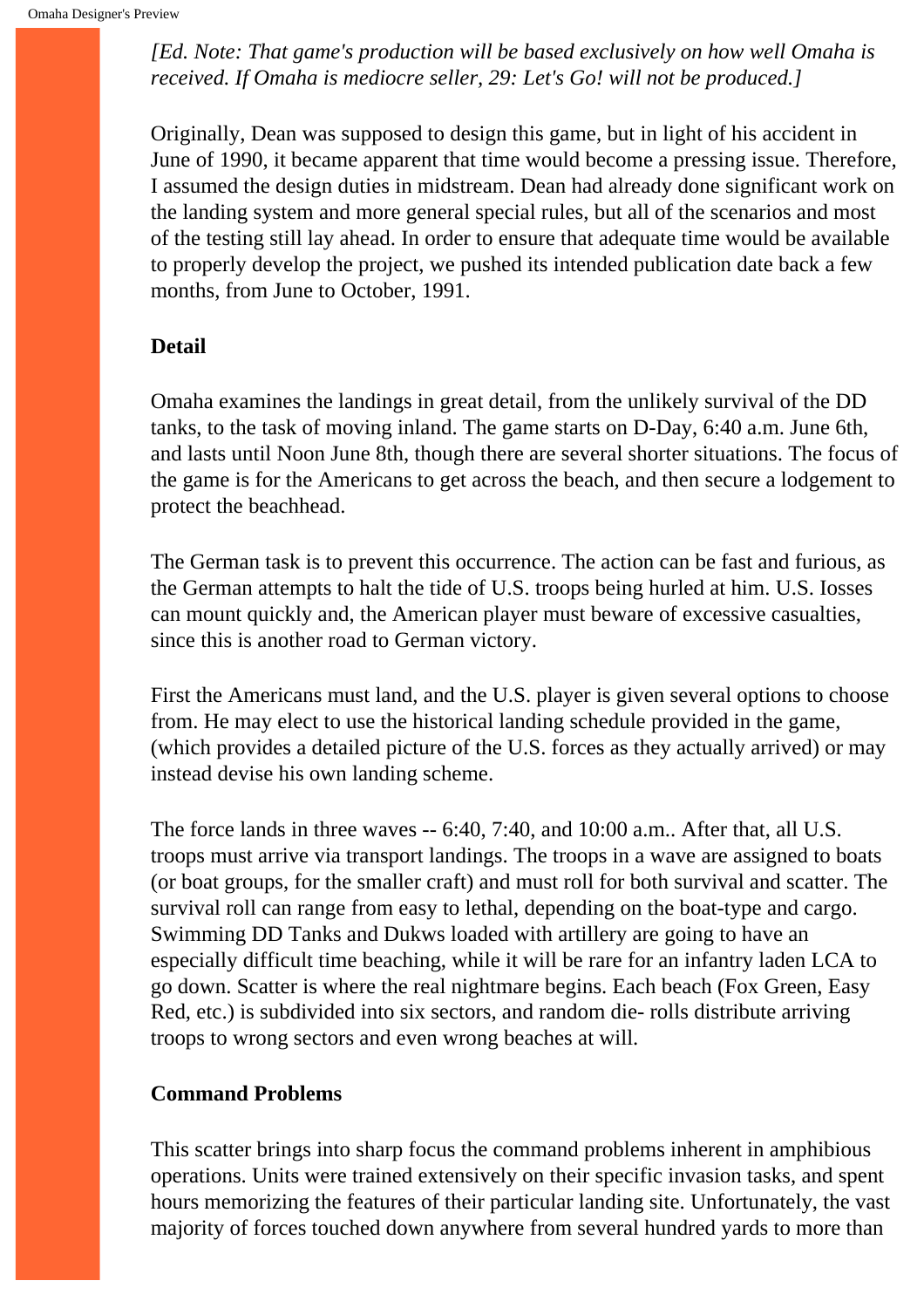*[Ed. Note: That game's production will be based exclusively on how well Omaha is received. If Omaha is mediocre seller, 29: Let's Go! will not be produced.]*

Originally, Dean was supposed to design this game, but in light of his accident in June of 1990, it became apparent that time would become a pressing issue. Therefore, I assumed the design duties in midstream. Dean had already done significant work on the landing system and more general special rules, but all of the scenarios and most of the testing still lay ahead. In order to ensure that adequate time would be available to properly develop the project, we pushed its intended publication date back a few months, from June to October, 1991.

### Detail

Omaha examines the landings in great detail, from the unlikely survival of the DD tanks, to the task of moving inland. The game starts on D-Day, 6:40 a.m. June 6th, and lasts until Noon June 8th, though there are several shorter situations. The focus of the game is for the Americans to get across the beach, and then secure a lodgement to protect the beachhead.

The German task is to prevent this occurrence. The action can be fast and furious, as the German attempts to halt the tide of U.S. troops being hurled at him. U.S. Iosses can mount quickly and, the American player must beware of excessive casualties, since this is another road to German victory.

First the Americans must land, and the U.S. player is given several options to choose from. He may elect to use the historical landing schedule provided in the game, (which provides a detailed picture of the U.S. forces as they actually arrived) or may instead devise his own landing scheme.

The force lands in three waves -- 6:40, 7:40, and 10:00 a.m.. After that, all U.S. troops must arrive via transport landings. The troops in a wave are assigned to boats (or boat groups, for the smaller craft) and must roll for both survival and scatter. The survival roll can range from easy to lethal, depending on the boat-type and cargo. Swimming DD Tanks and Dukws loaded with artillery are going to have an especially difficult time beaching, while it will be rare for an infantry laden LCA to go down. Scatter is where the real nightmare begins. Each beach (Fox Green, Easy Red, etc.) is subdivided into six sectors, and random die- rolls distribute arriving troops to wrong sectors and even wrong beaches at will.

### Command Problems

This scatter brings into sharp focus the command problems inherent in amphibious operations. Units were trained extensively on their specific invasion tasks, and spent hours memorizing the features of their particular landing site. Unfortunately, the vast majority of forces touched down anywhere from several hundred yards to more than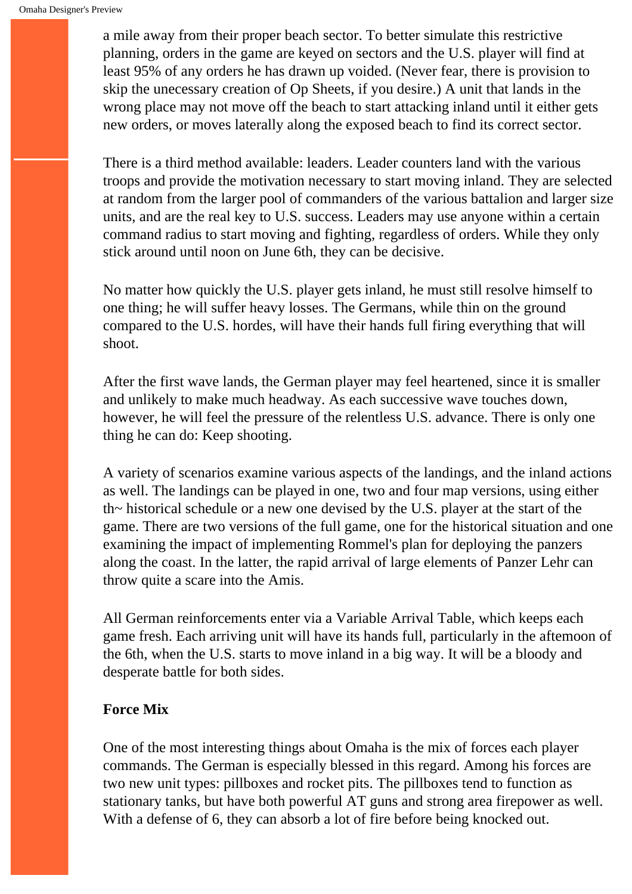a mile away from their proper beach sector. To better simulate this restrictive planning, orders in the game are keyed on sectors and the U.S. player will find at least 95% of any orders he has drawn up voided. (Never fear, there is provision to skip the unecessary creation of Op Sheets, if you desire.) A unit that lands in the wrong place may not move off the beach to start attacking inland until it either gets new orders, or moves laterally along the exposed beach to find its correct sector.

There is a third method available: leaders. Leader counters land with the various troops and provide the motivation necessary to start moving inland. They are selected at random from the larger pool of commanders of the various battalion and larger size units, and are the real key to U.S. success. Leaders may use anyone within a certain command radius to start moving and fighting, regardless of orders. While they only stick around until noon on June 6th, they can be decisive.

No matter how quickly the U.S. player gets inland, he must still resolve himself to one thing; he will suffer heavy losses. The Germans, while thin on the ground compared to the U.S. hordes, will have their hands full firing everything that will shoot.

After the first wave lands, the German player may feel heartened, since it is smaller and unlikely to make much headway. As each successive wave touches down, however, he will feel the pressure of the relentless U.S. advance. There is only one thing he can do: Keep shooting.

A variety of scenarios examine various aspects of the landings, and the inland actions as well. The landings can be played in one, two and four map versions, using either th~ historical schedule or a new one devised by the U.S. player at the start of the game. There are two versions of the full game, one for the historical situation and one examining the impact of implementing Rommel's plan for deploying the panzers along the coast. In the latter, the rapid arrival of large elements of Panzer Lehr can throw quite a scare into the Amis.

All German reinforcements enter via a Variable Arrival Table, which keeps each game fresh. Each arriving unit will have its hands full, particularly in the aftemoon of the 6th, when the U.S. starts to move inland in a big way. It will be a bloody and desperate battle for both sides.

**Force Mix**

One of the most interesting things about Omaha is the mix of forces each player commands. The German is especially blessed in this regard. Among his forces are two new unit types: pillboxes and rocket pits. The pillboxes tend to function as stationary tanks, but have both powerful AT guns and strong area firepower as well. With a defense of 6, they can absorb a lot of fire before being knocked out.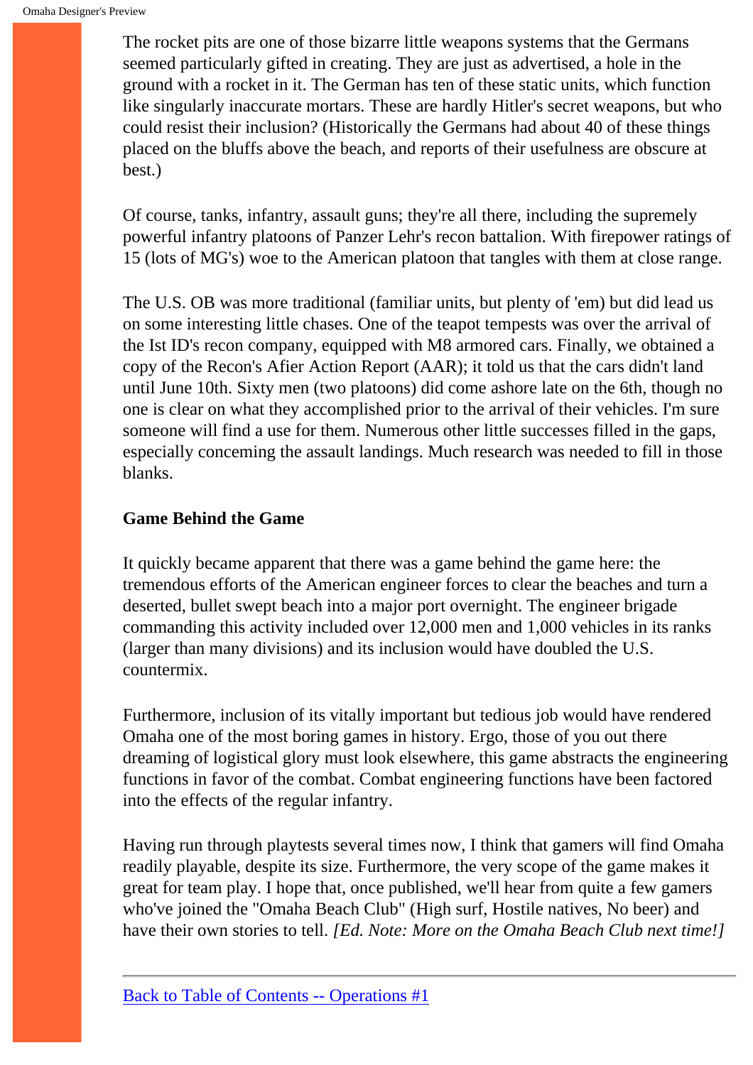The rocket pits are one of those bizarre little weapons systems that the Germans seemed particularly gifted in creating. They are just as advertised, a hole in the ground with a rocket in it. The German has ten of these static units, which function like singularly inaccurate mortars. These are hardly Hitler's secret weapons, but who could resist their inclusion? (Historically the Germans had about 40 of these things placed on the bluffs above the beach, and reports of their usefulness are obscure at best.)

Of course, tanks, infantry, assault guns; they're all there, including the supremely powerful infantry platoons of Panzer Lehr's recon battalion. With firepower ratings of 15 (lots of MG's) woe to the American platoon that tangles with them at close range.

The U.S. OB was more traditional (familiar units, but plenty of 'em) but did lead us on some interesting little chases. One of the teapot tempests was over the arrival of the Ist ID's recon company, equipped with M8 armored cars. Finally, we obtained a copy of the Recon's Afier Action Report (AAR); it told us that the cars didn't land until June 10th. Sixty men (two platoons) did come ashore late on the 6th, though no one is clear on what they accomplished prior to the arrival of their vehicles. I'm sure someone will find a use for them. Numerous other little successes filled in the gaps, especially conceming the assault landings. Much research was needed to fill in those blanks.

**Game Behind the Game**

It quickly became apparent that there was a game behind the game here: the tremendous efforts of the American engineer forces to clear the beaches and turn a deserted, bullet swept beach into a major port overnight. The engineer brigade commanding this activity included over 12,000 men and 1,000 vehicles in its ranks (larger than many divisions) and its inclusion would have doubled the U.S. countermix.

Furthermore, inclusion of its vitally important but tedious job would have rendered Omaha one of the most boring games in history. Ergo, those of you out there dreaming of logistical glory must look elsewhere, this game abstracts the engineering functions in favor of the combat. Combat engineering functions have been factored into the effects of the regular infantry.

Having run through playtests several times now, I think that gamers will find Omaha readily playable, despite its size. Furthermore, the very scope of the game makes it great for team play. I hope that, once published, we'll hear from quite a few gamers who've joined the "Omaha Beach Club" (High surf, Hostile natives, No beer) and have their own stories to tell. *[Ed. Note: More on the Omaha Beach Club next time!]*

---

Back to Table of Contents -- Operations #1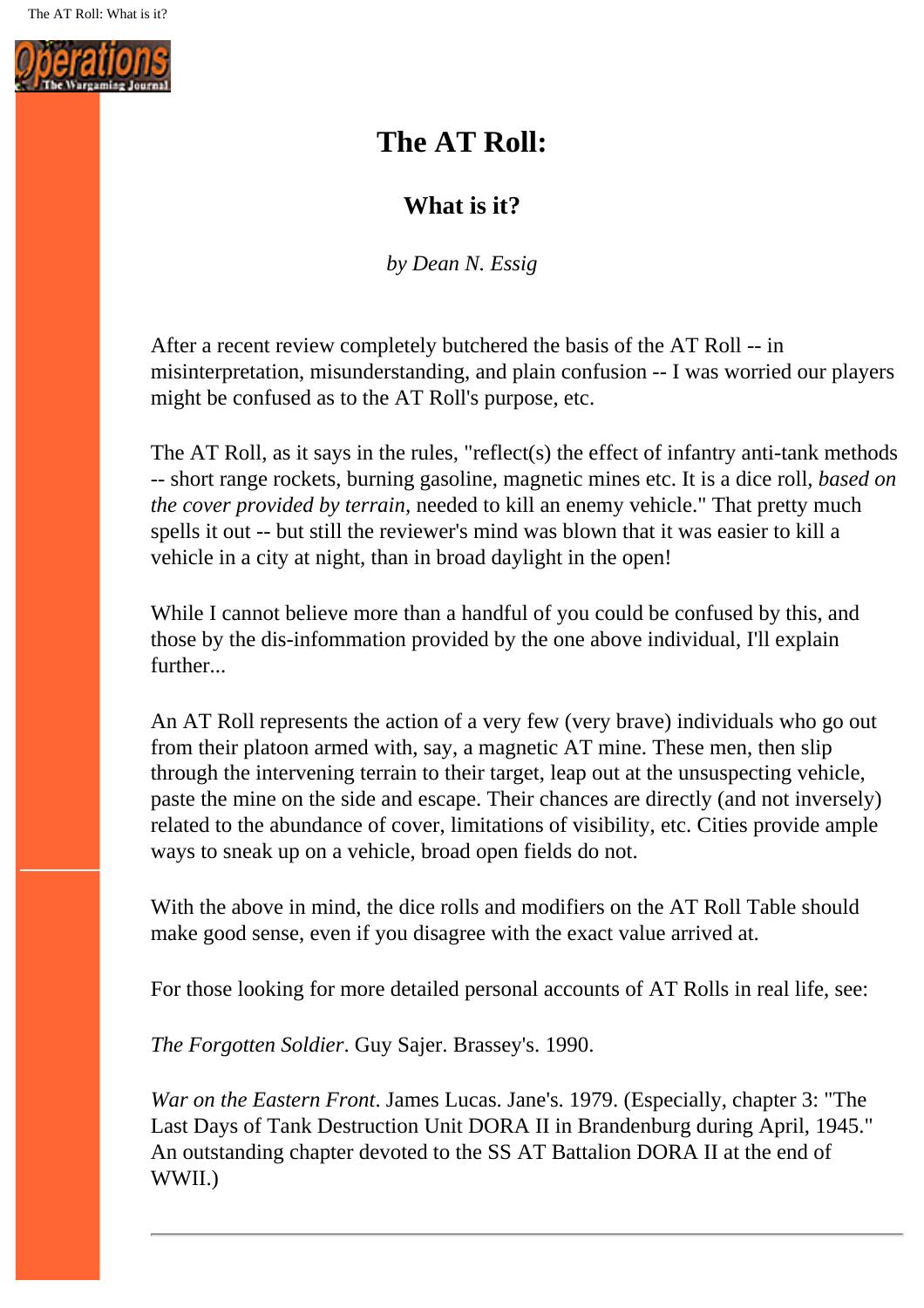# The AT Roll:

## What is it?

*by Dean N. Essig*

After a recent review completely butchered the basis of the AT Roll -- in misinterpretation, misunderstanding, and plain confusion -- I was worried our players might be confused as to the AT Roll's purpose, etc.

The AT Roll, as it says in the rules, "reflect(s) the effect of infantry anti-tank methods -- short range rockets, burning gasoline, magnetic mines etc. It is a dice roll, *based on the cover provided by terrain,* needed to kill an enemy vehicle." That pretty much spells it out -- but still the reviewer's mind was blown that it was easier to kill a vehicle in a city at night, than in broad daylight in the open!

While I cannot believe more than a handful of you could be confused by this, and those by the dis-infommation provided by the one above individual, I'll explain further...

An AT Roll represents the action of a very few (very brave) individuals who go out from their platoon armed with, say, a magnetic AT mine. These men, then slip through the intervening terrain to their target, leap out at the unsuspecting vehicle, paste the mine on the side and escape. Their chances are directly (and not inversely) related to the abundance of cover, limitations of visibility, etc. Cities provide ample ways to sneak up on a vehicle, broad open fields do not.

With the above in mind, the dice rolls and modifiers on the AT Roll Table should make good sense, even if you disagree with the exact value arrived at.

For those looking for more detailed personal accounts of AT Rolls in real life, see:

*The Forgotten Soldier*. Guy Sajer. Brassey's. 1990.

*War on the Eastern Front*. James Lucas. Jane's. 1979. (Especially, chapter 3: "The Last Days of Tank Destruction Unit DORA II in Brandenburg during April, 1945." An outstanding chapter devoted to the SS AT Battalion DORA II at the end of WWII.)

---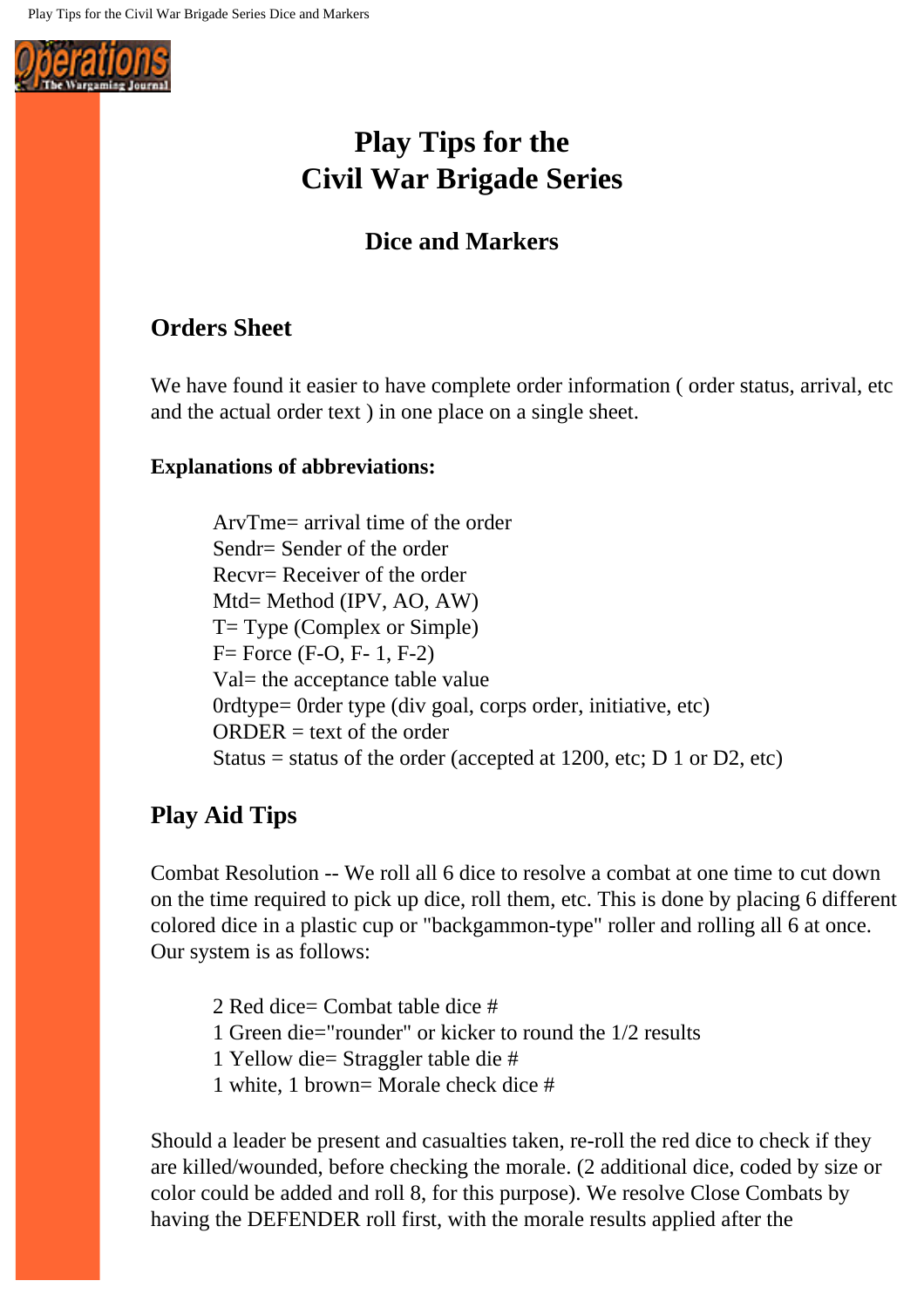# Play Tips for the Civil War Brigade Series

## Dice and Markers

### Orders Sheet

We have found it easier to have complete order information ( order status, arrival, etc and the actual order text ) in one place on a single sheet.

**Explanations of abbreviations:**

ArvTme= arrival time of the order
Sendr= Sender of the order
Recvr= Receiver of the order
Mtd= Method (IPV, AO, AW)
T= Type (Complex or Simple)
F= Force (F-O, F- 1, F-2)
Val= the acceptance table value
0rdtype= 0rder type (div goal, corps order, initiative, etc)
ORDER = text of the order
Status = status of the order (accepted at 1200, etc; D 1 or D2, etc)

### Play Aid Tips

Combat Resolution -- We roll all 6 dice to resolve a combat at one time to cut down on the time required to pick up dice, roll them, etc. This is done by placing 6 different colored dice in a plastic cup or "backgammon-type" roller and rolling all 6 at once. Our system is as follows:

2 Red dice= Combat table dice #
1 Green die="rounder" or kicker to round the 1/2 results
1 Yellow die= Straggler table die #
1 white, 1 brown= Morale check dice #

Should a leader be present and casualties taken, re-roll the red dice to check if they are killed/wounded, before checking the morale. (2 additional dice, coded by size or color could be added and roll 8, for this purpose). We resolve Close Combats by having the DEFENDER roll first, with the morale results applied after the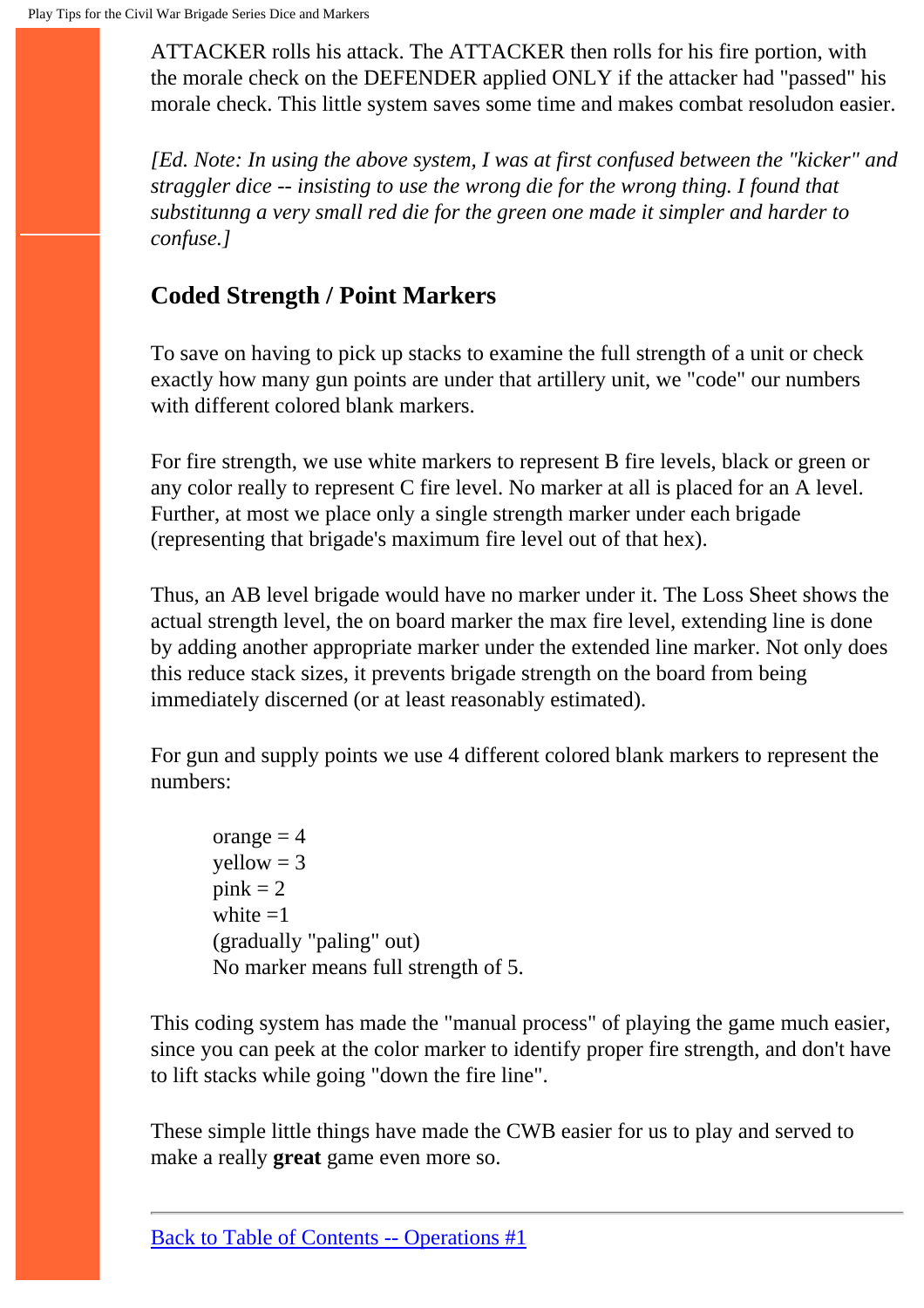ATTACKER rolls his attack. The ATTACKER then rolls for his fire portion, with the morale check on the DEFENDER applied ONLY if the attacker had "passed" his morale check. This little system saves some time and makes combat resoludon easier.

*[Ed. Note: In using the above system, I was at first confused between the "kicker" and straggler dice -- insisting to use the wrong die for the wrong thing. I found that substitunng a very small red die for the green one made it simpler and harder to confuse.]*

## Coded Strength / Point Markers

To save on having to pick up stacks to examine the full strength of a unit or check exactly how many gun points are under that artillery unit, we "code" our numbers with different colored blank markers.

For fire strength, we use white markers to represent B fire levels, black or green or any color really to represent C fire level. No marker at all is placed for an A level. Further, at most we place only a single strength marker under each brigade (representing that brigade's maximum fire level out of that hex).

Thus, an AB level brigade would have no marker under it. The Loss Sheet shows the actual strength level, the on board marker the max fire level, extending line is done by adding another appropriate marker under the extended line marker. Not only does this reduce stack sizes, it prevents brigade strength on the board from being immediately discerned (or at least reasonably estimated).

For gun and supply points we use 4 different colored blank markers to represent the numbers:

> orange = 4
> yellow = 3
> pink = 2
> white =1
> (gradually "paling" out)
> No marker means full strength of 5.

This coding system has made the "manual process" of playing the game much easier, since you can peek at the color marker to identify proper fire strength, and don't have to lift stacks while going "down the fire line".

These simple little things have made the CWB easier for us to play and served to make a really **great** game even more so.

---

Back to Table of Contents -- Operations #1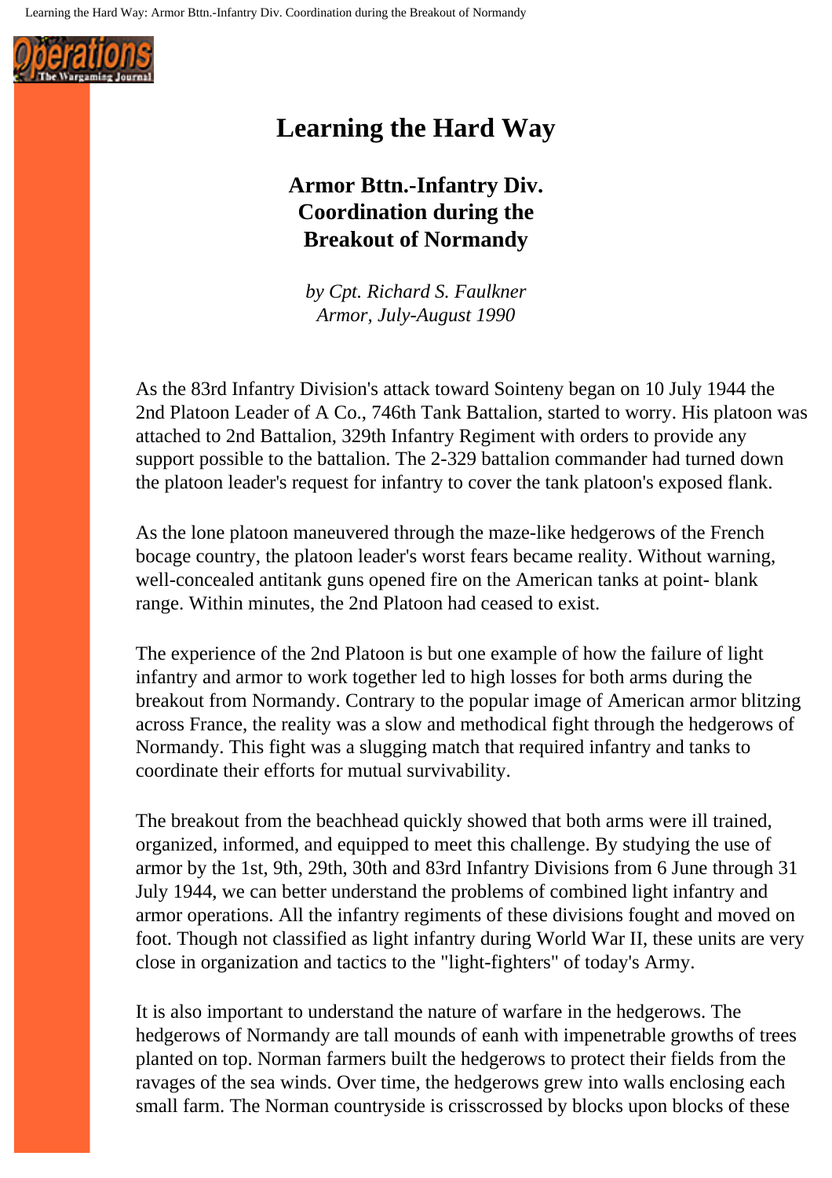# Learning the Hard Way

## Armor Bttn.-Infantry Div. Coordination during the Breakout of Normandy

*by Cpt. Richard S. Faulkner*
*Armor, July-August 1990*

As the 83rd Infantry Division's attack toward Sointeny began on 10 July 1944 the 2nd Platoon Leader of A Co., 746th Tank Battalion, started to worry. His platoon was attached to 2nd Battalion, 329th Infantry Regiment with orders to provide any support possible to the battalion. The 2-329 battalion commander had turned down the platoon leader's request for infantry to cover the tank platoon's exposed flank.

As the lone platoon maneuvered through the maze-like hedgerows of the French bocage country, the platoon leader's worst fears became reality. Without warning, well-concealed antitank guns opened fire on the American tanks at point- blank range. Within minutes, the 2nd Platoon had ceased to exist.

The experience of the 2nd Platoon is but one example of how the failure of light infantry and armor to work together led to high losses for both arms during the breakout from Normandy. Contrary to the popular image of American armor blitzing across France, the reality was a slow and methodical fight through the hedgerows of Normandy. This fight was a slugging match that required infantry and tanks to coordinate their efforts for mutual survivability.

The breakout from the beachhead quickly showed that both arms were ill trained, organized, informed, and equipped to meet this challenge. By studying the use of armor by the 1st, 9th, 29th, 30th and 83rd Infantry Divisions from 6 June through 31 July 1944, we can better understand the problems of combined light infantry and armor operations. All the infantry regiments of these divisions fought and moved on foot. Though not classified as light infantry during World War II, these units are very close in organization and tactics to the "light-fighters" of today's Army.

It is also important to understand the nature of warfare in the hedgerows. The hedgerows of Normandy are tall mounds of eanh with impenetrable growths of trees planted on top. Norman farmers built the hedgerows to protect their fields from the ravages of the sea winds. Over time, the hedgerows grew into walls enclosing each small farm. The Norman countryside is crisscrossed by blocks upon blocks of these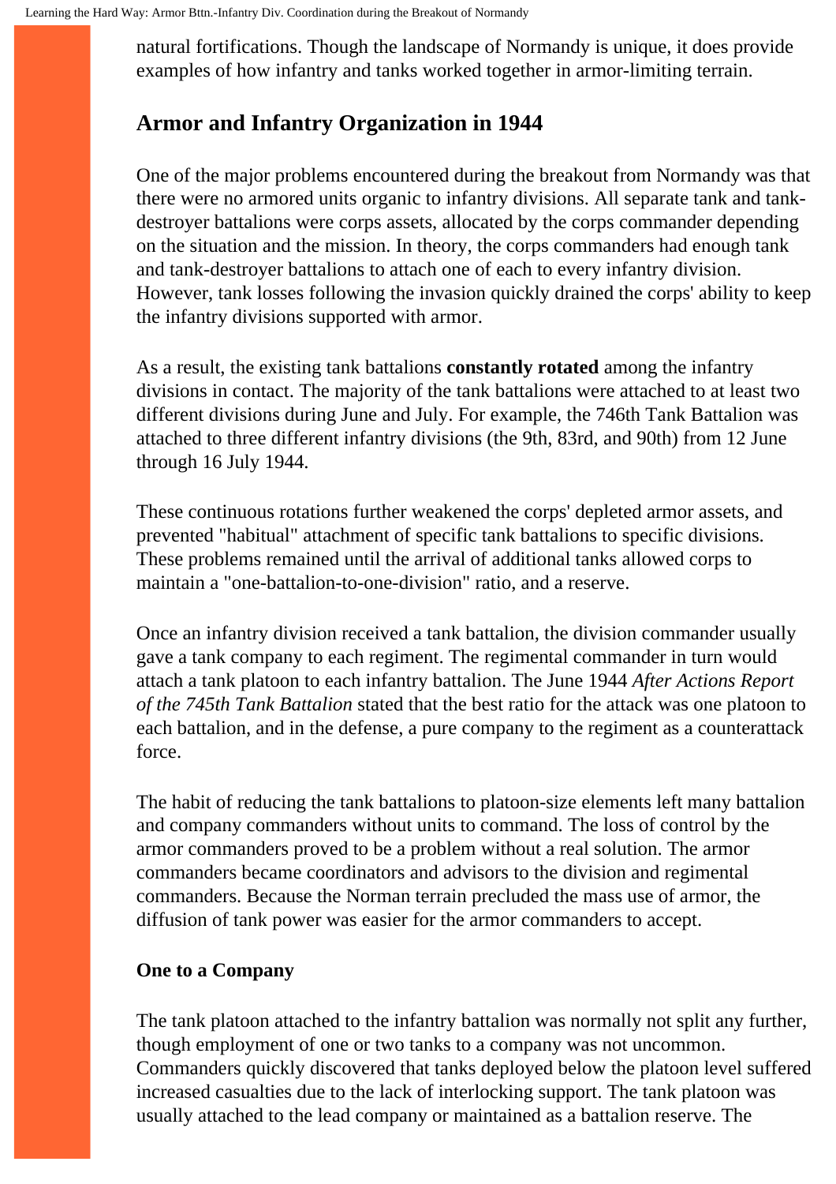natural fortifications. Though the landscape of Normandy is unique, it does provide examples of how infantry and tanks worked together in armor-limiting terrain.

## Armor and Infantry Organization in 1944

One of the major problems encountered during the breakout from Normandy was that there were no armored units organic to infantry divisions. All separate tank and tank-destroyer battalions were corps assets, allocated by the corps commander depending on the situation and the mission. In theory, the corps commanders had enough tank and tank-destroyer battalions to attach one of each to every infantry division. However, tank losses following the invasion quickly drained the corps' ability to keep the infantry divisions supported with armor.

As a result, the existing tank battalions **constantly rotated** among the infantry divisions in contact. The majority of the tank battalions were attached to at least two different divisions during June and July. For example, the 746th Tank Battalion was attached to three different infantry divisions (the 9th, 83rd, and 90th) from 12 June through 16 July 1944.

These continuous rotations further weakened the corps' depleted armor assets, and prevented "habitual" attachment of specific tank battalions to specific divisions. These problems remained until the arrival of additional tanks allowed corps to maintain a "one-battalion-to-one-division" ratio, and a reserve.

Once an infantry division received a tank battalion, the division commander usually gave a tank company to each regiment. The regimental commander in turn would attach a tank platoon to each infantry battalion. The June 1944 *After Actions Report of the 745th Tank Battalion* stated that the best ratio for the attack was one platoon to each battalion, and in the defense, a pure company to the regiment as a counterattack force.

The habit of reducing the tank battalions to platoon-size elements left many battalion and company commanders without units to command. The loss of control by the armor commanders proved to be a problem without a real solution. The armor commanders became coordinators and advisors to the division and regimental commanders. Because the Norman terrain precluded the mass use of armor, the diffusion of tank power was easier for the armor commanders to accept.

### One to a Company

The tank platoon attached to the infantry battalion was normally not split any further, though employment of one or two tanks to a company was not uncommon. Commanders quickly discovered that tanks deployed below the platoon level suffered increased casualties due to the lack of interlocking support. The tank platoon was usually attached to the lead company or maintained as a battalion reserve. The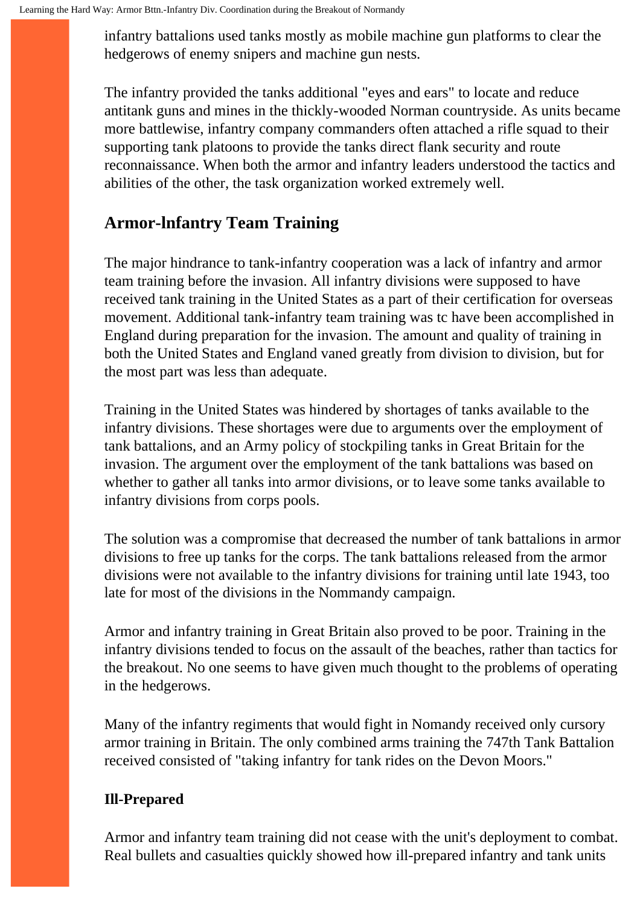infantry battalions used tanks mostly as mobile machine gun platforms to clear the hedgerows of enemy snipers and machine gun nests.

The infantry provided the tanks additional "eyes and ears" to locate and reduce antitank guns and mines in the thickly-wooded Norman countryside. As units became more battlewise, infantry company commanders often attached a rifle squad to their supporting tank platoons to provide the tanks direct flank security and route reconnaissance. When both the armor and infantry leaders understood the tactics and abilities of the other, the task organization worked extremely well.

## Armor-lnfantry Team Training

The major hindrance to tank-infantry cooperation was a lack of infantry and armor team training before the invasion. All infantry divisions were supposed to have received tank training in the United States as a part of their certification for overseas movement. Additional tank-infantry team training was tc have been accomplished in England during preparation for the invasion. The amount and quality of training in both the United States and England vaned greatly from division to division, but for the most part was less than adequate.

Training in the United States was hindered by shortages of tanks available to the infantry divisions. These shortages were due to arguments over the employment of tank battalions, and an Army policy of stockpiling tanks in Great Britain for the invasion. The argument over the employment of the tank battalions was based on whether to gather all tanks into armor divisions, or to leave some tanks available to infantry divisions from corps pools.

The solution was a compromise that decreased the number of tank battalions in armor divisions to free up tanks for the corps. The tank battalions released from the armor divisions were not available to the infantry divisions for training until late 1943, too late for most of the divisions in the Nommandy campaign.

Armor and infantry training in Great Britain also proved to be poor. Training in the infantry divisions tended to focus on the assault of the beaches, rather than tactics for the breakout. No one seems to have given much thought to the problems of operating in the hedgerows.

Many of the infantry regiments that would fight in Nomandy received only cursory armor training in Britain. The only combined arms training the 747th Tank Battalion received consisted of "taking infantry for tank rides on the Devon Moors."

### Ill-Prepared

Armor and infantry team training did not cease with the unit's deployment to combat. Real bullets and casualties quickly showed how ill-prepared infantry and tank units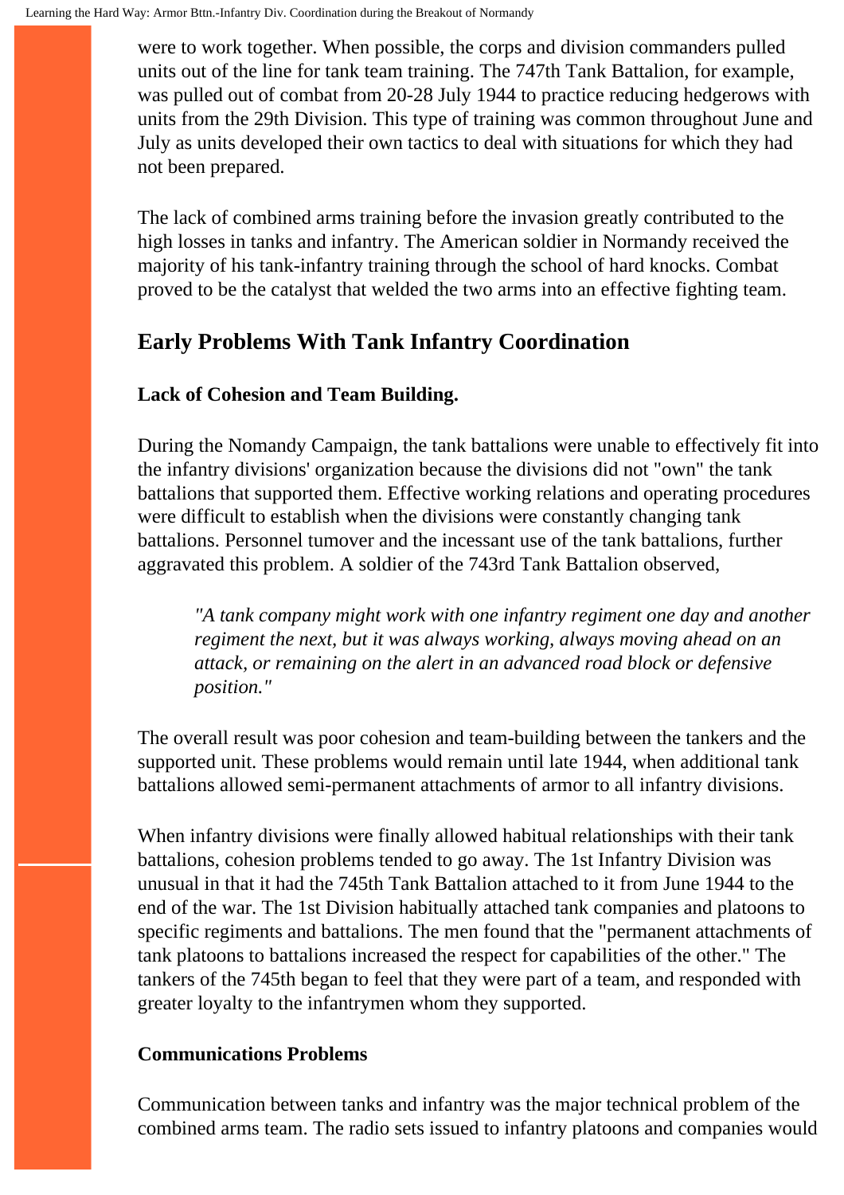were to work together. When possible, the corps and division commanders pulled units out of the line for tank team training. The 747th Tank Battalion, for example, was pulled out of combat from 20-28 July 1944 to practice reducing hedgerows with units from the 29th Division. This type of training was common throughout June and July as units developed their own tactics to deal with situations for which they had not been prepared.

The lack of combined arms training before the invasion greatly contributed to the high losses in tanks and infantry. The American soldier in Normandy received the majority of his tank-infantry training through the school of hard knocks. Combat proved to be the catalyst that welded the two arms into an effective fighting team.

## Early Problems With Tank Infantry Coordination

### Lack of Cohesion and Team Building.

During the Nomandy Campaign, the tank battalions were unable to effectively fit into the infantry divisions' organization because the divisions did not "own" the tank battalions that supported them. Effective working relations and operating procedures were difficult to establish when the divisions were constantly changing tank battalions. Personnel tumover and the incessant use of the tank battalions, further aggravated this problem. A soldier of the 743rd Tank Battalion observed,

> *"A tank company might work with one infantry regiment one day and another regiment the next, but it was always working, always moving ahead on an attack, or remaining on the alert in an advanced road block or defensive position."*

The overall result was poor cohesion and team-building between the tankers and the supported unit. These problems would remain until late 1944, when additional tank battalions allowed semi-permanent attachments of armor to all infantry divisions.

When infantry divisions were finally allowed habitual relationships with their tank battalions, cohesion problems tended to go away. The 1st Infantry Division was unusual in that it had the 745th Tank Battalion attached to it from June 1944 to the end of the war. The 1st Division habitually attached tank companies and platoons to specific regiments and battalions. The men found that the "permanent attachments of tank platoons to battalions increased the respect for capabilities of the other." The tankers of the 745th began to feel that they were part of a team, and responded with greater loyalty to the infantrymen whom they supported.

### Communications Problems

Communication between tanks and infantry was the major technical problem of the combined arms team. The radio sets issued to infantry platoons and companies would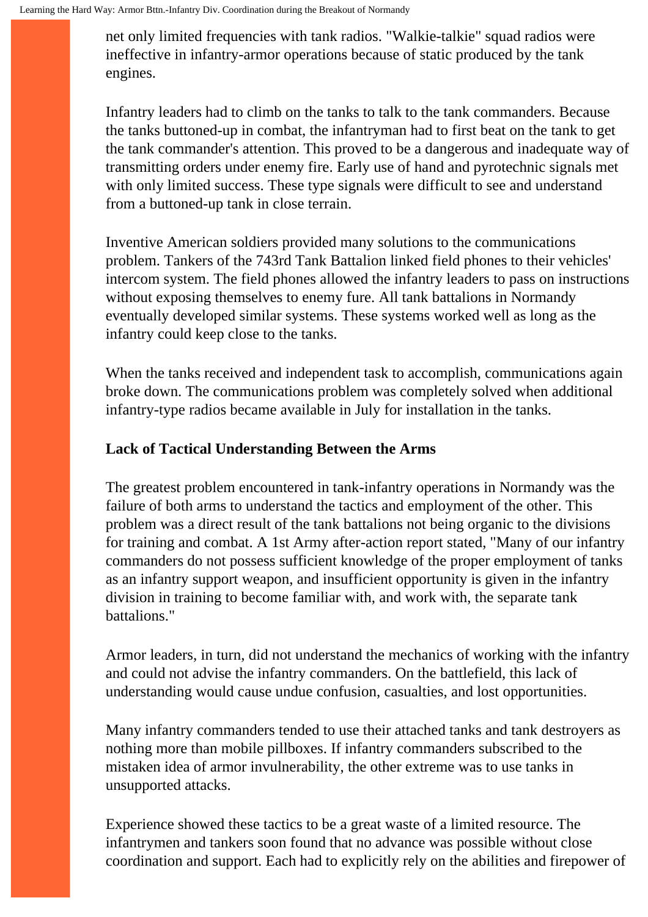net only limited frequencies with tank radios. "Walkie-talkie" squad radios were ineffective in infantry-armor operations because of static produced by the tank engines.

Infantry leaders had to climb on the tanks to talk to the tank commanders. Because the tanks buttoned-up in combat, the infantryman had to first beat on the tank to get the tank commander's attention. This proved to be a dangerous and inadequate way of transmitting orders under enemy fire. Early use of hand and pyrotechnic signals met with only limited success. These type signals were difficult to see and understand from a buttoned-up tank in close terrain.

Inventive American soldiers provided many solutions to the communications problem. Tankers of the 743rd Tank Battalion linked field phones to their vehicles' intercom system. The field phones allowed the infantry leaders to pass on instructions without exposing themselves to enemy fure. All tank battalions in Normandy eventually developed similar systems. These systems worked well as long as the infantry could keep close to the tanks.

When the tanks received and independent task to accomplish, communications again broke down. The communications problem was completely solved when additional infantry-type radios became available in July for installation in the tanks.

**Lack of Tactical Understanding Between the Arms**

The greatest problem encountered in tank-infantry operations in Normandy was the failure of both arms to understand the tactics and employment of the other. This problem was a direct result of the tank battalions not being organic to the divisions for training and combat. A 1st Army after-action report stated, "Many of our infantry commanders do not possess sufficient knowledge of the proper employment of tanks as an infantry support weapon, and insufficient opportunity is given in the infantry division in training to become familiar with, and work with, the separate tank battalions."

Armor leaders, in turn, did not understand the mechanics of working with the infantry and could not advise the infantry commanders. On the battlefield, this lack of understanding would cause undue confusion, casualties, and lost opportunities.

Many infantry commanders tended to use their attached tanks and tank destroyers as nothing more than mobile pillboxes. If infantry commanders subscribed to the mistaken idea of armor invulnerability, the other extreme was to use tanks in unsupported attacks.

Experience showed these tactics to be a great waste of a limited resource. The infantrymen and tankers soon found that no advance was possible without close coordination and support. Each had to explicitly rely on the abilities and firepower of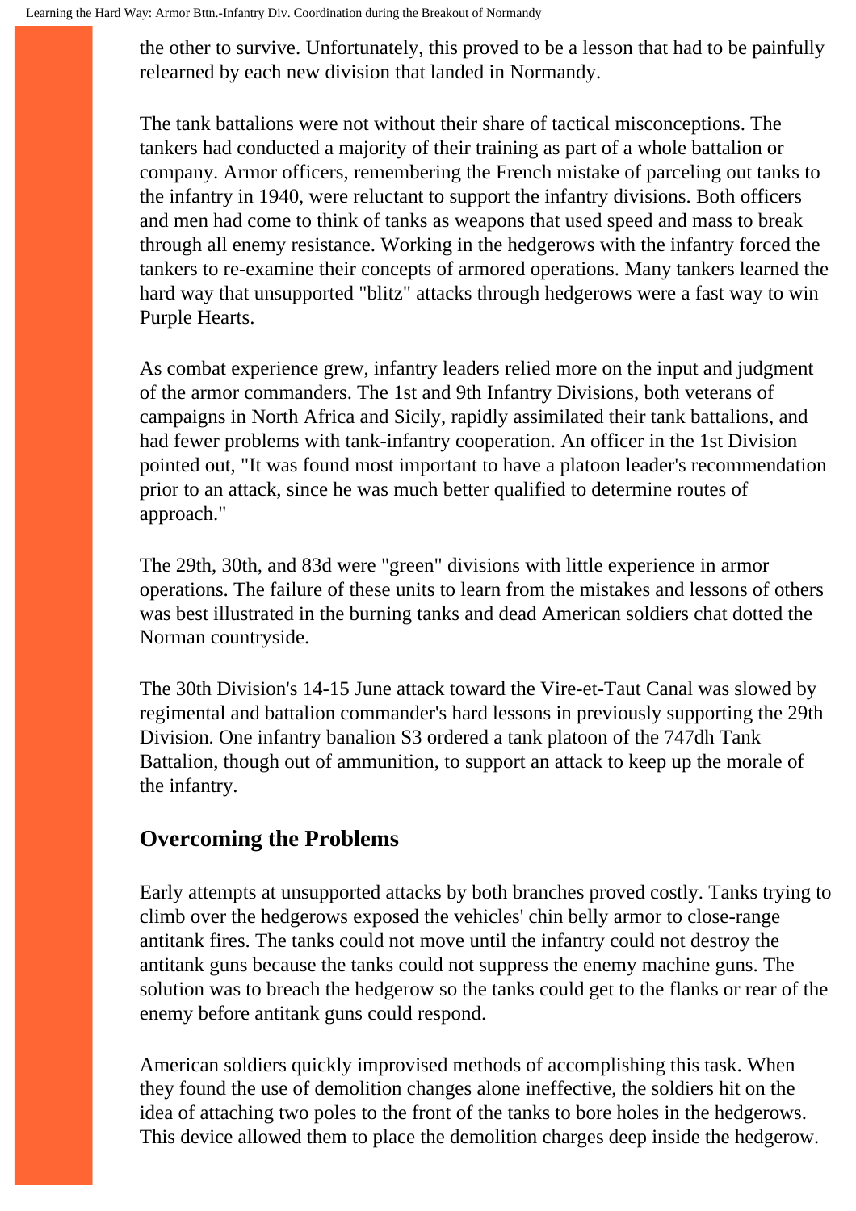the other to survive. Unfortunately, this proved to be a lesson that had to be painfully relearned by each new division that landed in Normandy.

The tank battalions were not without their share of tactical misconceptions. The tankers had conducted a majority of their training as part of a whole battalion or company. Armor officers, remembering the French mistake of parceling out tanks to the infantry in 1940, were reluctant to support the infantry divisions. Both officers and men had come to think of tanks as weapons that used speed and mass to break through all enemy resistance. Working in the hedgerows with the infantry forced the tankers to re-examine their concepts of armored operations. Many tankers learned the hard way that unsupported "blitz" attacks through hedgerows were a fast way to win Purple Hearts.

As combat experience grew, infantry leaders relied more on the input and judgment of the armor commanders. The 1st and 9th Infantry Divisions, both veterans of campaigns in North Africa and Sicily, rapidly assimilated their tank battalions, and had fewer problems with tank-infantry cooperation. An officer in the 1st Division pointed out, "It was found most important to have a platoon leader's recommendation prior to an attack, since he was much better qualified to determine routes of approach."

The 29th, 30th, and 83d were "green" divisions with little experience in armor operations. The failure of these units to learn from the mistakes and lessons of others was best illustrated in the burning tanks and dead American soldiers chat dotted the Norman countryside.

The 30th Division's 14-15 June attack toward the Vire-et-Taut Canal was slowed by regimental and battalion commander's hard lessons in previously supporting the 29th Division. One infantry banalion S3 ordered a tank platoon of the 747dh Tank Battalion, though out of ammunition, to support an attack to keep up the morale of the infantry.

## Overcoming the Problems

Early attempts at unsupported attacks by both branches proved costly. Tanks trying to climb over the hedgerows exposed the vehicles' chin belly armor to close-range antitank fires. The tanks could not move until the infantry could not destroy the antitank guns because the tanks could not suppress the enemy machine guns. The solution was to breach the hedgerow so the tanks could get to the flanks or rear of the enemy before antitank guns could respond.

American soldiers quickly improvised methods of accomplishing this task. When they found the use of demolition changes alone ineffective, the soldiers hit on the idea of attaching two poles to the front of the tanks to bore holes in the hedgerows. This device allowed them to place the demolition charges deep inside the hedgerow.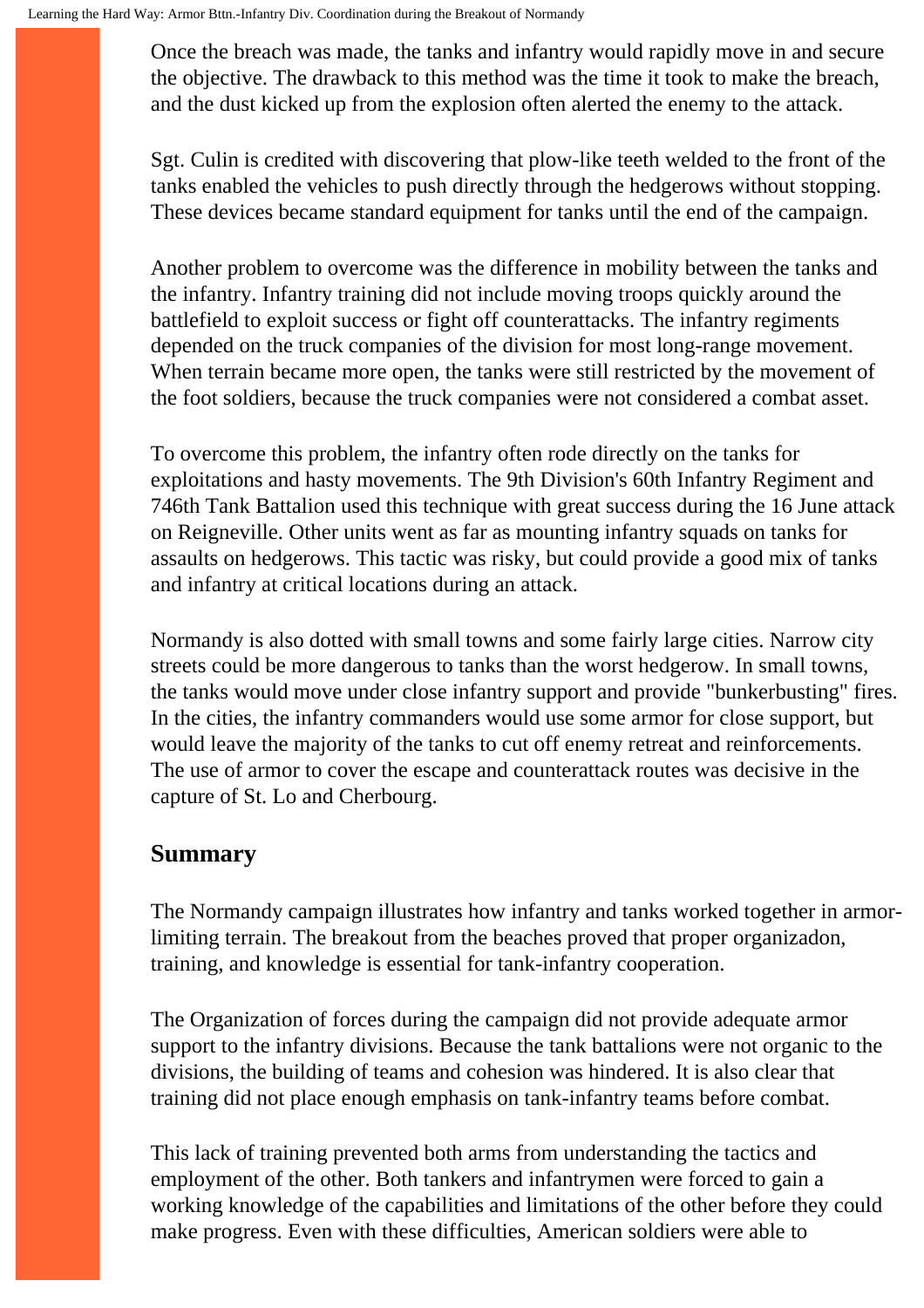Once the breach was made, the tanks and infantry would rapidly move in and secure the objective. The drawback to this method was the time it took to make the breach, and the dust kicked up from the explosion often alerted the enemy to the attack.

Sgt. Culin is credited with discovering that plow-like teeth welded to the front of the tanks enabled the vehicles to push directly through the hedgerows without stopping. These devices became standard equipment for tanks until the end of the campaign.

Another problem to overcome was the difference in mobility between the tanks and the infantry. Infantry training did not include moving troops quickly around the battlefield to exploit success or fight off counterattacks. The infantry regiments depended on the truck companies of the division for most long-range movement. When terrain became more open, the tanks were still restricted by the movement of the foot soldiers, because the truck companies were not considered a combat asset.

To overcome this problem, the infantry often rode directly on the tanks for exploitations and hasty movements. The 9th Division's 60th Infantry Regiment and 746th Tank Battalion used this technique with great success during the 16 June attack on Reigneville. Other units went as far as mounting infantry squads on tanks for assaults on hedgerows. This tactic was risky, but could provide a good mix of tanks and infantry at critical locations during an attack.

Normandy is also dotted with small towns and some fairly large cities. Narrow city streets could be more dangerous to tanks than the worst hedgerow. In small towns, the tanks would move under close infantry support and provide "bunkerbusting" fires. In the cities, the infantry commanders would use some armor for close support, but would leave the majority of the tanks to cut off enemy retreat and reinforcements. The use of armor to cover the escape and counterattack routes was decisive in the capture of St. Lo and Cherbourg.

## Summary

The Normandy campaign illustrates how infantry and tanks worked together in armor-limiting terrain. The breakout from the beaches proved that proper organizadon, training, and knowledge is essential for tank-infantry cooperation.

The Organization of forces during the campaign did not provide adequate armor support to the infantry divisions. Because the tank battalions were not organic to the divisions, the building of teams and cohesion was hindered. It is also clear that training did not place enough emphasis on tank-infantry teams before combat.

This lack of training prevented both arms from understanding the tactics and employment of the other. Both tankers and infantrymen were forced to gain a working knowledge of the capabilities and limitations of the other before they could make progress. Even with these difficulties, American soldiers were able to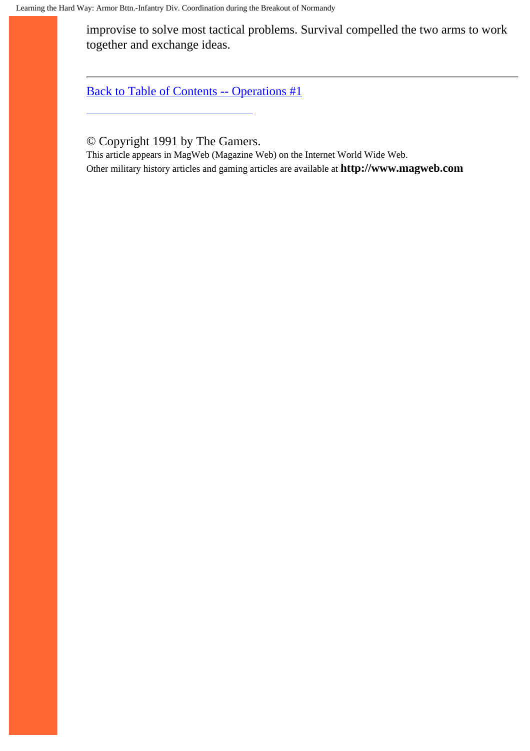improvise to solve most tactical problems. Survival compelled the two arms to work together and exchange ideas.

---

[Back to Table of Contents -- Operations #1]

---

© Copyright 1991 by The Gamers.
This article appears in MagWeb (Magazine Web) on the Internet World Wide Web.
Other military history articles and gaming articles are available at **http://www.magweb.com**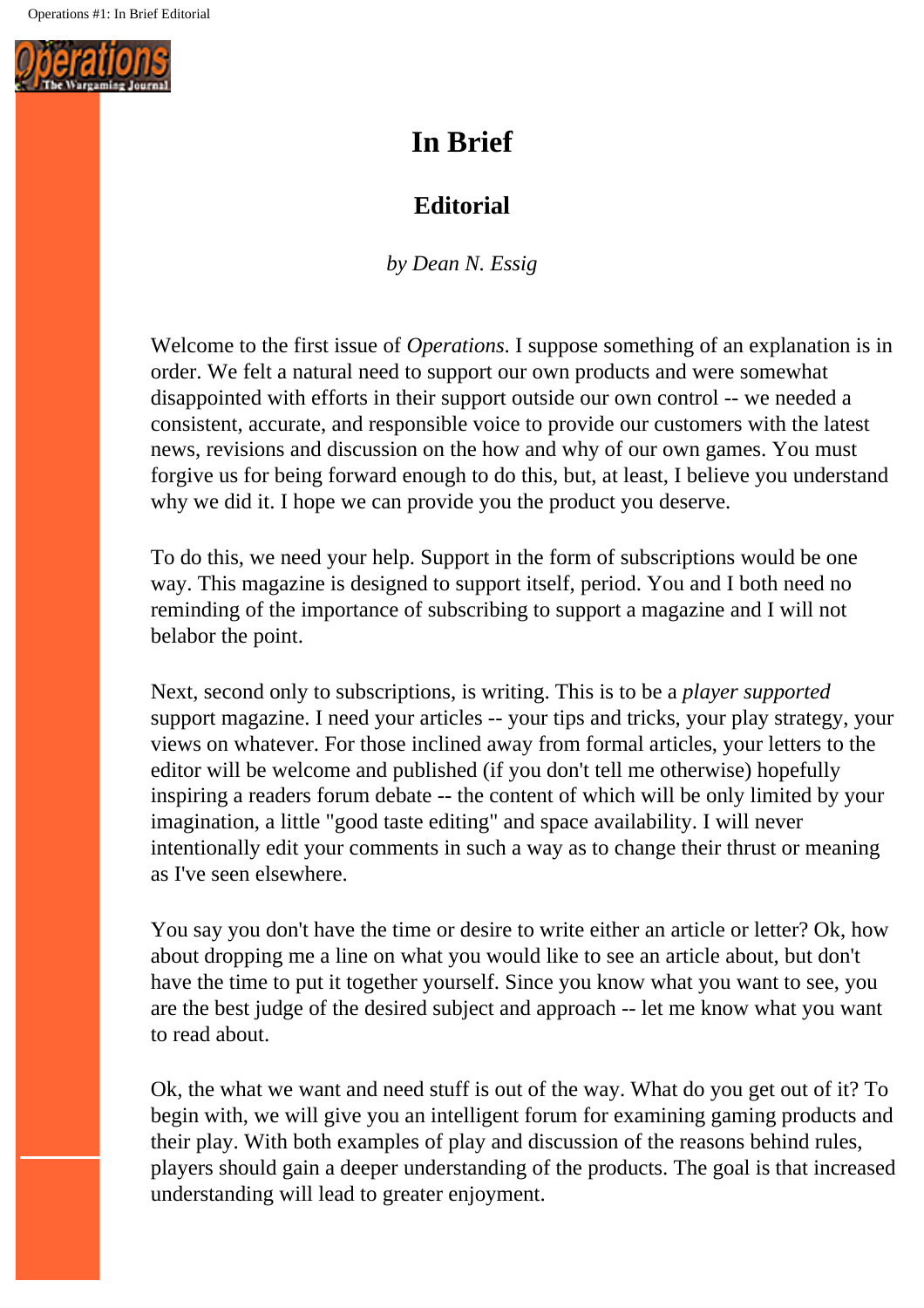# In Brief

## Editorial

*by Dean N. Essig*

Welcome to the first issue of *Operations*. I suppose something of an explanation is in order. We felt a natural need to support our own products and were somewhat disappointed with efforts in their support outside our own control -- we needed a consistent, accurate, and responsible voice to provide our customers with the latest news, revisions and discussion on the how and why of our own games. You must forgive us for being forward enough to do this, but, at least, I believe you understand why we did it. I hope we can provide you the product you deserve.

To do this, we need your help. Support in the form of subscriptions would be one way. This magazine is designed to support itself, period. You and I both need no reminding of the importance of subscribing to support a magazine and I will not belabor the point.

Next, second only to subscriptions, is writing. This is to be a *player supported* support magazine. I need your articles -- your tips and tricks, your play strategy, your views on whatever. For those inclined away from formal articles, your letters to the editor will be welcome and published (if you don't tell me otherwise) hopefully inspiring a readers forum debate -- the content of which will be only limited by your imagination, a little "good taste editing" and space availability. I will never intentionally edit your comments in such a way as to change their thrust or meaning as I've seen elsewhere.

You say you don't have the time or desire to write either an article or letter? Ok, how about dropping me a line on what you would like to see an article about, but don't have the time to put it together yourself. Since you know what you want to see, you are the best judge of the desired subject and approach -- let me know what you want to read about.

Ok, the what we want and need stuff is out of the way. What do you get out of it? To begin with, we will give you an intelligent forum for examining gaming products and their play. With both examples of play and discussion of the reasons behind rules, players should gain a deeper understanding of the products. The goal is that increased understanding will lead to greater enjoyment.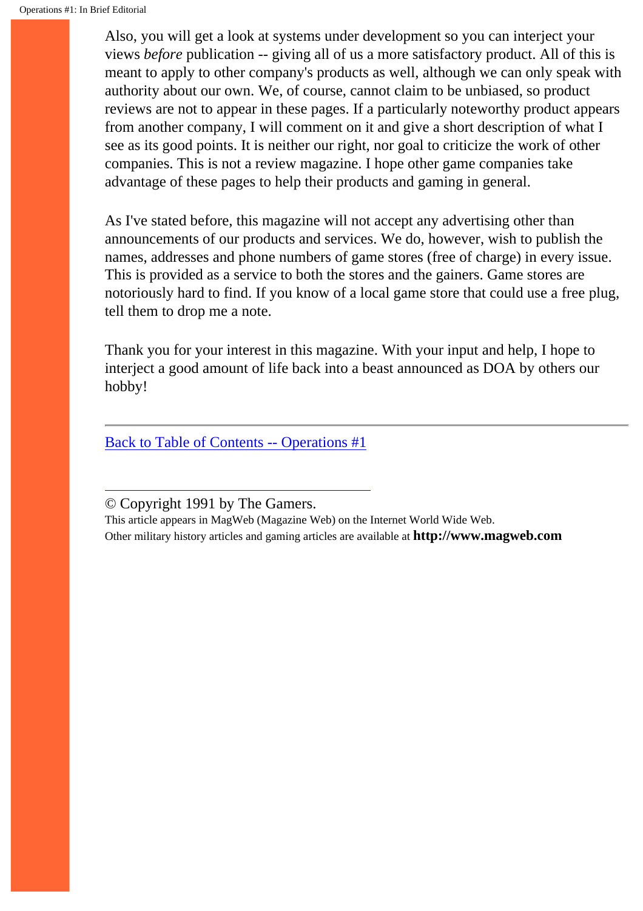Also, you will get a look at systems under development so you can interject your views *before* publication -- giving all of us a more satisfactory product. All of this is meant to apply to other company's products as well, although we can only speak with authority about our own. We, of course, cannot claim to be unbiased, so product reviews are not to appear in these pages. If a particularly noteworthy product appears from another company, I will comment on it and give a short description of what I see as its good points. It is neither our right, nor goal to criticize the work of other companies. This is not a review magazine. I hope other game companies take advantage of these pages to help their products and gaming in general.

As I've stated before, this magazine will not accept any advertising other than announcements of our products and services. We do, however, wish to publish the names, addresses and phone numbers of game stores (free of charge) in every issue. This is provided as a service to both the stores and the gainers. Game stores are notoriously hard to find. If you know of a local game store that could use a free plug, tell them to drop me a note.

Thank you for your interest in this magazine. With your input and help, I hope to interject a good amount of life back into a beast announced as DOA by others our hobby!

---

Back to Table of Contents -- Operations #1

---

© Copyright 1991 by The Gamers.
This article appears in MagWeb (Magazine Web) on the Internet World Wide Web.
Other military history articles and gaming articles are available at **http://www.magweb.com**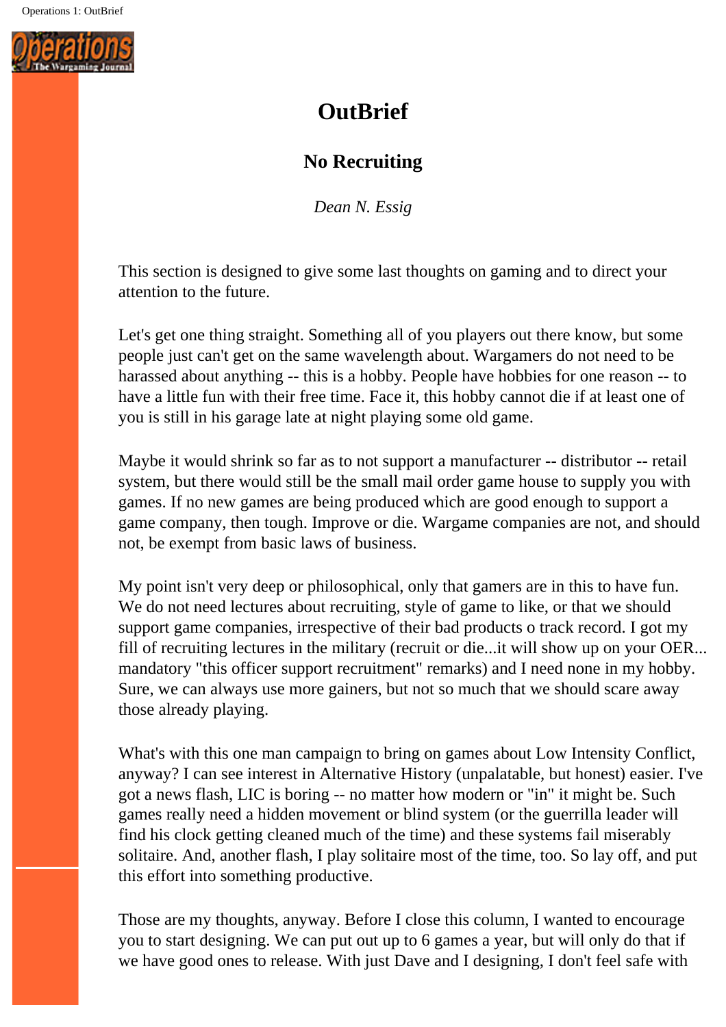# OutBrief

## No Recruiting

*Dean N. Essig*

This section is designed to give some last thoughts on gaming and to direct your attention to the future.

Let's get one thing straight. Something all of you players out there know, but some people just can't get on the same wavelength about. Wargamers do not need to be harassed about anything -- this is a hobby. People have hobbies for one reason -- to have a little fun with their free time. Face it, this hobby cannot die if at least one of you is still in his garage late at night playing some old game.

Maybe it would shrink so far as to not support a manufacturer -- distributor -- retail system, but there would still be the small mail order game house to supply you with games. If no new games are being produced which are good enough to support a game company, then tough. Improve or die. Wargame companies are not, and should not, be exempt from basic laws of business.

My point isn't very deep or philosophical, only that gamers are in this to have fun. We do not need lectures about recruiting, style of game to like, or that we should support game companies, irrespective of their bad products o track record. I got my fill of recruiting lectures in the military (recruit or die...it will show up on your OER... mandatory "this officer support recruitment" remarks) and I need none in my hobby. Sure, we can always use more gainers, but not so much that we should scare away those already playing.

What's with this one man campaign to bring on games about Low Intensity Conflict, anyway? I can see interest in Alternative History (unpalatable, but honest) easier. I've got a news flash, LIC is boring -- no matter how modern or "in" it might be. Such games really need a hidden movement or blind system (or the guerrilla leader will find his clock getting cleaned much of the time) and these systems fail miserably solitaire. And, another flash, I play solitaire most of the time, too. So lay off, and put this effort into something productive.

Those are my thoughts, anyway. Before I close this column, I wanted to encourage you to start designing. We can put out up to 6 games a year, but will only do that if we have good ones to release. With just Dave and I designing, I don't feel safe with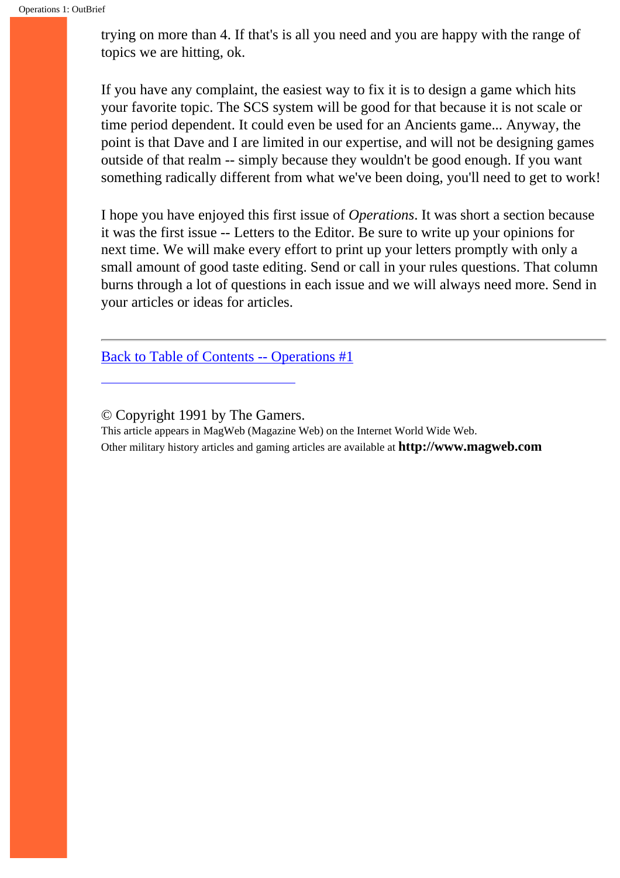trying on more than 4. If that's is all you need and you are happy with the range of topics we are hitting, ok.

If you have any complaint, the easiest way to fix it is to design a game which hits your favorite topic. The SCS system will be good for that because it is not scale or time period dependent. It could even be used for an Ancients game... Anyway, the point is that Dave and I are limited in our expertise, and will not be designing games outside of that realm -- simply because they wouldn't be good enough. If you want something radically different from what we've been doing, you'll need to get to work!

I hope you have enjoyed this first issue of *Operations*. It was short a section because it was the first issue -- Letters to the Editor. Be sure to write up your opinions for next time. We will make every effort to print up your letters promptly with only a small amount of good taste editing. Send or call in your rules questions. That column burns through a lot of questions in each issue and we will always need more. Send in your articles or ideas for articles.

---

Back to Table of Contents -- Operations #1

© Copyright 1991 by The Gamers.
This article appears in MagWeb (Magazine Web) on the Internet World Wide Web.
Other military history articles and gaming articles are available at **http://www.magweb.com**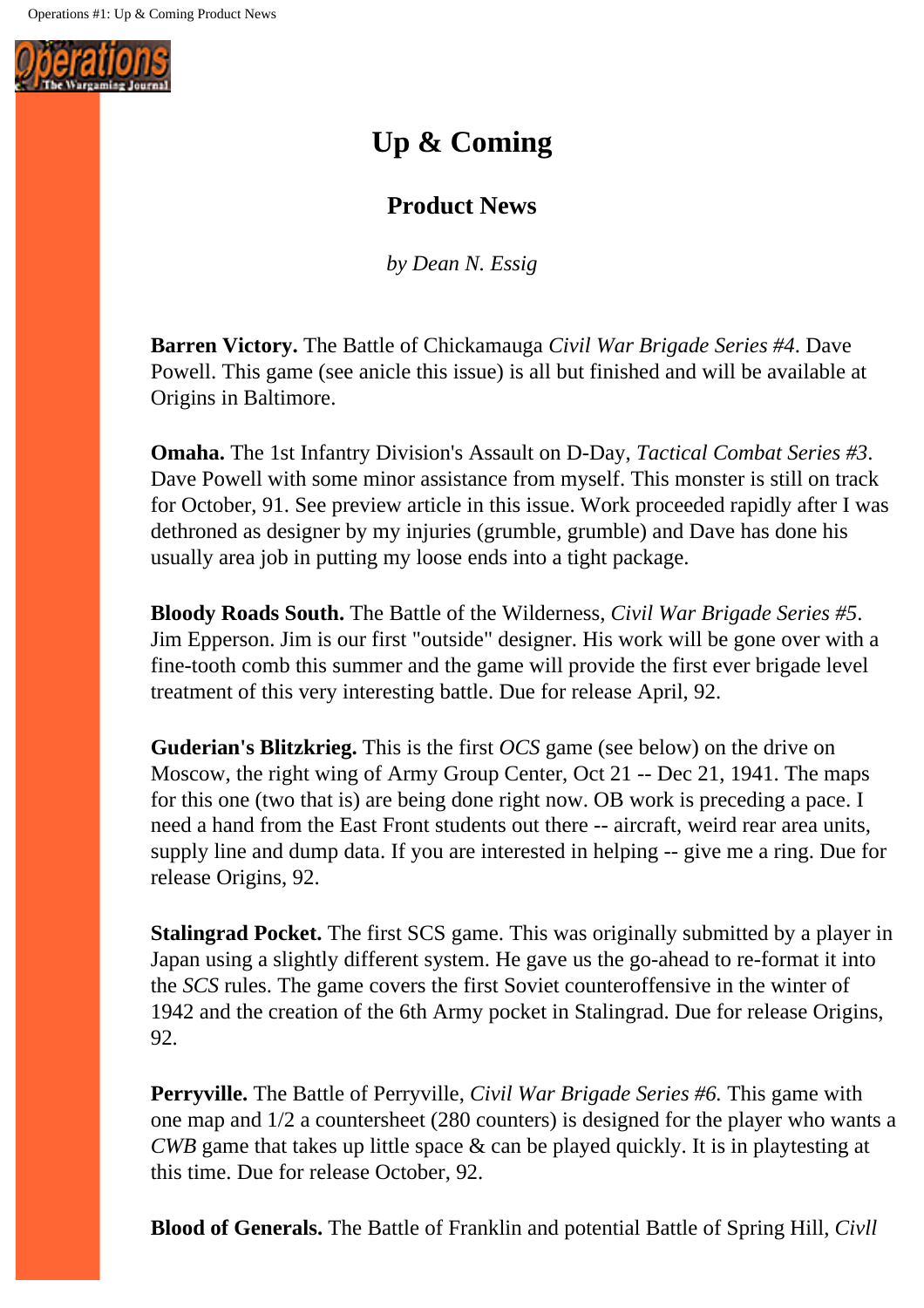# Up & Coming

## Product News

*by Dean N. Essig*

**Barren Victory.** The Battle of Chickamauga *Civil War Brigade Series #4*. Dave Powell. This game (see anicle this issue) is all but finished and will be available at Origins in Baltimore.

**Omaha.** The 1st Infantry Division's Assault on D-Day, *Tactical Combat Series #3*. Dave Powell with some minor assistance from myself. This monster is still on track for October, 91. See preview article in this issue. Work proceeded rapidly after I was dethroned as designer by my injuries (grumble, grumble) and Dave has done his usually area job in putting my loose ends into a tight package.

**Bloody Roads South.** The Battle of the Wilderness, *Civil War Brigade Series #5*. Jim Epperson. Jim is our first "outside" designer. His work will be gone over with a fine-tooth comb this summer and the game will provide the first ever brigade level treatment of this very interesting battle. Due for release April, 92.

**Guderian's Blitzkrieg.** This is the first *OCS* game (see below) on the drive on Moscow, the right wing of Army Group Center, Oct 21 -- Dec 21, 1941. The maps for this one (two that is) are being done right now. OB work is preceding a pace. I need a hand from the East Front students out there -- aircraft, weird rear area units, supply line and dump data. If you are interested in helping -- give me a ring. Due for release Origins, 92.

**Stalingrad Pocket.** The first SCS game. This was originally submitted by a player in Japan using a slightly different system. He gave us the go-ahead to re-format it into the *SCS* rules. The game covers the first Soviet counteroffensive in the winter of 1942 and the creation of the 6th Army pocket in Stalingrad. Due for release Origins, 92.

**Perryville.** The Battle of Perryville, *Civil War Brigade Series #6.* This game with one map and 1/2 a countersheet (280 counters) is designed for the player who wants a *CWB* game that takes up little space & can be played quickly. It is in playtesting at this time. Due for release October, 92.

**Blood of Generals.** The Battle of Franklin and potential Battle of Spring Hill, *Civll*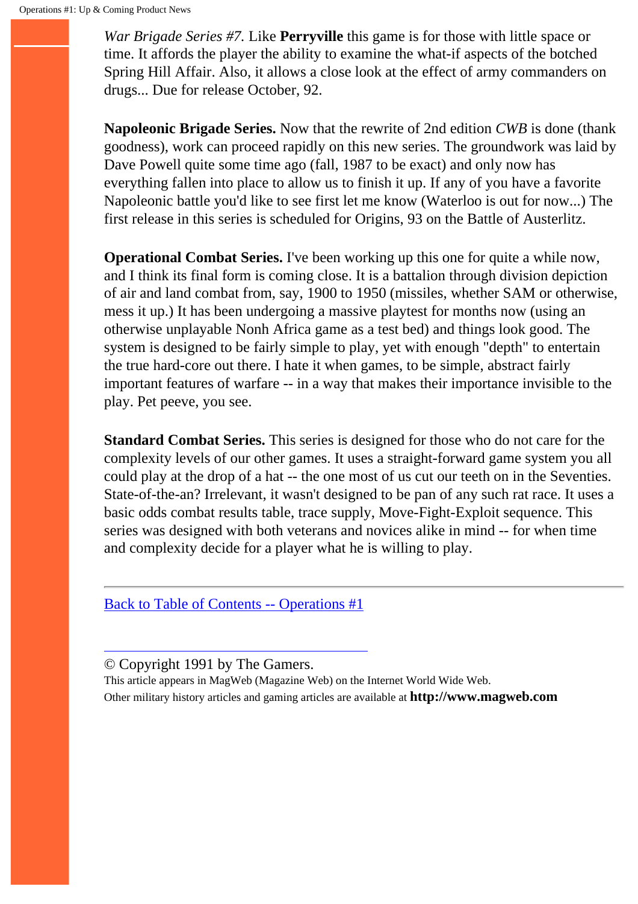*War Brigade Series #7.* Like **Perryville** this game is for those with little space or time. It affords the player the ability to examine the what-if aspects of the botched Spring Hill Affair. Also, it allows a close look at the effect of army commanders on drugs... Due for release October, 92.

**Napoleonic Brigade Series.** Now that the rewrite of 2nd edition *CWB* is done (thank goodness), work can proceed rapidly on this new series. The groundwork was laid by Dave Powell quite some time ago (fall, 1987 to be exact) and only now has everything fallen into place to allow us to finish it up. If any of you have a favorite Napoleonic battle you'd like to see first let me know (Waterloo is out for now...) The first release in this series is scheduled for Origins, 93 on the Battle of Austerlitz.

**Operational Combat Series.** I've been working up this one for quite a while now, and I think its final form is coming close. It is a battalion through division depiction of air and land combat from, say, 1900 to 1950 (missiles, whether SAM or otherwise, mess it up.) It has been undergoing a massive playtest for months now (using an otherwise unplayable Nonh Africa game as a test bed) and things look good. The system is designed to be fairly simple to play, yet with enough "depth" to entertain the true hard-core out there. I hate it when games, to be simple, abstract fairly important features of warfare -- in a way that makes their importance invisible to the play. Pet peeve, you see.

**Standard Combat Series.** This series is designed for those who do not care for the complexity levels of our other games. It uses a straight-forward game system you all could play at the drop of a hat -- the one most of us cut our teeth on in the Seventies. State-of-the-an? Irrelevant, it wasn't designed to be pan of any such rat race. It uses a basic odds combat results table, trace supply, Move-Fight-Exploit sequence. This series was designed with both veterans and novices alike in mind -- for when time and complexity decide for a player what he is willing to play.

---

Back to Table of Contents -- Operations #1

---

© Copyright 1991 by The Gamers.

This article appears in MagWeb (Magazine Web) on the Internet World Wide Web.
Other military history articles and gaming articles are available at **http://www.magweb.com**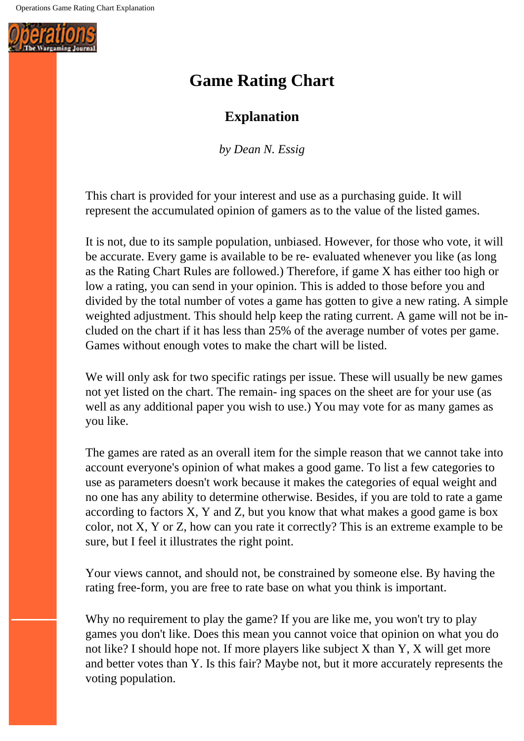# Game Rating Chart

## Explanation

*by Dean N. Essig*

This chart is provided for your interest and use as a purchasing guide. It will represent the accumulated opinion of gamers as to the value of the listed games.

It is not, due to its sample population, unbiased. However, for those who vote, it will be accurate. Every game is available to be re- evaluated whenever you like (as long as the Rating Chart Rules are followed.) Therefore, if game X has either too high or low a rating, you can send in your opinion. This is added to those before you and divided by the total number of votes a game has gotten to give a new rating. A simple weighted adjustment. This should help keep the rating current. A game will not be included on the chart if it has less than 25% of the average number of votes per game. Games without enough votes to make the chart will be listed.

We will only ask for two specific ratings per issue. These will usually be new games not yet listed on the chart. The remain- ing spaces on the sheet are for your use (as well as any additional paper you wish to use.) You may vote for as many games as you like.

The games are rated as an overall item for the simple reason that we cannot take into account everyone's opinion of what makes a good game. To list a few categories to use as parameters doesn't work because it makes the categories of equal weight and no one has any ability to determine otherwise. Besides, if you are told to rate a game according to factors X, Y and Z, but you know that what makes a good game is box color, not X, Y or Z, how can you rate it correctly? This is an extreme example to be sure, but I feel it illustrates the right point.

Your views cannot, and should not, be constrained by someone else. By having the rating free-form, you are free to rate base on what you think is important.

Why no requirement to play the game? If you are like me, you won't try to play games you don't like. Does this mean you cannot voice that opinion on what you do not like? I should hope not. If more players like subject X than Y, X will get more and better votes than Y. Is this fair? Maybe not, but it more accurately represents the voting population.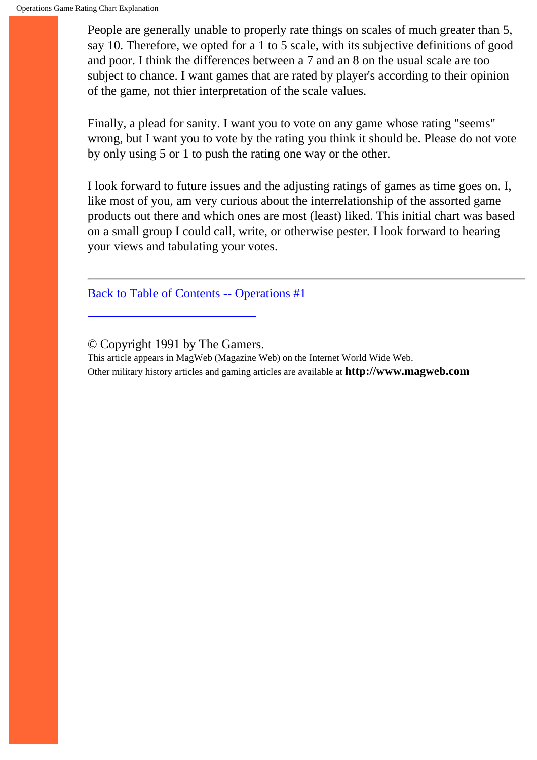People are generally unable to properly rate things on scales of much greater than 5, say 10. Therefore, we opted for a 1 to 5 scale, with its subjective definitions of good and poor. I think the differences between a 7 and an 8 on the usual scale are too subject to chance. I want games that are rated by player's according to their opinion of the game, not thier interpretation of the scale values.

Finally, a plead for sanity. I want you to vote on any game whose rating "seems" wrong, but I want you to vote by the rating you think it should be. Please do not vote by only using 5 or 1 to push the rating one way or the other.

I look forward to future issues and the adjusting ratings of games as time goes on. I, like most of you, am very curious about the interrelationship of the assorted game products out there and which ones are most (least) liked. This initial chart was based on a small group I could call, write, or otherwise pester. I look forward to hearing your views and tabulating your votes.

---

Back to Table of Contents -- Operations #1

© Copyright 1991 by The Gamers.
This article appears in MagWeb (Magazine Web) on the Internet World Wide Web.
Other military history articles and gaming articles are available at **http://www.magweb.com**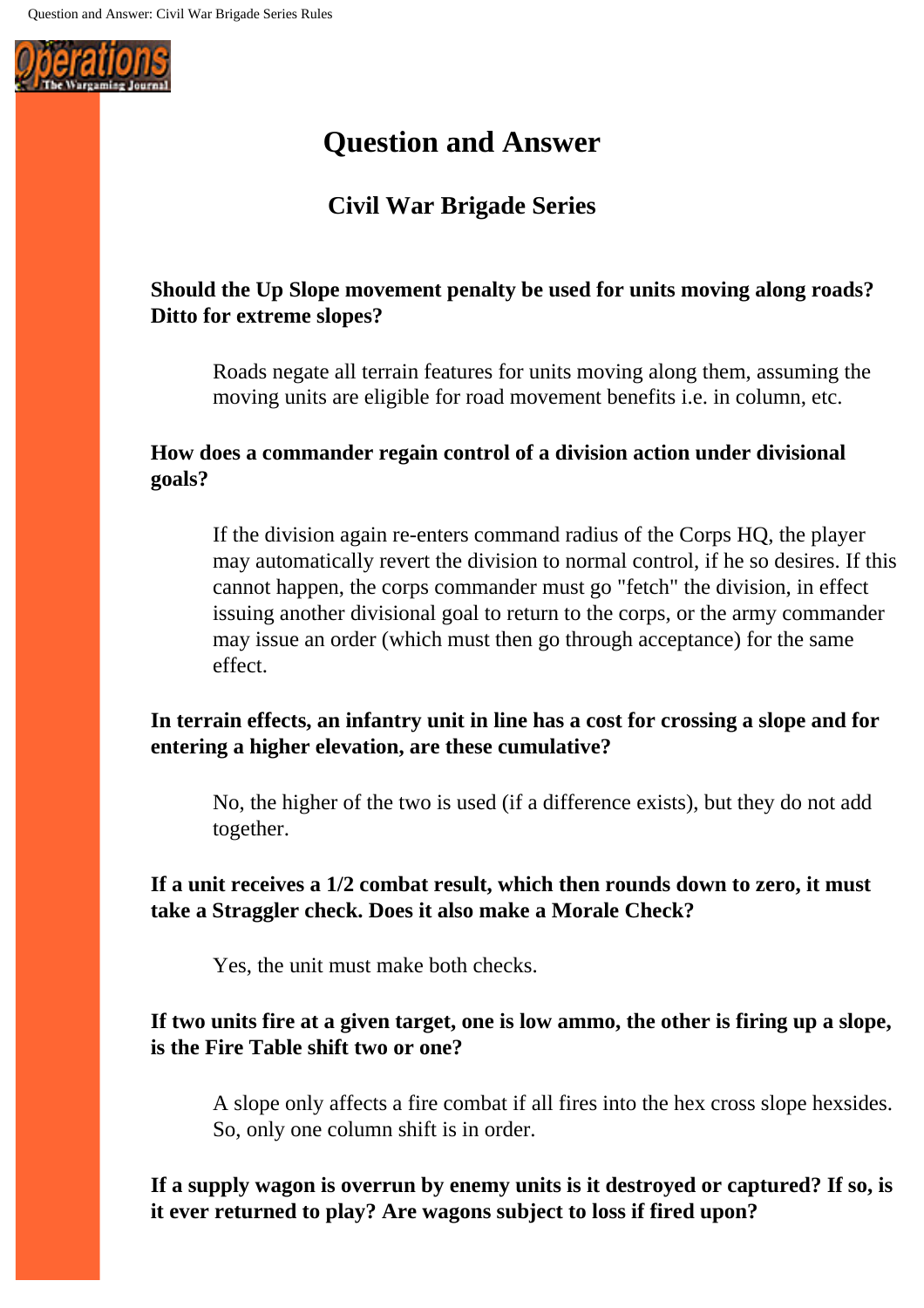# Question and Answer

## Civil War Brigade Series

**Should the Up Slope movement penalty be used for units moving along roads? Ditto for extreme slopes?**

> Roads negate all terrain features for units moving along them, assuming the moving units are eligible for road movement benefits i.e. in column, etc.

**How does a commander regain control of a division action under divisional goals?**

> If the division again re-enters command radius of the Corps HQ, the player may automatically revert the division to normal control, if he so desires. If this cannot happen, the corps commander must go "fetch" the division, in effect issuing another divisional goal to return to the corps, or the army commander may issue an order (which must then go through acceptance) for the same effect.

**In terrain effects, an infantry unit in line has a cost for crossing a slope and for entering a higher elevation, are these cumulative?**

> No, the higher of the two is used (if a difference exists), but they do not add together.

**If a unit receives a 1/2 combat result, which then rounds down to zero, it must take a Straggler check. Does it also make a Morale Check?**

> Yes, the unit must make both checks.

**If two units fire at a given target, one is low ammo, the other is firing up a slope, is the Fire Table shift two or one?**

> A slope only affects a fire combat if all fires into the hex cross slope hexsides. So, only one column shift is in order.

**If a supply wagon is overrun by enemy units is it destroyed or captured? If so, is it ever returned to play? Are wagons subject to loss if fired upon?**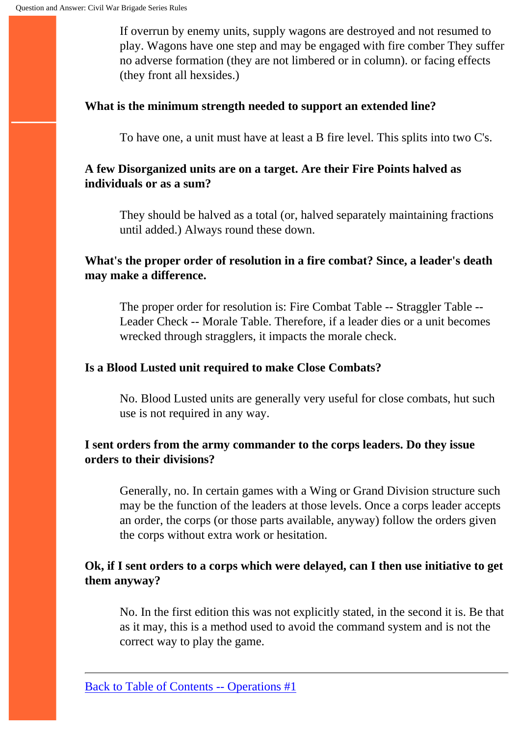If overrun by enemy units, supply wagons are destroyed and not resumed to play. Wagons have one step and may be engaged with fire comber They suffer no adverse formation (they are not limbered or in column). or facing effects (they front all hexsides.)

**What is the minimum strength needed to support an extended line?**

To have one, a unit must have at least a B fire level. This splits into two C's.

**A few Disorganized units are on a target. Are their Fire Points halved as individuals or as a sum?**

They should be halved as a total (or, halved separately maintaining fractions until added.) Always round these down.

**What's the proper order of resolution in a fire combat? Since, a leader's death may make a difference.**

The proper order for resolution is: Fire Combat Table -- Straggler Table -- Leader Check -- Morale Table. Therefore, if a leader dies or a unit becomes wrecked through stragglers, it impacts the morale check.

**Is a Blood Lusted unit required to make Close Combats?**

No. Blood Lusted units are generally very useful for close combats, hut such use is not required in any way.

**I sent orders from the army commander to the corps leaders. Do they issue orders to their divisions?**

Generally, no. In certain games with a Wing or Grand Division structure such may be the function of the leaders at those levels. Once a corps leader accepts an order, the corps (or those parts available, anyway) follow the orders given the corps without extra work or hesitation.

**Ok, if I sent orders to a corps which were delayed, can I then use initiative to get them anyway?**

No. In the first edition this was not explicitly stated, in the second it is. Be that as it may, this is a method used to avoid the command system and is not the correct way to play the game.

---

Back to Table of Contents -- Operations #1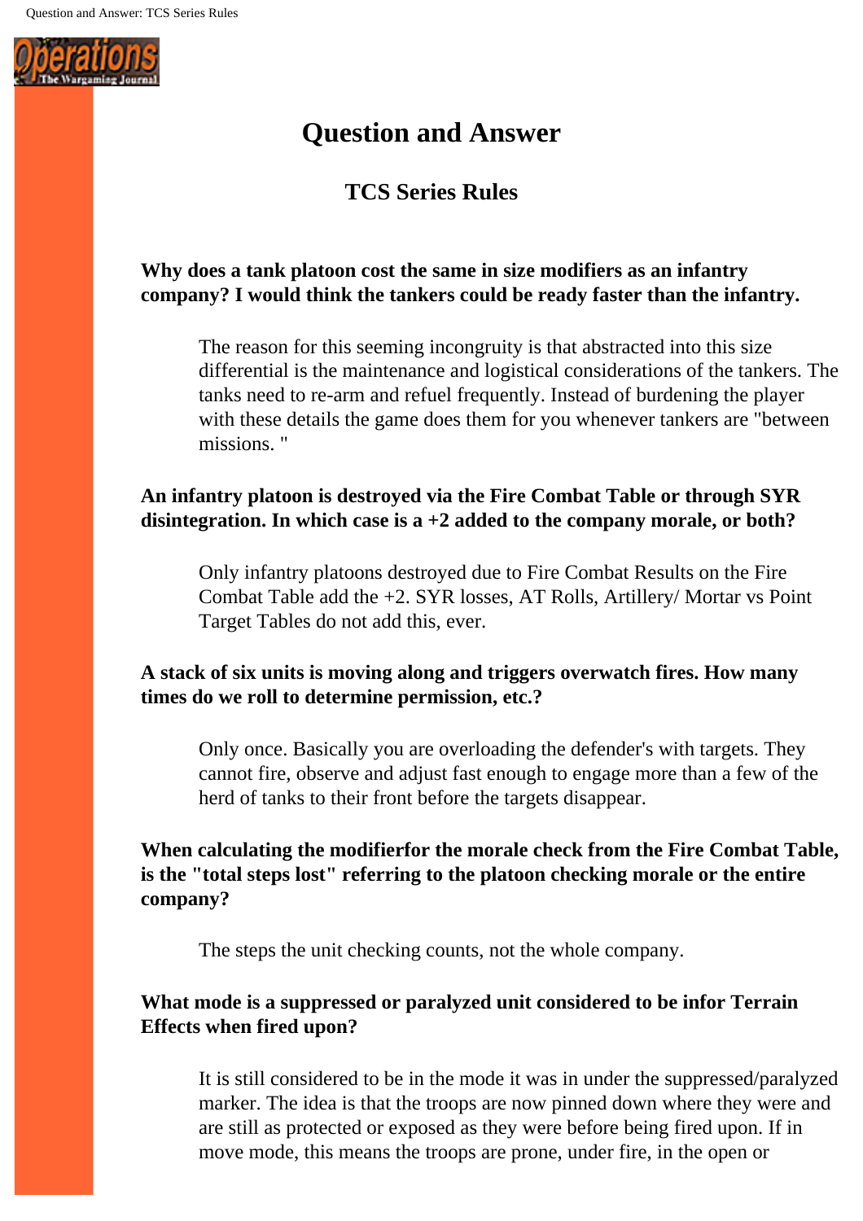# Question and Answer

## TCS Series Rules

**Why does a tank platoon cost the same in size modifiers as an infantry company? I would think the tankers could be ready faster than the infantry.**

> The reason for this seeming incongruity is that abstracted into this size differential is the maintenance and logistical considerations of the tankers. The tanks need to re-arm and refuel frequently. Instead of burdening the player with these details the game does them for you whenever tankers are "between missions. "

**An infantry platoon is destroyed via the Fire Combat Table or through SYR disintegration. In which case is a +2 added to the company morale, or both?**

> Only infantry platoons destroyed due to Fire Combat Results on the Fire Combat Table add the +2. SYR losses, AT Rolls, Artillery/ Mortar vs Point Target Tables do not add this, ever.

**A stack of six units is moving along and triggers overwatch fires. How many times do we roll to determine permission, etc.?**

> Only once. Basically you are overloading the defender's with targets. They cannot fire, observe and adjust fast enough to engage more than a few of the herd of tanks to their front before the targets disappear.

**When calculating the modifierfor the morale check from the Fire Combat Table, is the "total steps lost" referring to the platoon checking morale or the entire company?**

> The steps the unit checking counts, not the whole company.

**What mode is a suppressed or paralyzed unit considered to be infor Terrain Effects when fired upon?**

> It is still considered to be in the mode it was in under the suppressed/paralyzed marker. The idea is that the troops are now pinned down where they were and are still as protected or exposed as they were before being fired upon. If in move mode, this means the troops are prone, under fire, in the open or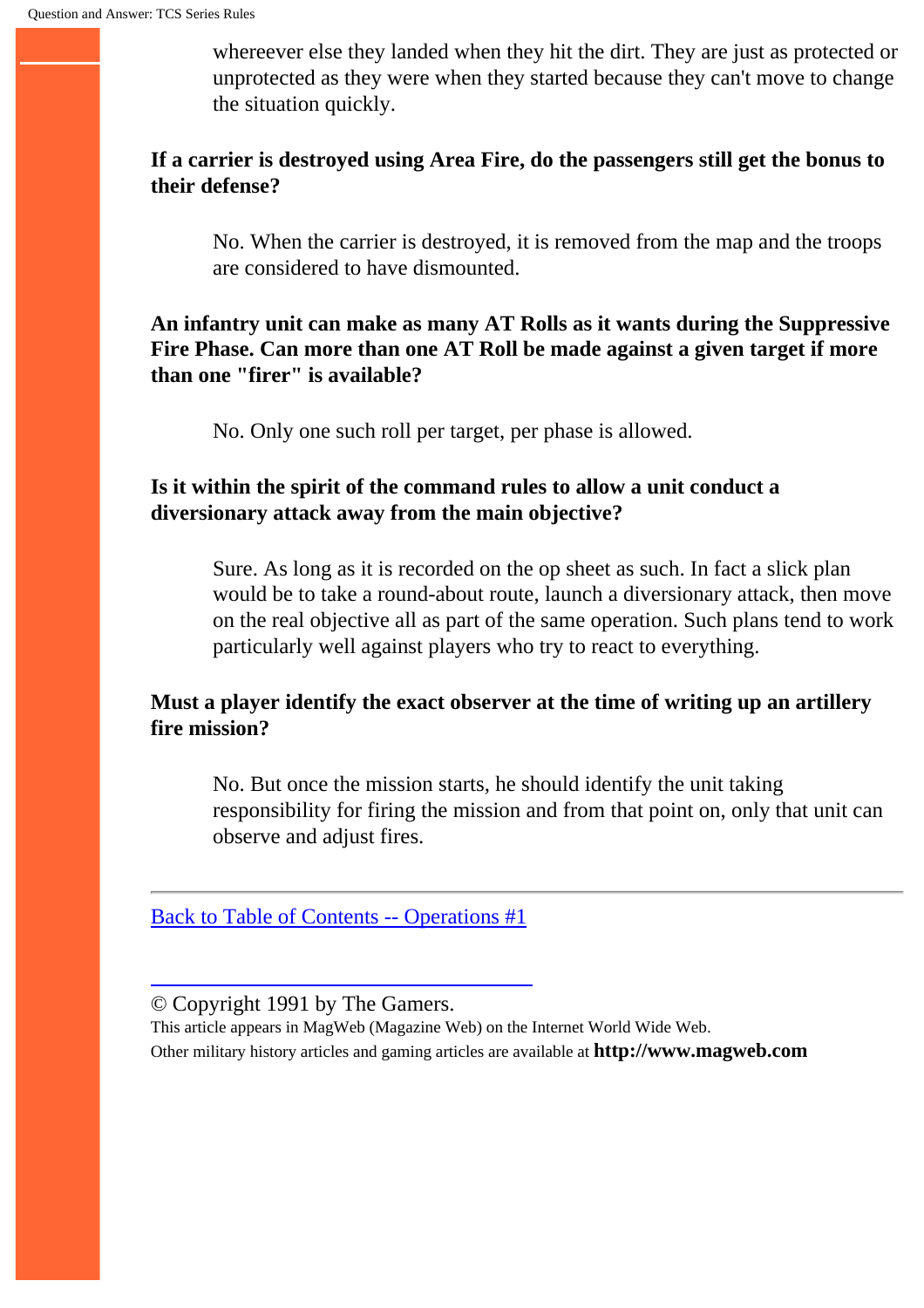whereever else they landed when they hit the dirt. They are just as protected or unprotected as they were when they started because they can't move to change the situation quickly.

**If a carrier is destroyed using Area Fire, do the passengers still get the bonus to their defense?**

No. When the carrier is destroyed, it is removed from the map and the troops are considered to have dismounted.

**An infantry unit can make as many AT Rolls as it wants during the Suppressive Fire Phase. Can more than one AT Roll be made against a given target if more than one "firer" is available?**

No. Only one such roll per target, per phase is allowed.

**Is it within the spirit of the command rules to allow a unit conduct a diversionary attack away from the main objective?**

Sure. As long as it is recorded on the op sheet as such. In fact a slick plan would be to take a round-about route, launch a diversionary attack, then move on the real objective all as part of the same operation. Such plans tend to work particularly well against players who try to react to everything.

**Must a player identify the exact observer at the time of writing up an artillery fire mission?**

No. But once the mission starts, he should identify the unit taking responsibility for firing the mission and from that point on, only that unit can observe and adjust fires.

---

Back to Table of Contents -- Operations #1

© Copyright 1991 by The Gamers.
This article appears in MagWeb (Magazine Web) on the Internet World Wide Web.
Other military history articles and gaming articles are available at **http://www.magweb.com**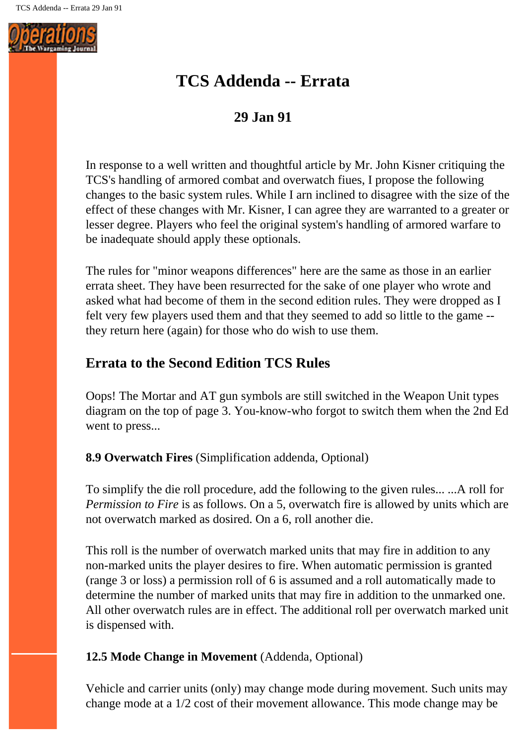# TCS Addenda -- Errata

## 29 Jan 91

In response to a well written and thoughtful article by Mr. John Kisner critiquing the TCS's handling of armored combat and overwatch fiues, I propose the following changes to the basic system rules. While I arn inclined to disagree with the size of the effect of these changes with Mr. Kisner, I can agree they are warranted to a greater or lesser degree. Players who feel the original system's handling of armored warfare to be inadequate should apply these optionals.

The rules for "minor weapons differences" here are the same as those in an earlier errata sheet. They have been resurrected for the sake of one player who wrote and asked what had become of them in the second edition rules. They were dropped as I felt very few players used them and that they seemed to add so little to the game -- they return here (again) for those who do wish to use them.

### Errata to the Second Edition TCS Rules

Oops! The Mortar and AT gun symbols are still switched in the Weapon Unit types diagram on the top of page 3. You-know-who forgot to switch them when the 2nd Ed went to press...

**8.9 Overwatch Fires** (Simplification addenda, Optional)

To simplify the die roll procedure, add the following to the given rules... ...A roll for *Permission to Fire* is as follows. On a 5, overwatch fire is allowed by units which are not overwatch marked as dosired. On a 6, roll another die.

This roll is the number of overwatch marked units that may fire in addition to any non-marked units the player desires to fire. When automatic permission is granted (range 3 or loss) a permission roll of 6 is assumed and a roll automatically made to determine the number of marked units that may fire in addition to the unmarked one. All other overwatch rules are in effect. The additional roll per overwatch marked unit is dispensed with.

**12.5 Mode Change in Movement** (Addenda, Optional)

Vehicle and carrier units (only) may change mode during movement. Such units may change mode at a 1/2 cost of their movement allowance. This mode change may be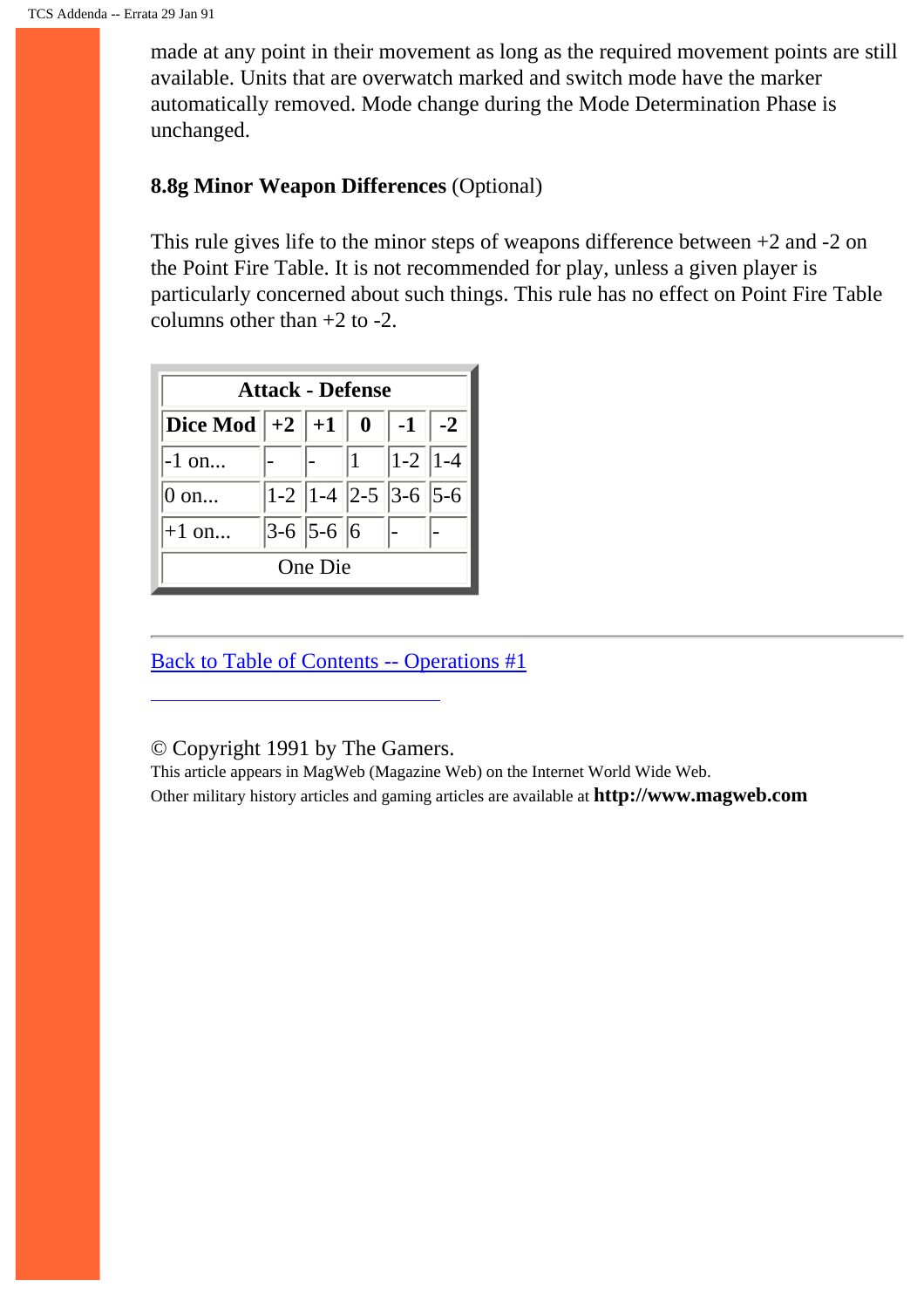made at any point in their movement as long as the required movement points are still available. Units that are overwatch marked and switch mode have the marker automatically removed. Mode change during the Mode Determination Phase is unchanged.

**8.8g Minor Weapon Differences** (Optional)

This rule gives life to the minor steps of weapons difference between +2 and -2 on the Point Fire Table. It is not recommended for play, unless a given player is particularly concerned about such things. This rule has no effect on Point Fire Table columns other than +2 to -2.

| Attack - Defense | | | | | |
|---|---|---|---|---|---|
| **Dice Mod** | **+2** | **+1** | **0** | **-1** | **-2** |
| -1 on... | - | - | 1 | 1-2 | 1-4 |
| 0 on... | 1-2 | 1-4 | 2-5 | 3-6 | 5-6 |
| +1 on... | 3-6 | 5-6 | 6 | - | - |
| One Die | | | | | |

---

Back to Table of Contents -- Operations #1

---

© Copyright 1991 by The Gamers.
This article appears in MagWeb (Magazine Web) on the Internet World Wide Web.
Other military history articles and gaming articles are available at **http://www.magweb.com**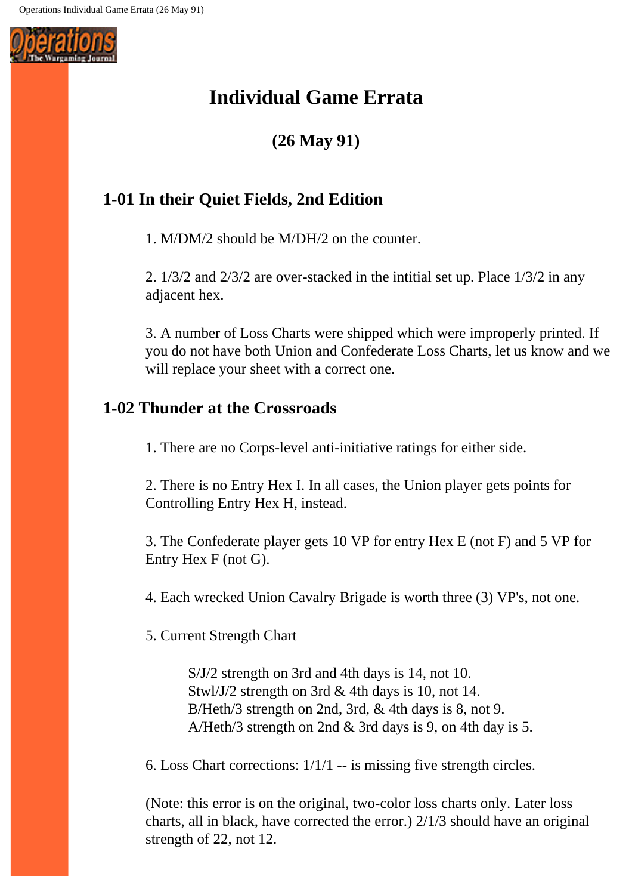# Individual Game Errata

**(26 May 91)**

## 1-01 In their Quiet Fields, 2nd Edition

1. M/DM/2 should be M/DH/2 on the counter.

2. 1/3/2 and 2/3/2 are over-stacked in the intitial set up. Place 1/3/2 in any adjacent hex.

3. A number of Loss Charts were shipped which were improperly printed. If you do not have both Union and Confederate Loss Charts, let us know and we will replace your sheet with a correct one.

## 1-02 Thunder at the Crossroads

1. There are no Corps-level anti-initiative ratings for either side.

2. There is no Entry Hex I. In all cases, the Union player gets points for Controlling Entry Hex H, instead.

3. The Confederate player gets 10 VP for entry Hex E (not F) and 5 VP for Entry Hex F (not G).

4. Each wrecked Union Cavalry Brigade is worth three (3) VP's, not one.

5. Current Strength Chart

   S/J/2 strength on 3rd and 4th days is 14, not 10.
   Stwl/J/2 strength on 3rd & 4th days is 10, not 14.
   B/Heth/3 strength on 2nd, 3rd, & 4th days is 8, not 9.
   A/Heth/3 strength on 2nd & 3rd days is 9, on 4th day is 5.

6. Loss Chart corrections: 1/1/1 -- is missing five strength circles.

(Note: this error is on the original, two-color loss charts only. Later loss charts, all in black, have corrected the error.) 2/1/3 should have an original strength of 22, not 12.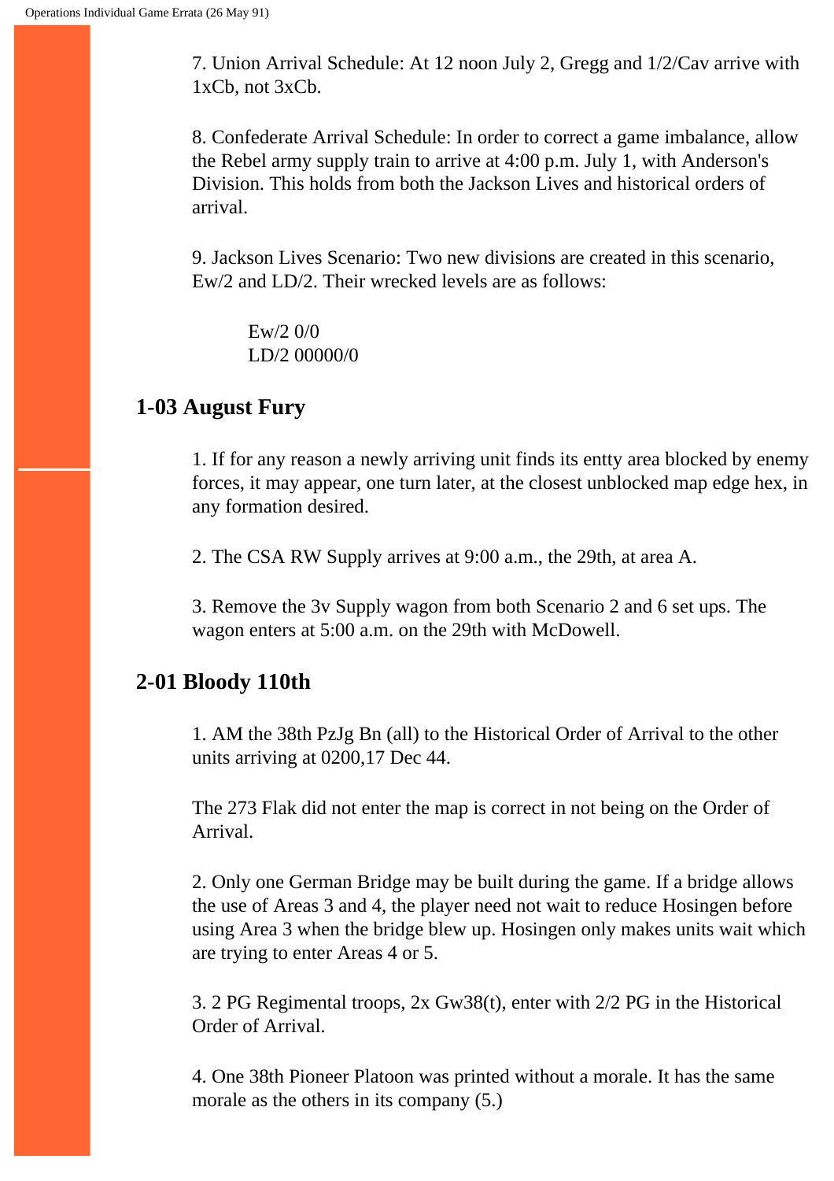7. Union Arrival Schedule: At 12 noon July 2, Gregg and 1/2/Cav arrive with 1xCb, not 3xCb.

8. Confederate Arrival Schedule: In order to correct a game imbalance, allow the Rebel army supply train to arrive at 4:00 p.m. July 1, with Anderson's Division. This holds from both the Jackson Lives and historical orders of arrival.

9. Jackson Lives Scenario: Two new divisions are created in this scenario, Ew/2 and LD/2. Their wrecked levels are as follows:

> Ew/2 0/0
> LD/2 00000/0

## 1-03 August Fury

1. If for any reason a newly arriving unit finds its entty area blocked by enemy forces, it may appear, one turn later, at the closest unblocked map edge hex, in any formation desired.

2. The CSA RW Supply arrives at 9:00 a.m., the 29th, at area A.

3. Remove the 3v Supply wagon from both Scenario 2 and 6 set ups. The wagon enters at 5:00 a.m. on the 29th with McDowell.

## 2-01 Bloody 110th

1. AM the 38th PzJg Bn (all) to the Historical Order of Arrival to the other units arriving at 0200,17 Dec 44.

The 273 Flak did not enter the map is correct in not being on the Order of Arrival.

2. Only one German Bridge may be built during the game. If a bridge allows the use of Areas 3 and 4, the player need not wait to reduce Hosingen before using Area 3 when the bridge blew up. Hosingen only makes units wait which are trying to enter Areas 4 or 5.

3. 2 PG Regimental troops, 2x Gw38(t), enter with 2/2 PG in the Historical Order of Arrival.

4. One 38th Pioneer Platoon was printed without a morale. It has the same morale as the others in its company (5.)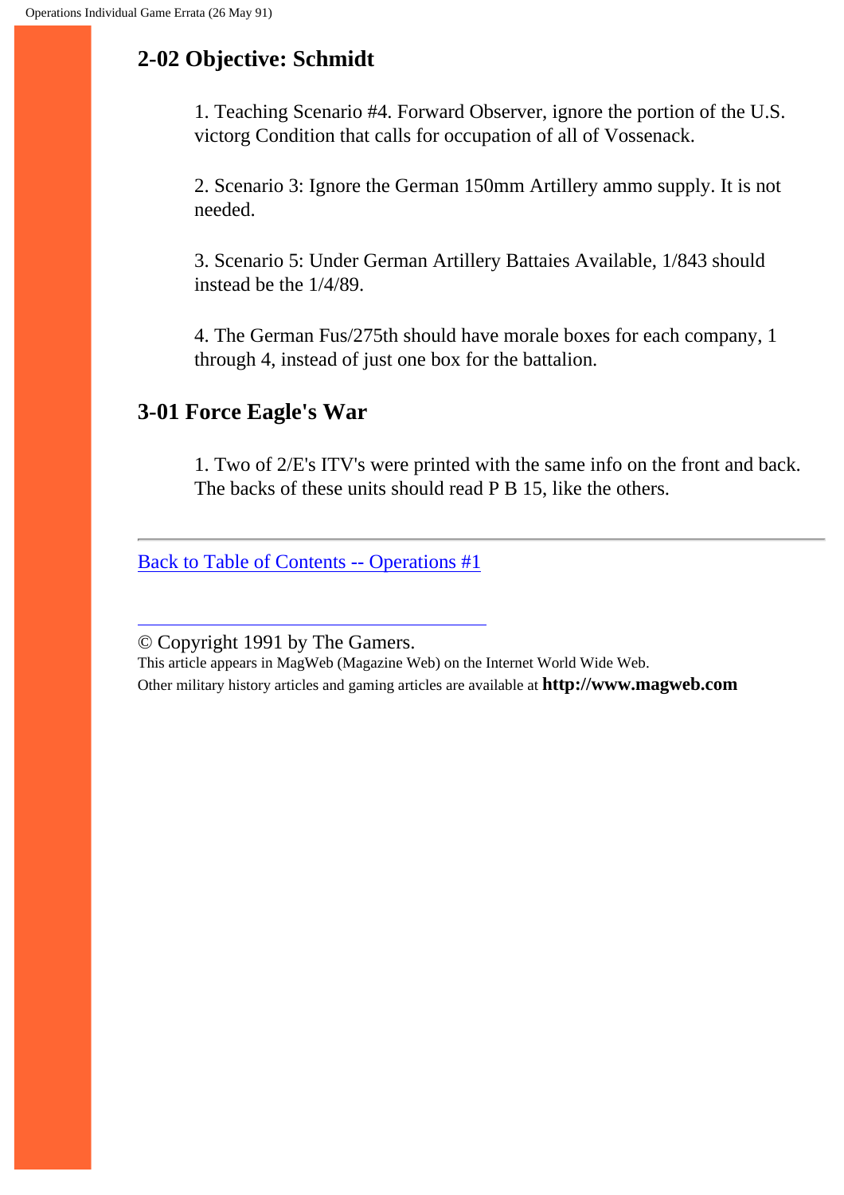## 2-02 Objective: Schmidt

1. Teaching Scenario #4. Forward Observer, ignore the portion of the U.S. victorg Condition that calls for occupation of all of Vossenack.

2. Scenario 3: Ignore the German 150mm Artillery ammo supply. It is not needed.

3. Scenario 5: Under German Artillery Battaies Available, 1/843 should instead be the 1/4/89.

4. The German Fus/275th should have morale boxes for each company, 1 through 4, instead of just one box for the battalion.

## 3-01 Force Eagle's War

1. Two of 2/E's ITV's were printed with the same info on the front and back. The backs of these units should read P B 15, like the others.

---

Back to Table of Contents -- Operations #1

© Copyright 1991 by The Gamers.
This article appears in MagWeb (Magazine Web) on the Internet World Wide Web.
Other military history articles and gaming articles are available at **http://www.magweb.com**